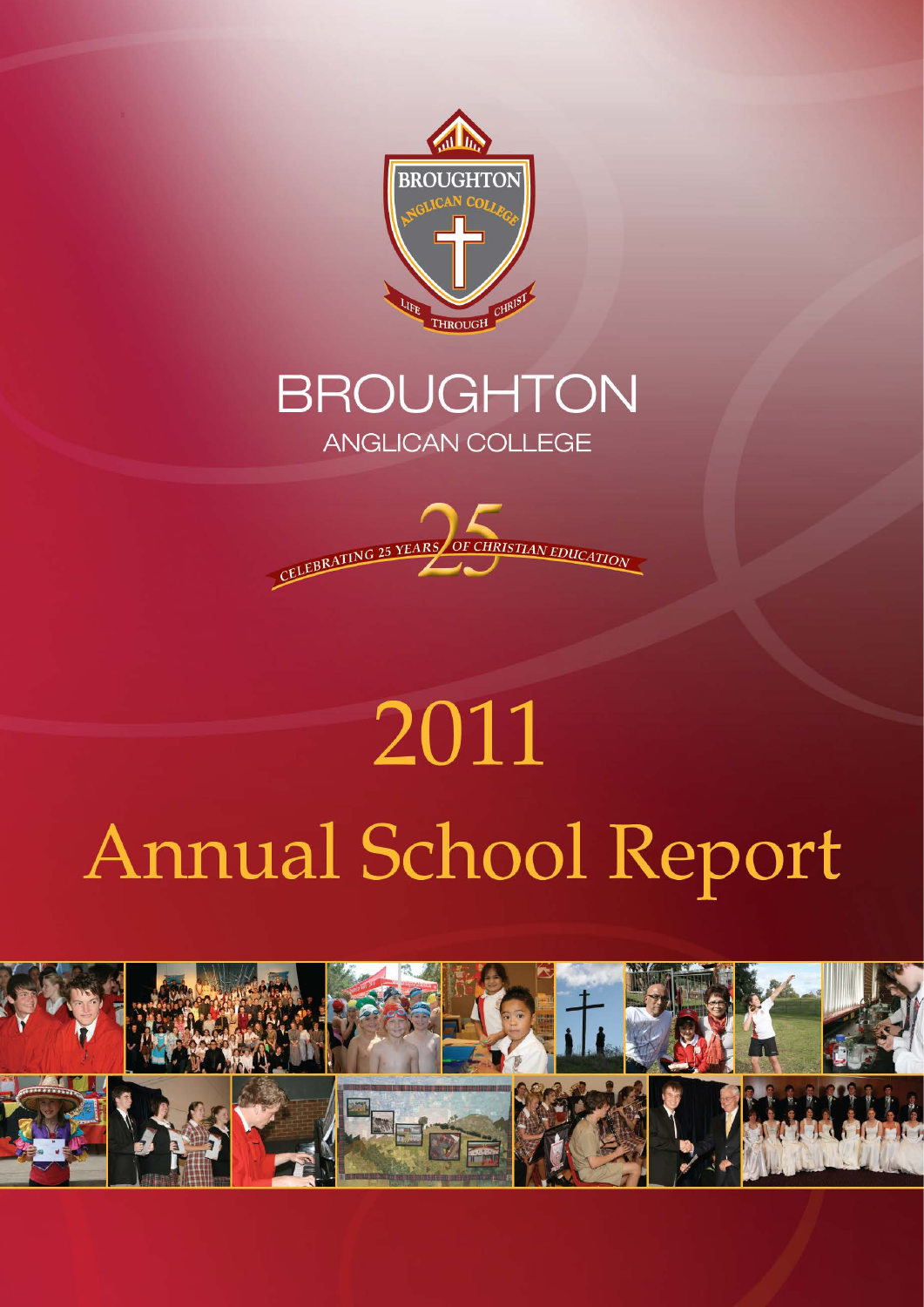BROUGHTON ANGLICAN COLLEGE

LIFE THROUGH CHRIST

# BROUGHTON
ANGLICAN COLLEGE

CELEBRATING 25 YEARS OF CHRISTIAN EDUCATION

# 2011
# Annual School Report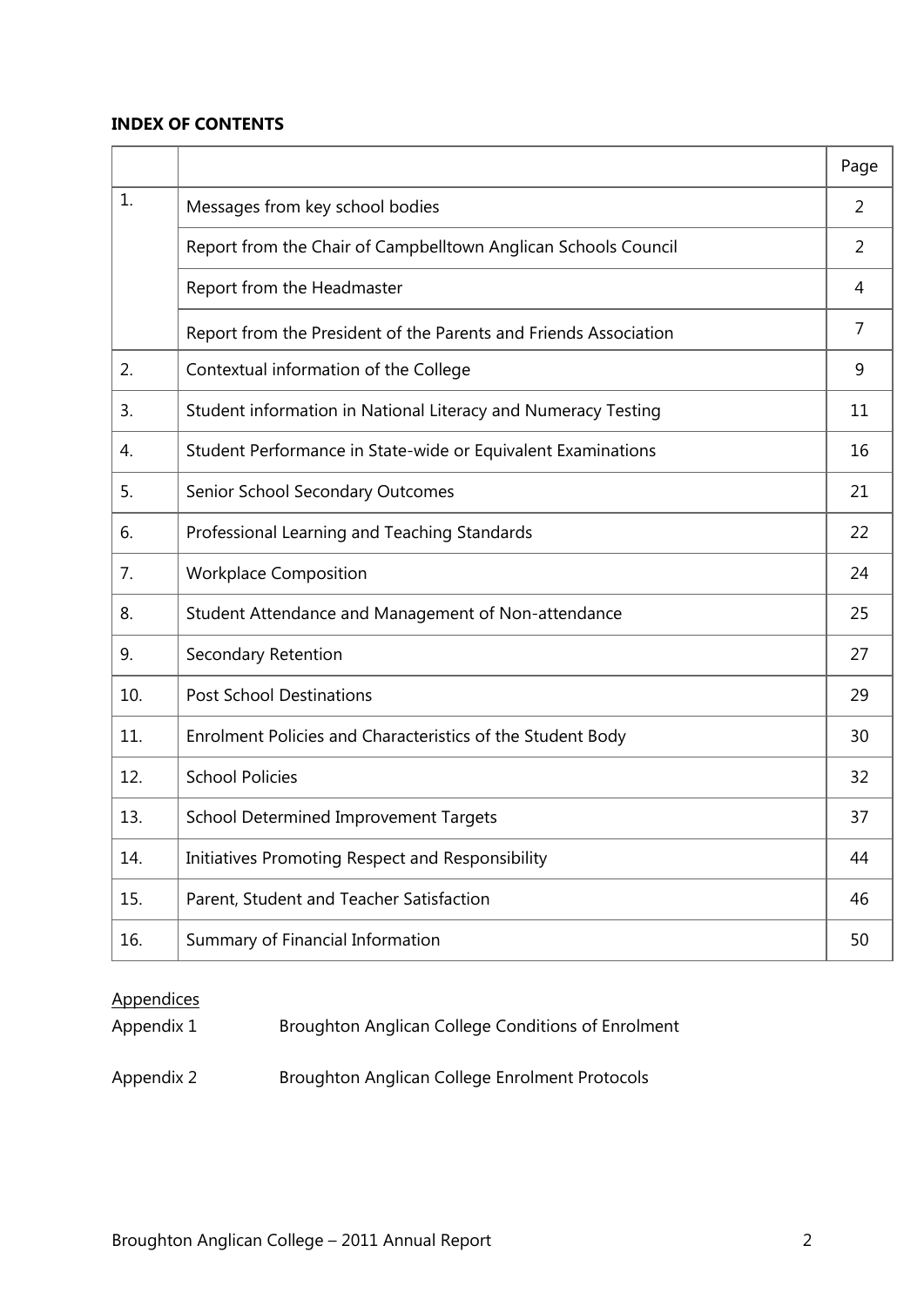**INDEX OF CONTENTS**

| | | Page |
|---|---|---|
| 1. | Messages from key school bodies | 2 |
| | Report from the Chair of Campbelltown Anglican Schools Council | 2 |
| | Report from the Headmaster | 4 |
| | Report from the President of the Parents and Friends Association | 7 |
| 2. | Contextual information of the College | 9 |
| 3. | Student information in National Literacy and Numeracy Testing | 11 |
| 4. | Student Performance in State-wide or Equivalent Examinations | 16 |
| 5. | Senior School Secondary Outcomes | 21 |
| 6. | Professional Learning and Teaching Standards | 22 |
| 7. | Workplace Composition | 24 |
| 8. | Student Attendance and Management of Non-attendance | 25 |
| 9. | Secondary Retention | 27 |
| 10. | Post School Destinations | 29 |
| 11. | Enrolment Policies and Characteristics of the Student Body | 30 |
| 12. | School Policies | 32 |
| 13. | School Determined Improvement Targets | 37 |
| 14. | Initiatives Promoting Respect and Responsibility | 44 |
| 15. | Parent, Student and Teacher Satisfaction | 46 |
| 16. | Summary of Financial Information | 50 |

Appendices

Appendix 1 Broughton Anglican College Conditions of Enrolment

Appendix 2 Broughton Anglican College Enrolment Protocols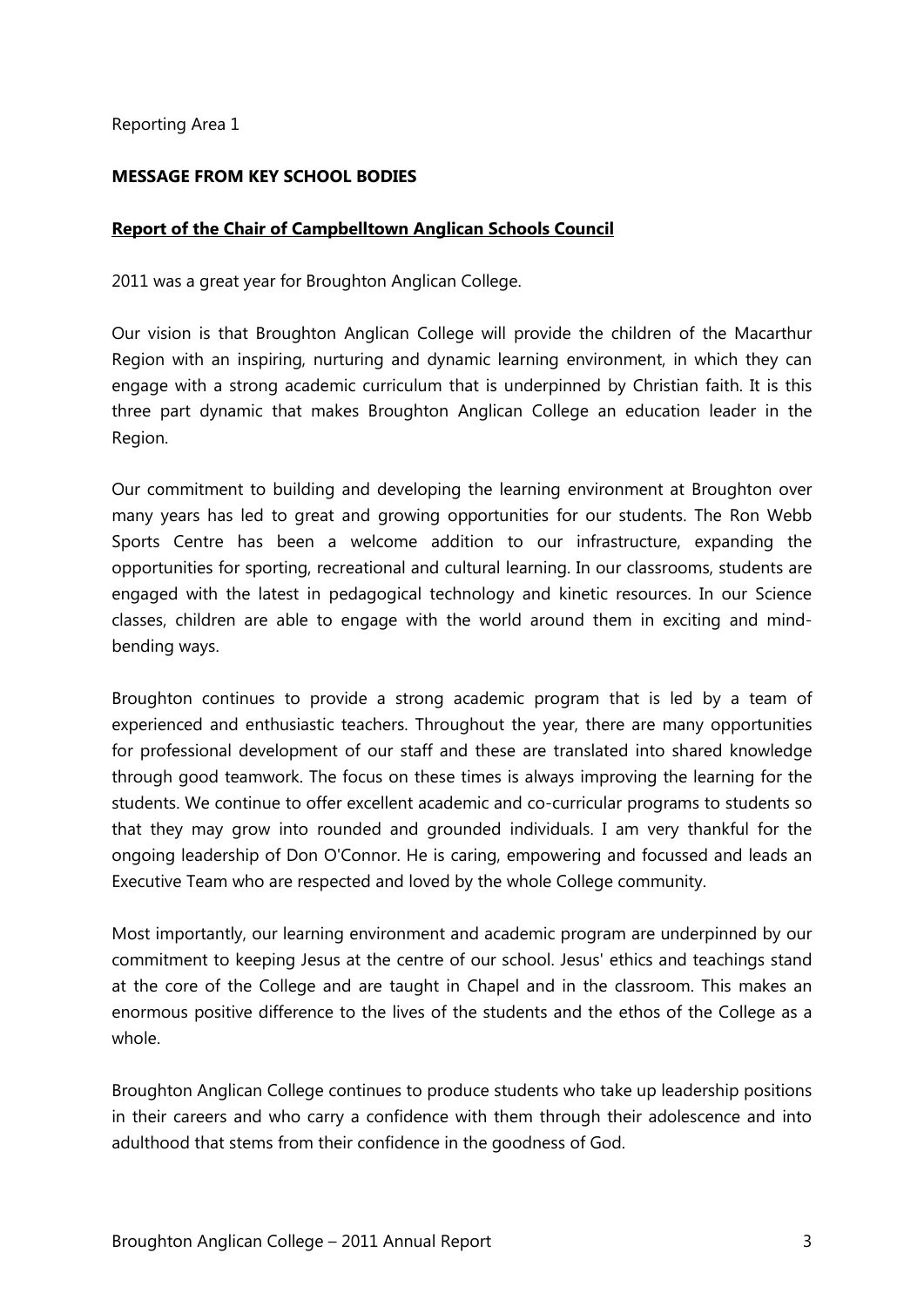Reporting Area 1

**MESSAGE FROM KEY SCHOOL BODIES**

**Report of the Chair of Campbelltown Anglican Schools Council**

2011 was a great year for Broughton Anglican College.

Our vision is that Broughton Anglican College will provide the children of the Macarthur Region with an inspiring, nurturing and dynamic learning environment, in which they can engage with a strong academic curriculum that is underpinned by Christian faith. It is this three part dynamic that makes Broughton Anglican College an education leader in the Region.

Our commitment to building and developing the learning environment at Broughton over many years has led to great and growing opportunities for our students. The Ron Webb Sports Centre has been a welcome addition to our infrastructure, expanding the opportunities for sporting, recreational and cultural learning. In our classrooms, students are engaged with the latest in pedagogical technology and kinetic resources. In our Science classes, children are able to engage with the world around them in exciting and mind-bending ways.

Broughton continues to provide a strong academic program that is led by a team of experienced and enthusiastic teachers. Throughout the year, there are many opportunities for professional development of our staff and these are translated into shared knowledge through good teamwork. The focus on these times is always improving the learning for the students. We continue to offer excellent academic and co-curricular programs to students so that they may grow into rounded and grounded individuals. I am very thankful for the ongoing leadership of Don O'Connor. He is caring, empowering and focussed and leads an Executive Team who are respected and loved by the whole College community.

Most importantly, our learning environment and academic program are underpinned by our commitment to keeping Jesus at the centre of our school. Jesus' ethics and teachings stand at the core of the College and are taught in Chapel and in the classroom. This makes an enormous positive difference to the lives of the students and the ethos of the College as a whole.

Broughton Anglican College continues to produce students who take up leadership positions in their careers and who carry a confidence with them through their adolescence and into adulthood that stems from their confidence in the goodness of God.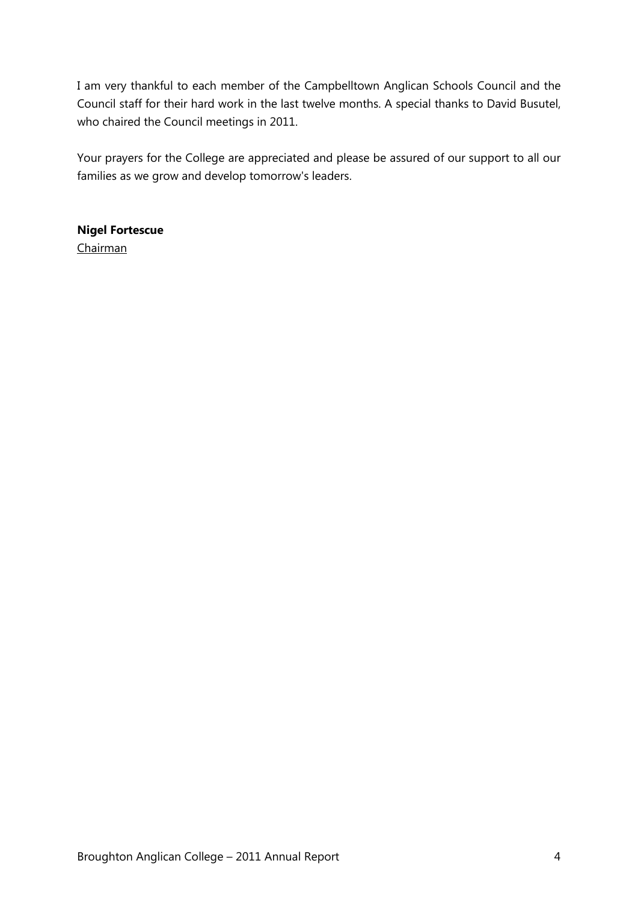I am very thankful to each member of the Campbelltown Anglican Schools Council and the Council staff for their hard work in the last twelve months. A special thanks to David Busutel, who chaired the Council meetings in 2011.

Your prayers for the College are appreciated and please be assured of our support to all our families as we grow and develop tomorrow's leaders.

**Nigel Fortescue**
Chairman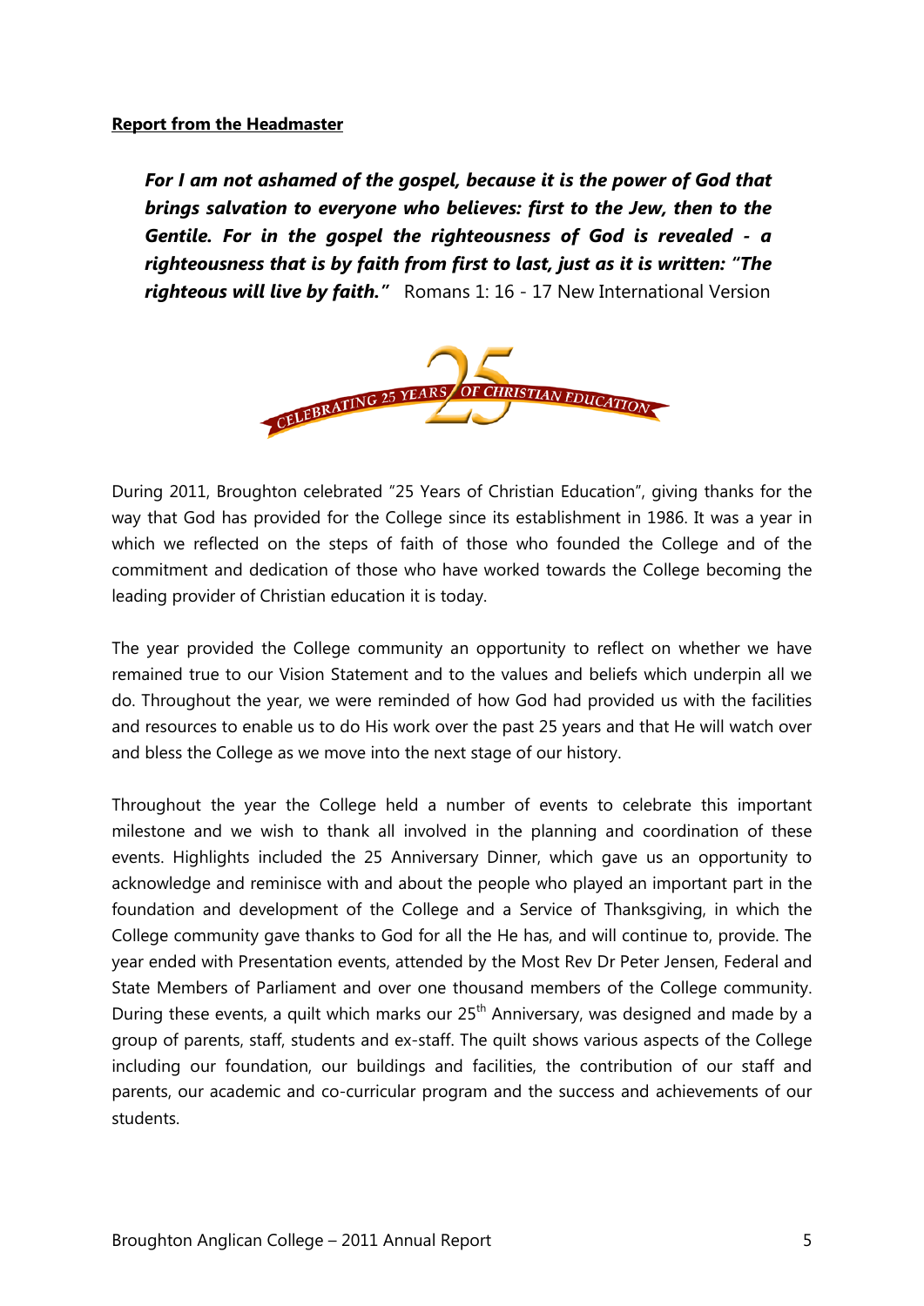**Report from the Headmaster**

***For I am not ashamed of the gospel, because it is the power of God that brings salvation to everyone who believes: first to the Jew, then to the Gentile. For in the gospel the righteousness of God is revealed - a righteousness that is by faith from first to last, just as it is written: "The righteous will live by faith."*** Romans 1: 16 - 17 New International Version

During 2011, Broughton celebrated "25 Years of Christian Education", giving thanks for the way that God has provided for the College since its establishment in 1986. It was a year in which we reflected on the steps of faith of those who founded the College and of the commitment and dedication of those who have worked towards the College becoming the leading provider of Christian education it is today.

The year provided the College community an opportunity to reflect on whether we have remained true to our Vision Statement and to the values and beliefs which underpin all we do. Throughout the year, we were reminded of how God had provided us with the facilities and resources to enable us to do His work over the past 25 years and that He will watch over and bless the College as we move into the next stage of our history.

Throughout the year the College held a number of events to celebrate this important milestone and we wish to thank all involved in the planning and coordination of these events. Highlights included the 25 Anniversary Dinner, which gave us an opportunity to acknowledge and reminisce with and about the people who played an important part in the foundation and development of the College and a Service of Thanksgiving, in which the College community gave thanks to God for all the He has, and will continue to, provide. The year ended with Presentation events, attended by the Most Rev Dr Peter Jensen, Federal and State Members of Parliament and over one thousand members of the College community. During these events, a quilt which marks our 25th Anniversary, was designed and made by a group of parents, staff, students and ex-staff. The quilt shows various aspects of the College including our foundation, our buildings and facilities, the contribution of our staff and parents, our academic and co-curricular program and the success and achievements of our students.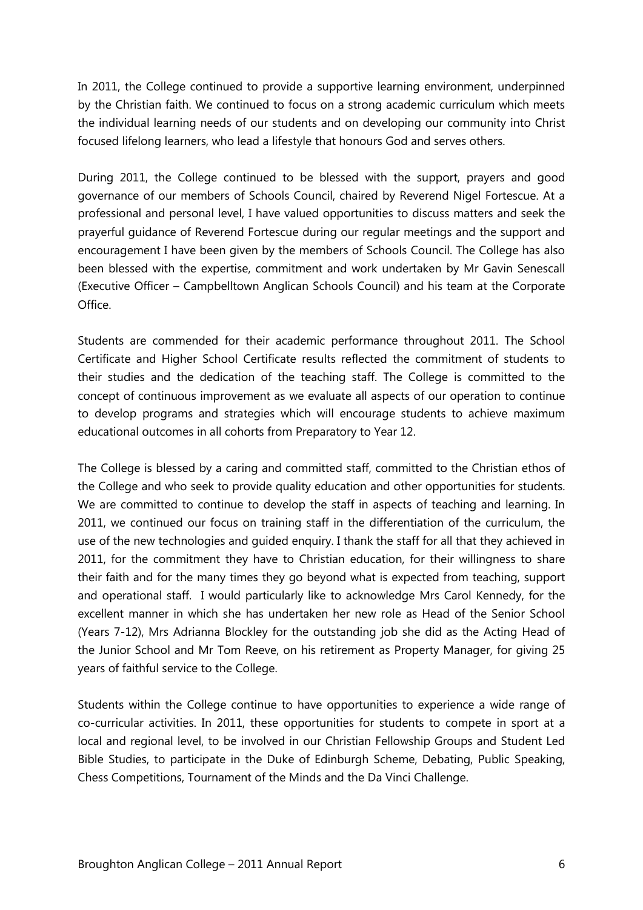In 2011, the College continued to provide a supportive learning environment, underpinned by the Christian faith. We continued to focus on a strong academic curriculum which meets the individual learning needs of our students and on developing our community into Christ focused lifelong learners, who lead a lifestyle that honours God and serves others.

During 2011, the College continued to be blessed with the support, prayers and good governance of our members of Schools Council, chaired by Reverend Nigel Fortescue. At a professional and personal level, I have valued opportunities to discuss matters and seek the prayerful guidance of Reverend Fortescue during our regular meetings and the support and encouragement I have been given by the members of Schools Council. The College has also been blessed with the expertise, commitment and work undertaken by Mr Gavin Senescall (Executive Officer – Campbelltown Anglican Schools Council) and his team at the Corporate Office.

Students are commended for their academic performance throughout 2011. The School Certificate and Higher School Certificate results reflected the commitment of students to their studies and the dedication of the teaching staff. The College is committed to the concept of continuous improvement as we evaluate all aspects of our operation to continue to develop programs and strategies which will encourage students to achieve maximum educational outcomes in all cohorts from Preparatory to Year 12.

The College is blessed by a caring and committed staff, committed to the Christian ethos of the College and who seek to provide quality education and other opportunities for students. We are committed to continue to develop the staff in aspects of teaching and learning. In 2011, we continued our focus on training staff in the differentiation of the curriculum, the use of the new technologies and guided enquiry. I thank the staff for all that they achieved in 2011, for the commitment they have to Christian education, for their willingness to share their faith and for the many times they go beyond what is expected from teaching, support and operational staff. I would particularly like to acknowledge Mrs Carol Kennedy, for the excellent manner in which she has undertaken her new role as Head of the Senior School (Years 7-12), Mrs Adrianna Blockley for the outstanding job she did as the Acting Head of the Junior School and Mr Tom Reeve, on his retirement as Property Manager, for giving 25 years of faithful service to the College.

Students within the College continue to have opportunities to experience a wide range of co-curricular activities. In 2011, these opportunities for students to compete in sport at a local and regional level, to be involved in our Christian Fellowship Groups and Student Led Bible Studies, to participate in the Duke of Edinburgh Scheme, Debating, Public Speaking, Chess Competitions, Tournament of the Minds and the Da Vinci Challenge.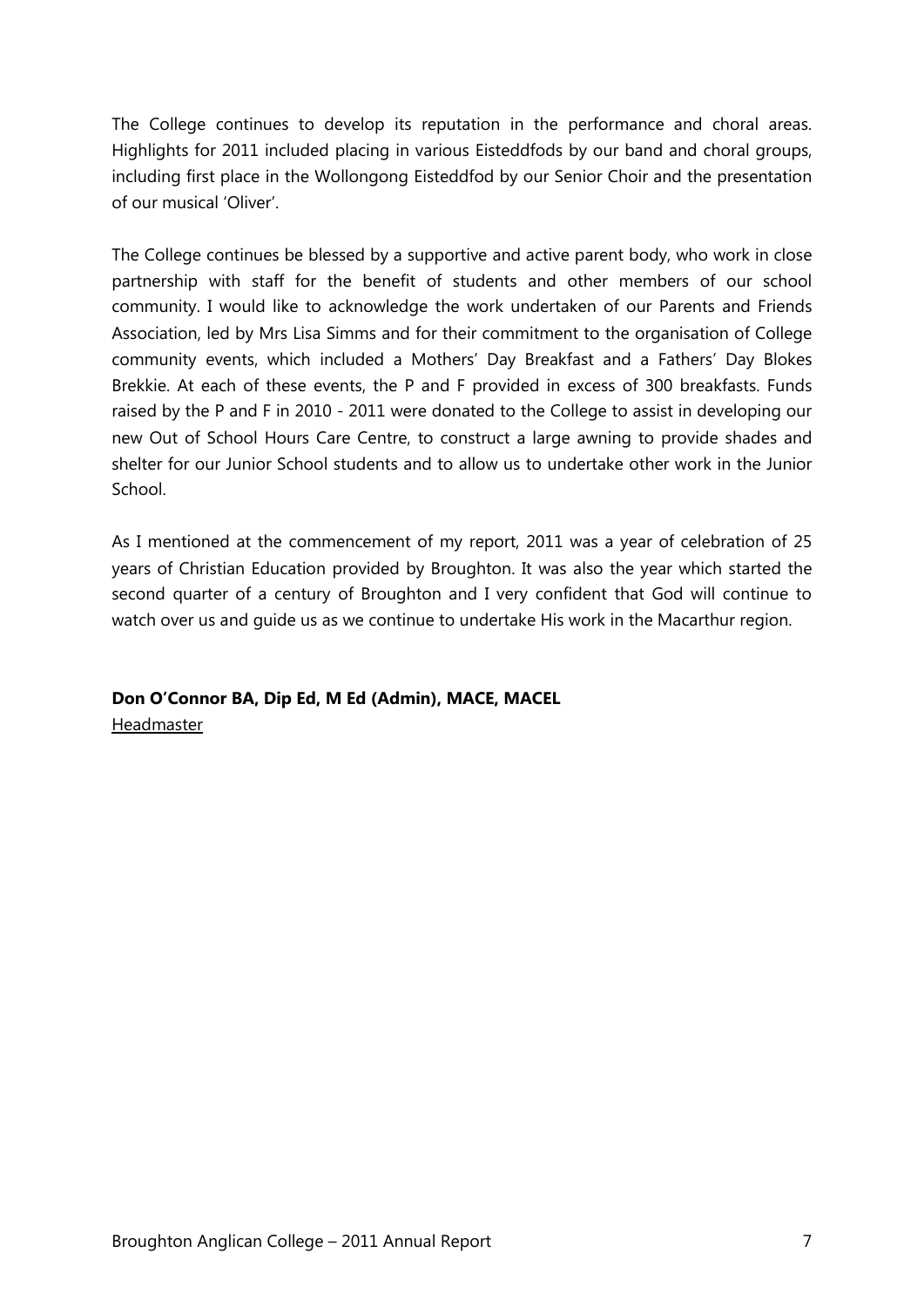The College continues to develop its reputation in the performance and choral areas. Highlights for 2011 included placing in various Eisteddfods by our band and choral groups, including first place in the Wollongong Eisteddfod by our Senior Choir and the presentation of our musical 'Oliver'.

The College continues be blessed by a supportive and active parent body, who work in close partnership with staff for the benefit of students and other members of our school community. I would like to acknowledge the work undertaken of our Parents and Friends Association, led by Mrs Lisa Simms and for their commitment to the organisation of College community events, which included a Mothers' Day Breakfast and a Fathers' Day Blokes Brekkie. At each of these events, the P and F provided in excess of 300 breakfasts. Funds raised by the P and F in 2010 - 2011 were donated to the College to assist in developing our new Out of School Hours Care Centre, to construct a large awning to provide shades and shelter for our Junior School students and to allow us to undertake other work in the Junior School.

As I mentioned at the commencement of my report, 2011 was a year of celebration of 25 years of Christian Education provided by Broughton. It was also the year which started the second quarter of a century of Broughton and I very confident that God will continue to watch over us and guide us as we continue to undertake His work in the Macarthur region.

**Don O'Connor BA, Dip Ed, M Ed (Admin), MACE, MACEL**
Headmaster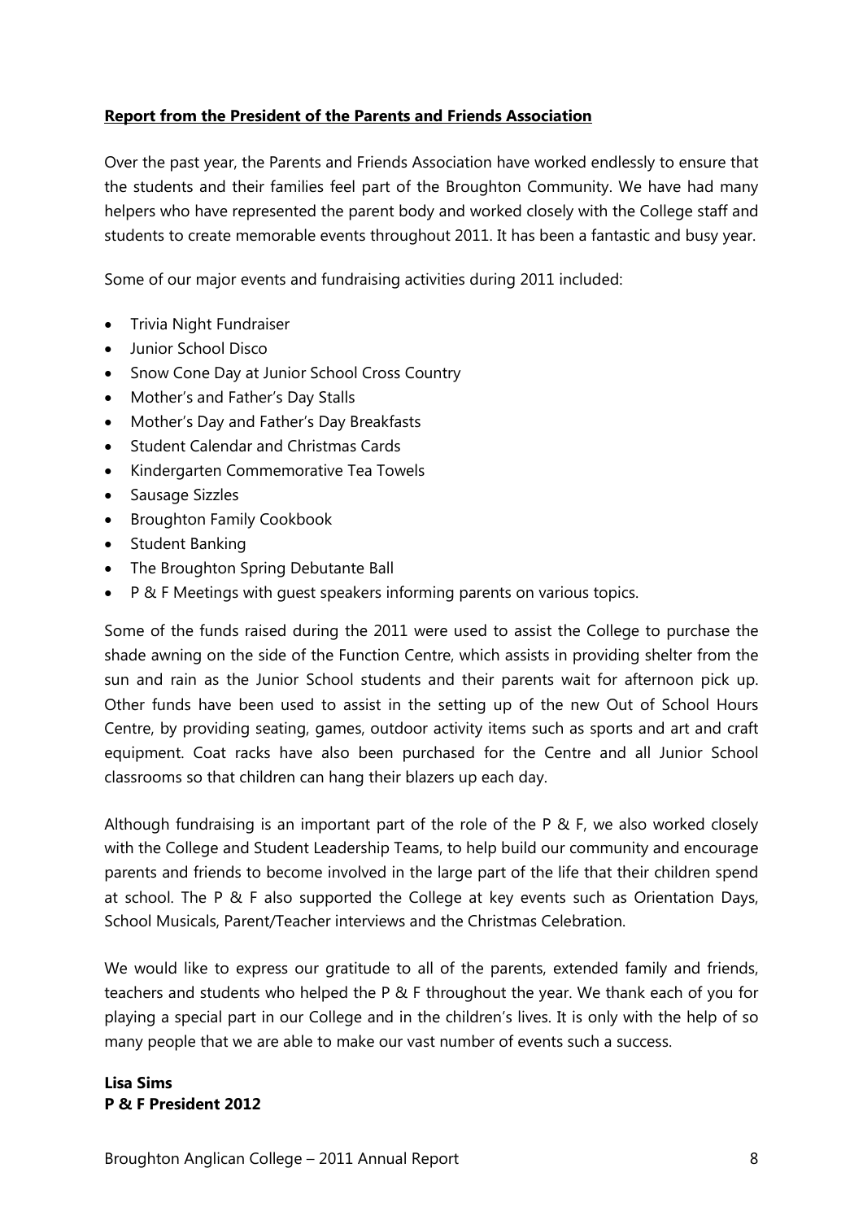**Report from the President of the Parents and Friends Association**

Over the past year, the Parents and Friends Association have worked endlessly to ensure that the students and their families feel part of the Broughton Community. We have had many helpers who have represented the parent body and worked closely with the College staff and students to create memorable events throughout 2011. It has been a fantastic and busy year.

Some of our major events and fundraising activities during 2011 included:

- Trivia Night Fundraiser
- Junior School Disco
- Snow Cone Day at Junior School Cross Country
- Mother's and Father's Day Stalls
- Mother's Day and Father's Day Breakfasts
- Student Calendar and Christmas Cards
- Kindergarten Commemorative Tea Towels
- Sausage Sizzles
- Broughton Family Cookbook
- Student Banking
- The Broughton Spring Debutante Ball
- P & F Meetings with guest speakers informing parents on various topics.

Some of the funds raised during the 2011 were used to assist the College to purchase the shade awning on the side of the Function Centre, which assists in providing shelter from the sun and rain as the Junior School students and their parents wait for afternoon pick up. Other funds have been used to assist in the setting up of the new Out of School Hours Centre, by providing seating, games, outdoor activity items such as sports and art and craft equipment. Coat racks have also been purchased for the Centre and all Junior School classrooms so that children can hang their blazers up each day.

Although fundraising is an important part of the role of the P & F, we also worked closely with the College and Student Leadership Teams, to help build our community and encourage parents and friends to become involved in the large part of the life that their children spend at school. The P & F also supported the College at key events such as Orientation Days, School Musicals, Parent/Teacher interviews and the Christmas Celebration.

We would like to express our gratitude to all of the parents, extended family and friends, teachers and students who helped the P & F throughout the year. We thank each of you for playing a special part in our College and in the children's lives. It is only with the help of so many people that we are able to make our vast number of events such a success.

**Lisa Sims**
**P & F President 2012**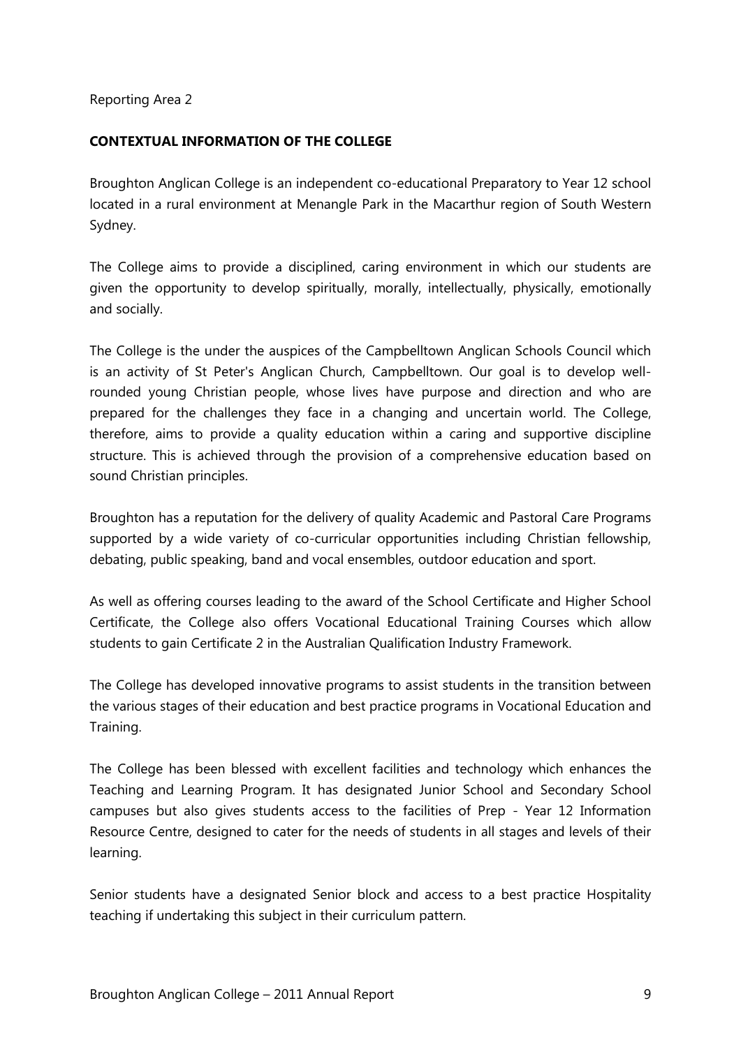Reporting Area 2

**CONTEXTUAL INFORMATION OF THE COLLEGE**

Broughton Anglican College is an independent co-educational Preparatory to Year 12 school located in a rural environment at Menangle Park in the Macarthur region of South Western Sydney.

The College aims to provide a disciplined, caring environment in which our students are given the opportunity to develop spiritually, morally, intellectually, physically, emotionally and socially.

The College is the under the auspices of the Campbelltown Anglican Schools Council which is an activity of St Peter's Anglican Church, Campbelltown. Our goal is to develop well-rounded young Christian people, whose lives have purpose and direction and who are prepared for the challenges they face in a changing and uncertain world. The College, therefore, aims to provide a quality education within a caring and supportive discipline structure. This is achieved through the provision of a comprehensive education based on sound Christian principles.

Broughton has a reputation for the delivery of quality Academic and Pastoral Care Programs supported by a wide variety of co-curricular opportunities including Christian fellowship, debating, public speaking, band and vocal ensembles, outdoor education and sport.

As well as offering courses leading to the award of the School Certificate and Higher School Certificate, the College also offers Vocational Educational Training Courses which allow students to gain Certificate 2 in the Australian Qualification Industry Framework.

The College has developed innovative programs to assist students in the transition between the various stages of their education and best practice programs in Vocational Education and Training.

The College has been blessed with excellent facilities and technology which enhances the Teaching and Learning Program. It has designated Junior School and Secondary School campuses but also gives students access to the facilities of Prep - Year 12 Information Resource Centre, designed to cater for the needs of students in all stages and levels of their learning.

Senior students have a designated Senior block and access to a best practice Hospitality teaching if undertaking this subject in their curriculum pattern.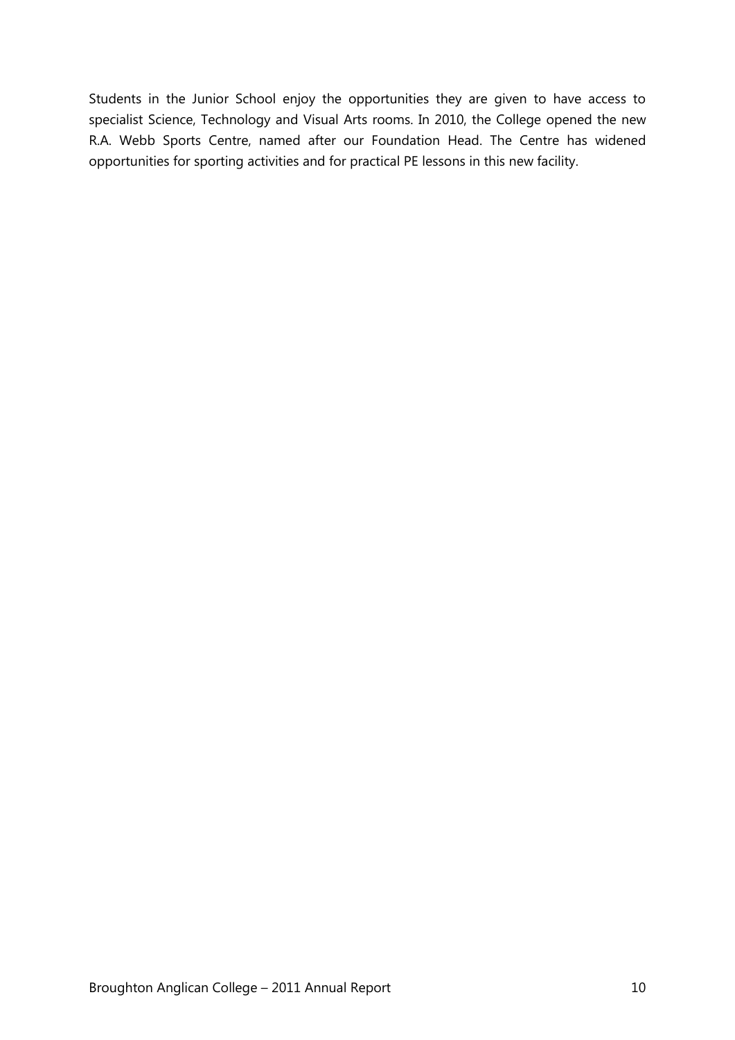Students in the Junior School enjoy the opportunities they are given to have access to specialist Science, Technology and Visual Arts rooms. In 2010, the College opened the new R.A. Webb Sports Centre, named after our Foundation Head. The Centre has widened opportunities for sporting activities and for practical PE lessons in this new facility.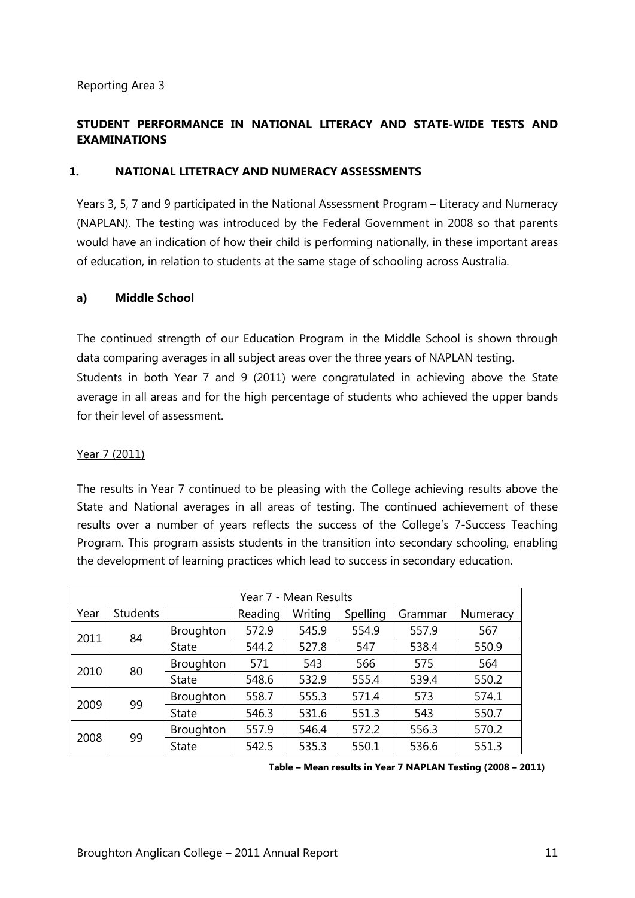Reporting Area 3

## STUDENT PERFORMANCE IN NATIONAL LITERACY AND STATE-WIDE TESTS AND EXAMINATIONS

### 1. NATIONAL LITETRACY AND NUMERACY ASSESSMENTS

Years 3, 5, 7 and 9 participated in the National Assessment Program – Literacy and Numeracy (NAPLAN). The testing was introduced by the Federal Government in 2008 so that parents would have an indication of how their child is performing nationally, in these important areas of education, in relation to students at the same stage of schooling across Australia.

#### a) Middle School

The continued strength of our Education Program in the Middle School is shown through data comparing averages in all subject areas over the three years of NAPLAN testing.

Students in both Year 7 and 9 (2011) were congratulated in achieving above the State average in all areas and for the high percentage of students who achieved the upper bands for their level of assessment.

Year 7 (2011)

The results in Year 7 continued to be pleasing with the College achieving results above the State and National averages in all areas of testing. The continued achievement of these results over a number of years reflects the success of the College's 7-Success Teaching Program. This program assists students in the transition into secondary schooling, enabling the development of learning practices which lead to success in secondary education.

| Year 7 - Mean Results | | | | | | | |
|---|---|---|---|---|---|---|---|
| Year | Students | | Reading | Writing | Spelling | Grammar | Numeracy |
| 2011 | 84 | Broughton | 572.9 | 545.9 | 554.9 | 557.9 | 567 |
| | | State | 544.2 | 527.8 | 547 | 538.4 | 550.9 |
| 2010 | 80 | Broughton | 571 | 543 | 566 | 575 | 564 |
| | | State | 548.6 | 532.9 | 555.4 | 539.4 | 550.2 |
| 2009 | 99 | Broughton | 558.7 | 555.3 | 571.4 | 573 | 574.1 |
| | | State | 546.3 | 531.6 | 551.3 | 543 | 550.7 |
| 2008 | 99 | Broughton | 557.9 | 546.4 | 572.2 | 556.3 | 570.2 |
| | | State | 542.5 | 535.3 | 550.1 | 536.6 | 551.3 |

**Table – Mean results in Year 7 NAPLAN Testing (2008 – 2011)**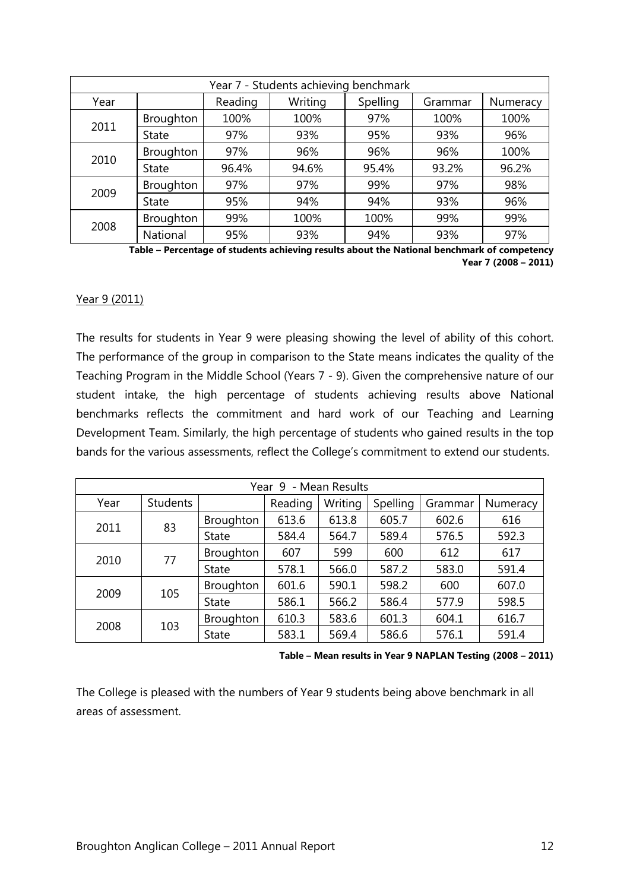| Year 7 - Students achieving benchmark | | | | | | |
|---|---|---|---|---|---|---|
| Year | | Reading | Writing | Spelling | Grammar | Numeracy |
| 2011 | Broughton | 100% | 100% | 97% | 100% | 100% |
| | State | 97% | 93% | 95% | 93% | 96% |
| 2010 | Broughton | 97% | 96% | 96% | 96% | 100% |
| | State | 96.4% | 94.6% | 95.4% | 93.2% | 96.2% |
| 2009 | Broughton | 97% | 97% | 99% | 97% | 98% |
| | State | 95% | 94% | 94% | 93% | 96% |
| 2008 | Broughton | 99% | 100% | 100% | 99% | 99% |
| | National | 95% | 93% | 94% | 93% | 97% |

**Table – Percentage of students achieving results about the National benchmark of competency Year 7 (2008 – 2011)**

Year 9 (2011)

The results for students in Year 9 were pleasing showing the level of ability of this cohort. The performance of the group in comparison to the State means indicates the quality of the Teaching Program in the Middle School (Years 7 - 9). Given the comprehensive nature of our student intake, the high percentage of students achieving results above National benchmarks reflects the commitment and hard work of our Teaching and Learning Development Team. Similarly, the high percentage of students who gained results in the top bands for the various assessments, reflect the College's commitment to extend our students.

| Year 9 - Mean Results | | | | | | | |
|---|---|---|---|---|---|---|---|
| Year | Students | | Reading | Writing | Spelling | Grammar | Numeracy |
| 2011 | 83 | Broughton | 613.6 | 613.8 | 605.7 | 602.6 | 616 |
| | | State | 584.4 | 564.7 | 589.4 | 576.5 | 592.3 |
| 2010 | 77 | Broughton | 607 | 599 | 600 | 612 | 617 |
| | | State | 578.1 | 566.0 | 587.2 | 583.0 | 591.4 |
| 2009 | 105 | Broughton | 601.6 | 590.1 | 598.2 | 600 | 607.0 |
| | | State | 586.1 | 566.2 | 586.4 | 577.9 | 598.5 |
| 2008 | 103 | Broughton | 610.3 | 583.6 | 601.3 | 604.1 | 616.7 |
| | | State | 583.1 | 569.4 | 586.6 | 576.1 | 591.4 |

**Table – Mean results in Year 9 NAPLAN Testing (2008 – 2011)**

The College is pleased with the numbers of Year 9 students being above benchmark in all areas of assessment.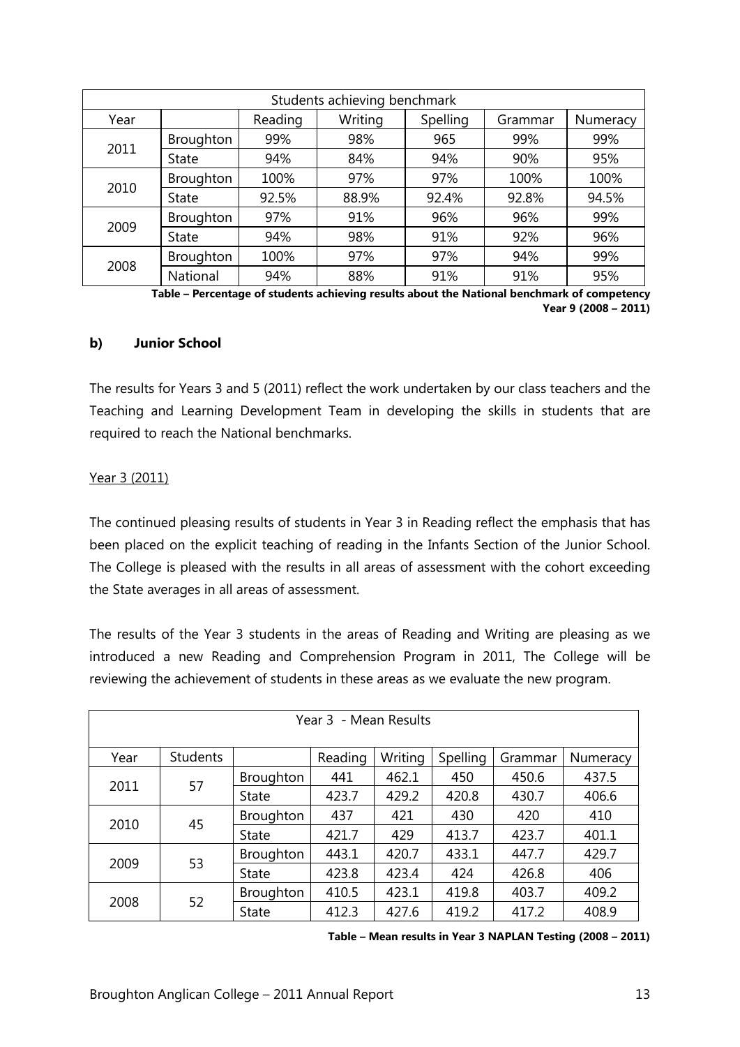| Students achieving benchmark | | | | | | |
|---|---|---|---|---|---|---|
| Year | | Reading | Writing | Spelling | Grammar | Numeracy |
| 2011 | Broughton | 99% | 98% | 965 | 99% | 99% |
| | State | 94% | 84% | 94% | 90% | 95% |
| 2010 | Broughton | 100% | 97% | 97% | 100% | 100% |
| | State | 92.5% | 88.9% | 92.4% | 92.8% | 94.5% |
| 2009 | Broughton | 97% | 91% | 96% | 96% | 99% |
| | State | 94% | 98% | 91% | 92% | 96% |
| 2008 | Broughton | 100% | 97% | 97% | 94% | 99% |
| | National | 94% | 88% | 91% | 91% | 95% |

**Table – Percentage of students achieving results about the National benchmark of competency Year 9 (2008 – 2011)**

### b) Junior School

The results for Years 3 and 5 (2011) reflect the work undertaken by our class teachers and the Teaching and Learning Development Team in developing the skills in students that are required to reach the National benchmarks.

Year 3 (2011)

The continued pleasing results of students in Year 3 in Reading reflect the emphasis that has been placed on the explicit teaching of reading in the Infants Section of the Junior School. The College is pleased with the results in all areas of assessment with the cohort exceeding the State averages in all areas of assessment.

The results of the Year 3 students in the areas of Reading and Writing are pleasing as we introduced a new Reading and Comprehension Program in 2011, The College will be reviewing the achievement of students in these areas as we evaluate the new program.

| Year 3 - Mean Results | | | | | | | |
|---|---|---|---|---|---|---|---|
| Year | Students | | Reading | Writing | Spelling | Grammar | Numeracy |
| 2011 | 57 | Broughton | 441 | 462.1 | 450 | 450.6 | 437.5 |
| | | State | 423.7 | 429.2 | 420.8 | 430.7 | 406.6 |
| 2010 | 45 | Broughton | 437 | 421 | 430 | 420 | 410 |
| | | State | 421.7 | 429 | 413.7 | 423.7 | 401.1 |
| 2009 | 53 | Broughton | 443.1 | 420.7 | 433.1 | 447.7 | 429.7 |
| | | State | 423.8 | 423.4 | 424 | 426.8 | 406 |
| 2008 | 52 | Broughton | 410.5 | 423.1 | 419.8 | 403.7 | 409.2 |
| | | State | 412.3 | 427.6 | 419.2 | 417.2 | 408.9 |

**Table – Mean results in Year 3 NAPLAN Testing (2008 – 2011)**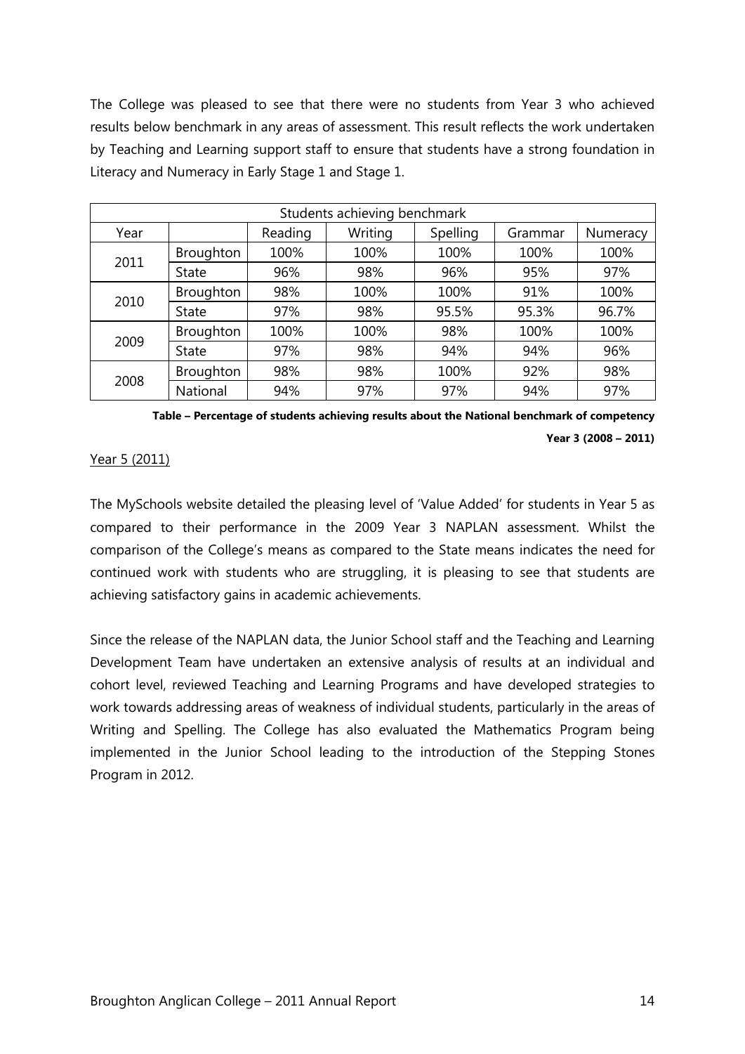The College was pleased to see that there were no students from Year 3 who achieved results below benchmark in any areas of assessment. This result reflects the work undertaken by Teaching and Learning support staff to ensure that students have a strong foundation in Literacy and Numeracy in Early Stage 1 and Stage 1.

| Students achieving benchmark | | | | | | |
|---|---|---|---|---|---|---|
| Year | | Reading | Writing | Spelling | Grammar | Numeracy |
| 2011 | Broughton | 100% | 100% | 100% | 100% | 100% |
| | State | 96% | 98% | 96% | 95% | 97% |
| 2010 | Broughton | 98% | 100% | 100% | 91% | 100% |
| | State | 97% | 98% | 95.5% | 95.3% | 96.7% |
| 2009 | Broughton | 100% | 100% | 98% | 100% | 100% |
| | State | 97% | 98% | 94% | 94% | 96% |
| 2008 | Broughton | 98% | 98% | 100% | 92% | 98% |
| | National | 94% | 97% | 97% | 94% | 97% |

**Table – Percentage of students achieving results about the National benchmark of competency Year 3 (2008 – 2011)**

Year 5 (2011)

The MySchools website detailed the pleasing level of 'Value Added' for students in Year 5 as compared to their performance in the 2009 Year 3 NAPLAN assessment. Whilst the comparison of the College's means as compared to the State means indicates the need for continued work with students who are struggling, it is pleasing to see that students are achieving satisfactory gains in academic achievements.

Since the release of the NAPLAN data, the Junior School staff and the Teaching and Learning Development Team have undertaken an extensive analysis of results at an individual and cohort level, reviewed Teaching and Learning Programs and have developed strategies to work towards addressing areas of weakness of individual students, particularly in the areas of Writing and Spelling. The College has also evaluated the Mathematics Program being implemented in the Junior School leading to the introduction of the Stepping Stones Program in 2012.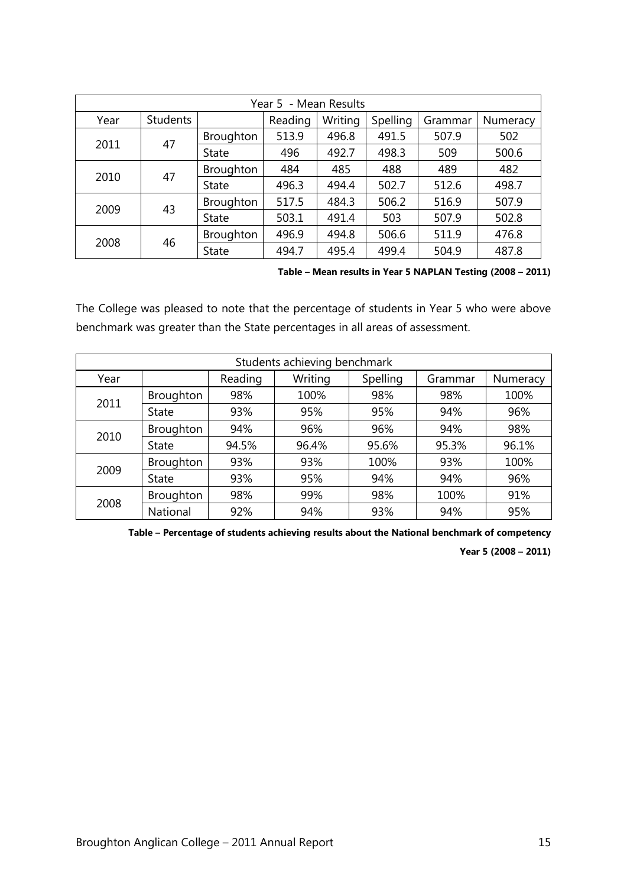| Year 5 - Mean Results | | | | | | | |
|---|---|---|---|---|---|---|---|
| Year | Students | | Reading | Writing | Spelling | Grammar | Numeracy |
| 2011 | 47 | Broughton | 513.9 | 496.8 | 491.5 | 507.9 | 502 |
| | | State | 496 | 492.7 | 498.3 | 509 | 500.6 |
| 2010 | 47 | Broughton | 484 | 485 | 488 | 489 | 482 |
| | | State | 496.3 | 494.4 | 502.7 | 512.6 | 498.7 |
| 2009 | 43 | Broughton | 517.5 | 484.3 | 506.2 | 516.9 | 507.9 |
| | | State | 503.1 | 491.4 | 503 | 507.9 | 502.8 |
| 2008 | 46 | Broughton | 496.9 | 494.8 | 506.6 | 511.9 | 476.8 |
| | | State | 494.7 | 495.4 | 499.4 | 504.9 | 487.8 |

**Table – Mean results in Year 5 NAPLAN Testing (2008 – 2011)**

The College was pleased to note that the percentage of students in Year 5 who were above benchmark was greater than the State percentages in all areas of assessment.

| Students achieving benchmark | | | | | | |
|---|---|---|---|---|---|---|
| Year | | Reading | Writing | Spelling | Grammar | Numeracy |
| 2011 | Broughton | 98% | 100% | 98% | 98% | 100% |
| | State | 93% | 95% | 95% | 94% | 96% |
| 2010 | Broughton | 94% | 96% | 96% | 94% | 98% |
| | State | 94.5% | 96.4% | 95.6% | 95.3% | 96.1% |
| 2009 | Broughton | 93% | 93% | 100% | 93% | 100% |
| | State | 93% | 95% | 94% | 94% | 96% |
| 2008 | Broughton | 98% | 99% | 98% | 100% | 91% |
| | National | 92% | 94% | 93% | 94% | 95% |

**Table – Percentage of students achieving results about the National benchmark of competency Year 5 (2008 – 2011)**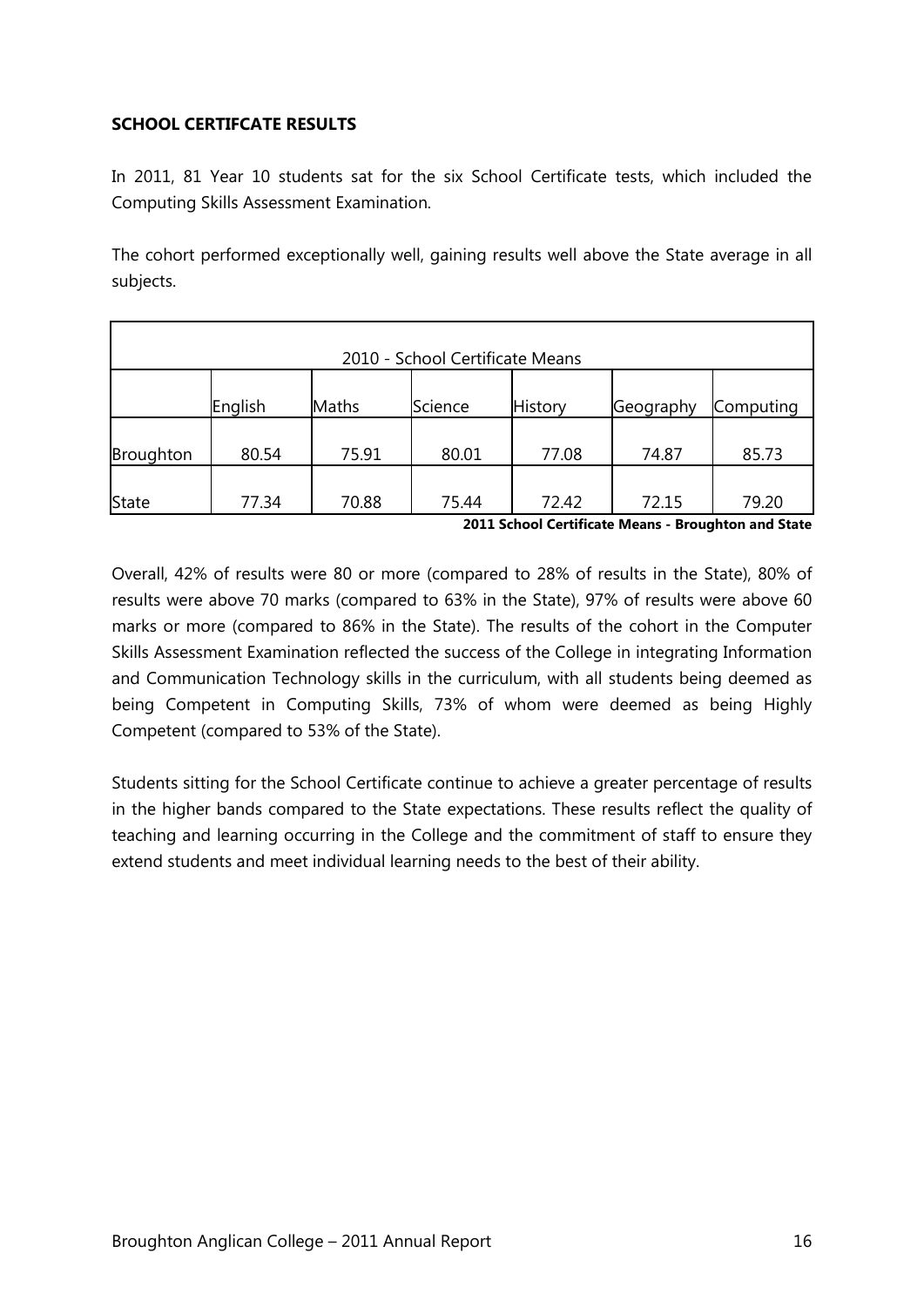**SCHOOL CERTIFCATE RESULTS**

In 2011, 81 Year 10 students sat for the six School Certificate tests, which included the Computing Skills Assessment Examination.

The cohort performed exceptionally well, gaining results well above the State average in all subjects.

| 2010 - School Certificate Means | | | | | | |
|---|---|---|---|---|---|---|
| | English | Maths | Science | History | Geography | Computing |
| Broughton | 80.54 | 75.91 | 80.01 | 77.08 | 74.87 | 85.73 |
| State | 77.34 | 70.88 | 75.44 | 72.42 | 72.15 | 79.20 |

**2011 School Certificate Means - Broughton and State**

Overall, 42% of results were 80 or more (compared to 28% of results in the State), 80% of results were above 70 marks (compared to 63% in the State), 97% of results were above 60 marks or more (compared to 86% in the State). The results of the cohort in the Computer Skills Assessment Examination reflected the success of the College in integrating Information and Communication Technology skills in the curriculum, with all students being deemed as being Competent in Computing Skills, 73% of whom were deemed as being Highly Competent (compared to 53% of the State).

Students sitting for the School Certificate continue to achieve a greater percentage of results in the higher bands compared to the State expectations. These results reflect the quality of teaching and learning occurring in the College and the commitment of staff to ensure they extend students and meet individual learning needs to the best of their ability.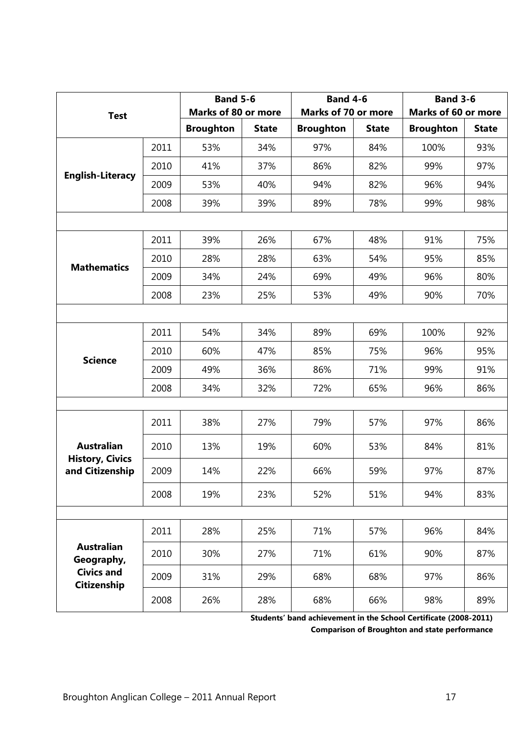| Test | | Band 5-6 Marks of 80 or more | | Band 4-6 Marks of 70 or more | | Band 3-6 Marks of 60 or more | |
|---|---|---|---|---|---|---|---|
| | | **Broughton** | **State** | **Broughton** | **State** | **Broughton** | **State** |
| **English-Literacy** | 2011 | 53% | 34% | 97% | 84% | 100% | 93% |
| | 2010 | 41% | 37% | 86% | 82% | 99% | 97% |
| | 2009 | 53% | 40% | 94% | 82% | 96% | 94% |
| | 2008 | 39% | 39% | 89% | 78% | 99% | 98% |
| **Mathematics** | 2011 | 39% | 26% | 67% | 48% | 91% | 75% |
| | 2010 | 28% | 28% | 63% | 54% | 95% | 85% |
| | 2009 | 34% | 24% | 69% | 49% | 96% | 80% |
| | 2008 | 23% | 25% | 53% | 49% | 90% | 70% |
| **Science** | 2011 | 54% | 34% | 89% | 69% | 100% | 92% |
| | 2010 | 60% | 47% | 85% | 75% | 96% | 95% |
| | 2009 | 49% | 36% | 86% | 71% | 99% | 91% |
| | 2008 | 34% | 32% | 72% | 65% | 96% | 86% |
| **Australian History, Civics and Citizenship** | 2011 | 38% | 27% | 79% | 57% | 97% | 86% |
| | 2010 | 13% | 19% | 60% | 53% | 84% | 81% |
| | 2009 | 14% | 22% | 66% | 59% | 97% | 87% |
| | 2008 | 19% | 23% | 52% | 51% | 94% | 83% |
| **Australian Geography, Civics and Citizenship** | 2011 | 28% | 25% | 71% | 57% | 96% | 84% |
| | 2010 | 30% | 27% | 71% | 61% | 90% | 87% |
| | 2009 | 31% | 29% | 68% | 68% | 97% | 86% |
| | 2008 | 26% | 28% | 68% | 66% | 98% | 89% |

**Students' band achievement in the School Certificate (2008-2011)**
**Comparison of Broughton and state performance**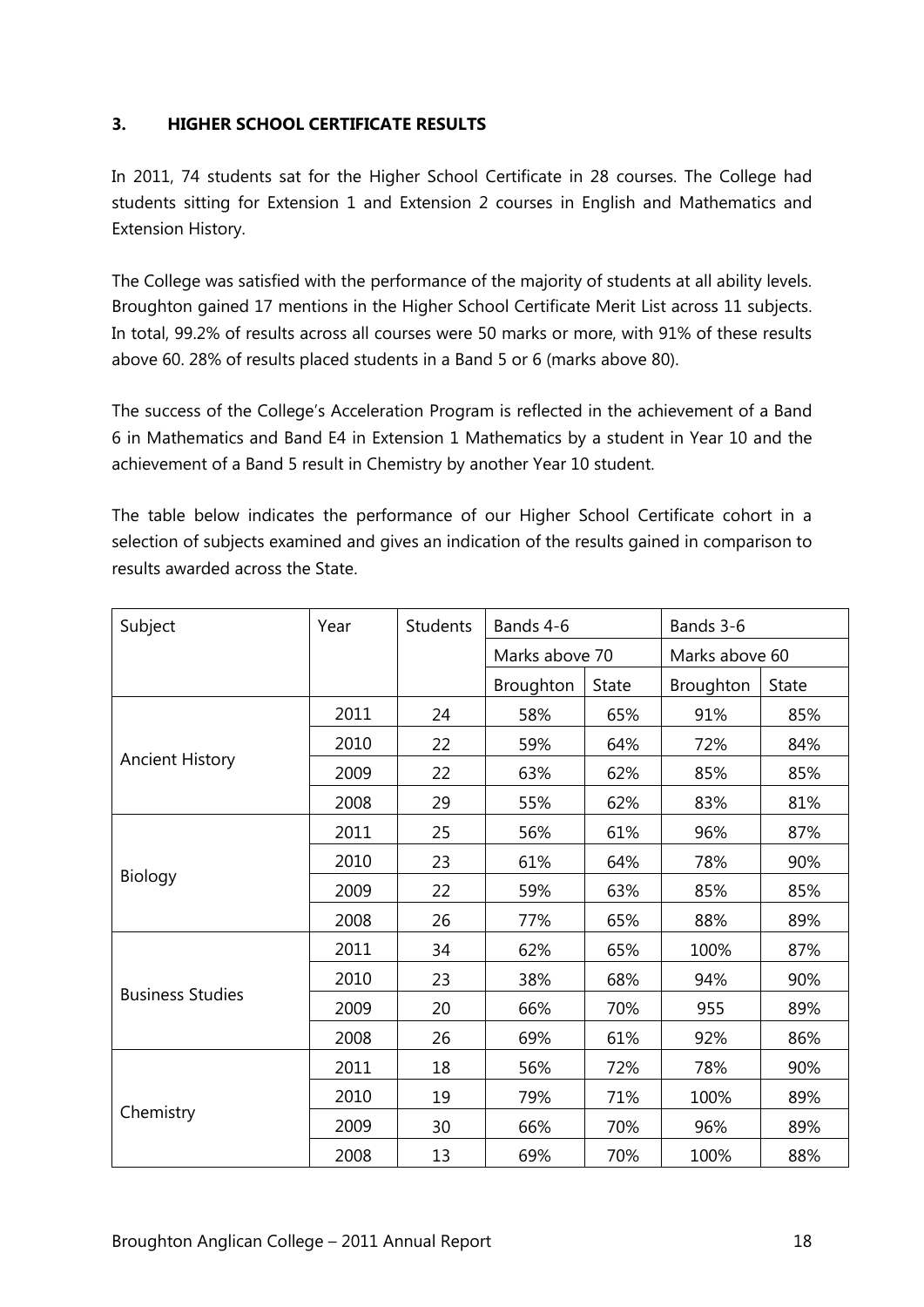## 3. HIGHER SCHOOL CERTIFICATE RESULTS

In 2011, 74 students sat for the Higher School Certificate in 28 courses. The College had students sitting for Extension 1 and Extension 2 courses in English and Mathematics and Extension History.

The College was satisfied with the performance of the majority of students at all ability levels. Broughton gained 17 mentions in the Higher School Certificate Merit List across 11 subjects. In total, 99.2% of results across all courses were 50 marks or more, with 91% of these results above 60. 28% of results placed students in a Band 5 or 6 (marks above 80).

The success of the College's Acceleration Program is reflected in the achievement of a Band 6 in Mathematics and Band E4 in Extension 1 Mathematics by a student in Year 10 and the achievement of a Band 5 result in Chemistry by another Year 10 student.

The table below indicates the performance of our Higher School Certificate cohort in a selection of subjects examined and gives an indication of the results gained in comparison to results awarded across the State.

| Subject | Year | Students | Bands 4-6 | | Bands 3-6 | |
|---|---|---|---|---|---|---|
| | | | Marks above 70 | | Marks above 60 | |
| | | | Broughton | State | Broughton | State |
| Ancient History | 2011 | 24 | 58% | 65% | 91% | 85% |
| | 2010 | 22 | 59% | 64% | 72% | 84% |
| | 2009 | 22 | 63% | 62% | 85% | 85% |
| | 2008 | 29 | 55% | 62% | 83% | 81% |
| Biology | 2011 | 25 | 56% | 61% | 96% | 87% |
| | 2010 | 23 | 61% | 64% | 78% | 90% |
| | 2009 | 22 | 59% | 63% | 85% | 85% |
| | 2008 | 26 | 77% | 65% | 88% | 89% |
| Business Studies | 2011 | 34 | 62% | 65% | 100% | 87% |
| | 2010 | 23 | 38% | 68% | 94% | 90% |
| | 2009 | 20 | 66% | 70% | 955 | 89% |
| | 2008 | 26 | 69% | 61% | 92% | 86% |
| Chemistry | 2011 | 18 | 56% | 72% | 78% | 90% |
| | 2010 | 19 | 79% | 71% | 100% | 89% |
| | 2009 | 30 | 66% | 70% | 96% | 89% |
| | 2008 | 13 | 69% | 70% | 100% | 88% |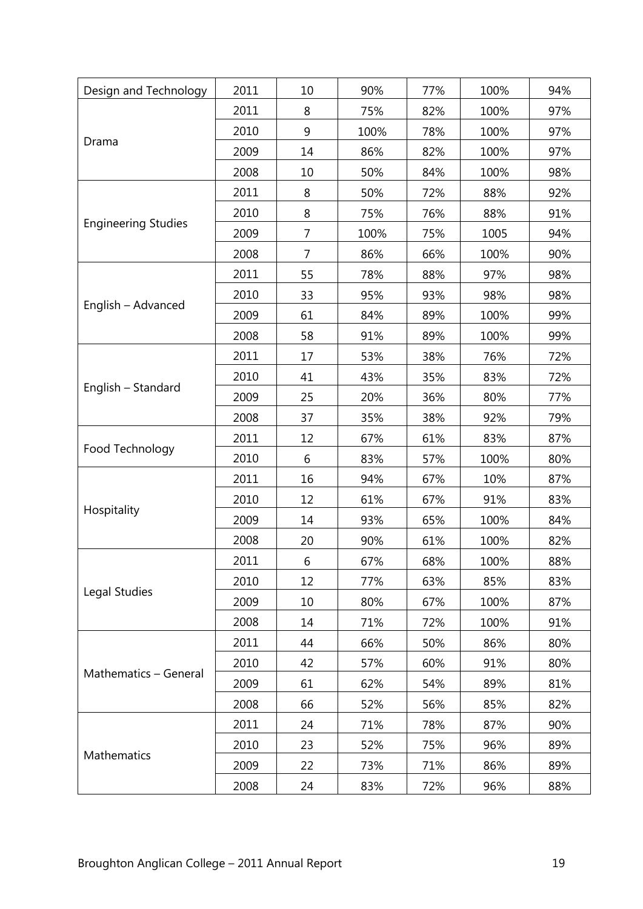| Design and Technology | 2011 | 10 | 90% | 77% | 100% | 94% |
|---|---|---|---|---|---|---|
| Drama | 2011 | 8 | 75% | 82% | 100% | 97% |
| | 2010 | 9 | 100% | 78% | 100% | 97% |
| | 2009 | 14 | 86% | 82% | 100% | 97% |
| | 2008 | 10 | 50% | 84% | 100% | 98% |
| Engineering Studies | 2011 | 8 | 50% | 72% | 88% | 92% |
| | 2010 | 8 | 75% | 76% | 88% | 91% |
| | 2009 | 7 | 100% | 75% | 1005 | 94% |
| | 2008 | 7 | 86% | 66% | 100% | 90% |
| English – Advanced | 2011 | 55 | 78% | 88% | 97% | 98% |
| | 2010 | 33 | 95% | 93% | 98% | 98% |
| | 2009 | 61 | 84% | 89% | 100% | 99% |
| | 2008 | 58 | 91% | 89% | 100% | 99% |
| English – Standard | 2011 | 17 | 53% | 38% | 76% | 72% |
| | 2010 | 41 | 43% | 35% | 83% | 72% |
| | 2009 | 25 | 20% | 36% | 80% | 77% |
| | 2008 | 37 | 35% | 38% | 92% | 79% |
| Food Technology | 2011 | 12 | 67% | 61% | 83% | 87% |
| | 2010 | 6 | 83% | 57% | 100% | 80% |
| Hospitality | 2011 | 16 | 94% | 67% | 10% | 87% |
| | 2010 | 12 | 61% | 67% | 91% | 83% |
| | 2009 | 14 | 93% | 65% | 100% | 84% |
| | 2008 | 20 | 90% | 61% | 100% | 82% |
| Legal Studies | 2011 | 6 | 67% | 68% | 100% | 88% |
| | 2010 | 12 | 77% | 63% | 85% | 83% |
| | 2009 | 10 | 80% | 67% | 100% | 87% |
| | 2008 | 14 | 71% | 72% | 100% | 91% |
| Mathematics – General | 2011 | 44 | 66% | 50% | 86% | 80% |
| | 2010 | 42 | 57% | 60% | 91% | 80% |
| | 2009 | 61 | 62% | 54% | 89% | 81% |
| | 2008 | 66 | 52% | 56% | 85% | 82% |
| Mathematics | 2011 | 24 | 71% | 78% | 87% | 90% |
| | 2010 | 23 | 52% | 75% | 96% | 89% |
| | 2009 | 22 | 73% | 71% | 86% | 89% |
| | 2008 | 24 | 83% | 72% | 96% | 88% |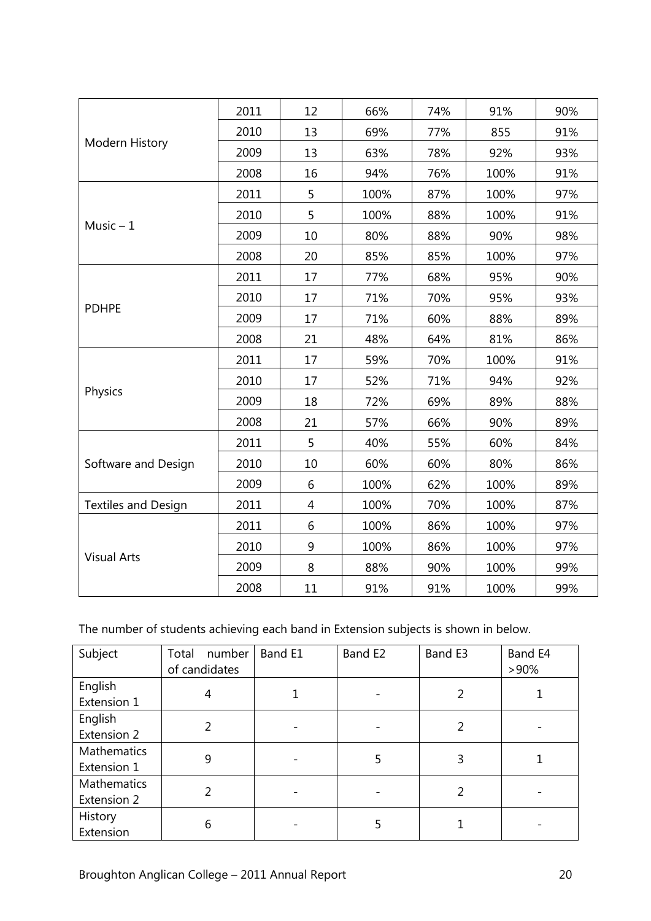| | | | | | | |
|---|---|---|---|---|---|---|
| Modern History | 2011 | 12 | 66% | 74% | 91% | 90% |
| | 2010 | 13 | 69% | 77% | 855 | 91% |
| | 2009 | 13 | 63% | 78% | 92% | 93% |
| | 2008 | 16 | 94% | 76% | 100% | 91% |
| Music – 1 | 2011 | 5 | 100% | 87% | 100% | 97% |
| | 2010 | 5 | 100% | 88% | 100% | 91% |
| | 2009 | 10 | 80% | 88% | 90% | 98% |
| | 2008 | 20 | 85% | 85% | 100% | 97% |
| PDHPE | 2011 | 17 | 77% | 68% | 95% | 90% |
| | 2010 | 17 | 71% | 70% | 95% | 93% |
| | 2009 | 17 | 71% | 60% | 88% | 89% |
| | 2008 | 21 | 48% | 64% | 81% | 86% |
| Physics | 2011 | 17 | 59% | 70% | 100% | 91% |
| | 2010 | 17 | 52% | 71% | 94% | 92% |
| | 2009 | 18 | 72% | 69% | 89% | 88% |
| | 2008 | 21 | 57% | 66% | 90% | 89% |
| Software and Design | 2011 | 5 | 40% | 55% | 60% | 84% |
| | 2010 | 10 | 60% | 60% | 80% | 86% |
| | 2009 | 6 | 100% | 62% | 100% | 89% |
| Textiles and Design | 2011 | 4 | 100% | 70% | 100% | 87% |
| Visual Arts | 2011 | 6 | 100% | 86% | 100% | 97% |
| | 2010 | 9 | 100% | 86% | 100% | 97% |
| | 2009 | 8 | 88% | 90% | 100% | 99% |
| | 2008 | 11 | 91% | 91% | 100% | 99% |

The number of students achieving each band in Extension subjects is shown in below.

| Subject | Total number of candidates | Band E1 | Band E2 | Band E3 | Band E4 >90% |
|---|---|---|---|---|---|
| English Extension 1 | 4 | 1 | - | 2 | 1 |
| English Extension 2 | 2 | - | - | 2 | - |
| Mathematics Extension 1 | 9 | - | 5 | 3 | 1 |
| Mathematics Extension 2 | 2 | - | - | 2 | - |
| History Extension | 6 | - | 5 | 1 | - |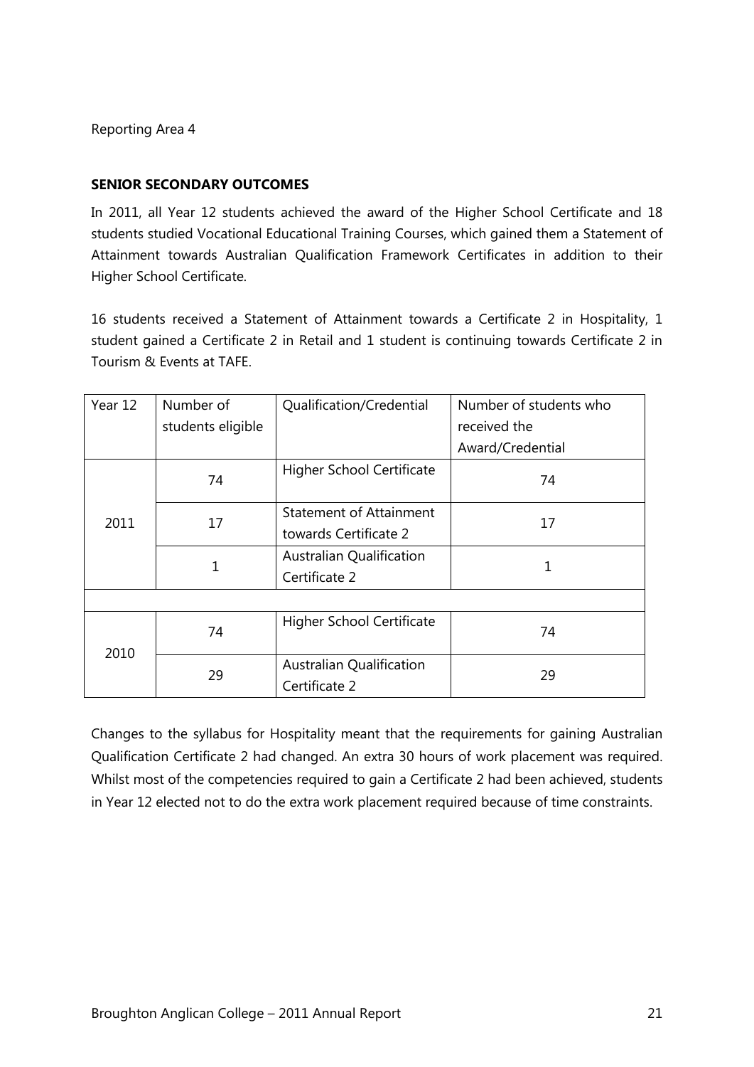Reporting Area 4

**SENIOR SECONDARY OUTCOMES**

In 2011, all Year 12 students achieved the award of the Higher School Certificate and 18 students studied Vocational Educational Training Courses, which gained them a Statement of Attainment towards Australian Qualification Framework Certificates in addition to their Higher School Certificate.

16 students received a Statement of Attainment towards a Certificate 2 in Hospitality, 1 student gained a Certificate 2 in Retail and 1 student is continuing towards Certificate 2 in Tourism & Events at TAFE.

| Year 12 | Number of students eligible | Qualification/Credential | Number of students who received the Award/Credential |
|---|---|---|---|
| 2011 | 74 | Higher School Certificate | 74 |
| | 17 | Statement of Attainment towards Certificate 2 | 17 |
| | 1 | Australian Qualification Certificate 2 | 1 |
| | | | |
| 2010 | 74 | Higher School Certificate | 74 |
| | 29 | Australian Qualification Certificate 2 | 29 |

Changes to the syllabus for Hospitality meant that the requirements for gaining Australian Qualification Certificate 2 had changed. An extra 30 hours of work placement was required. Whilst most of the competencies required to gain a Certificate 2 had been achieved, students in Year 12 elected not to do the extra work placement required because of time constraints.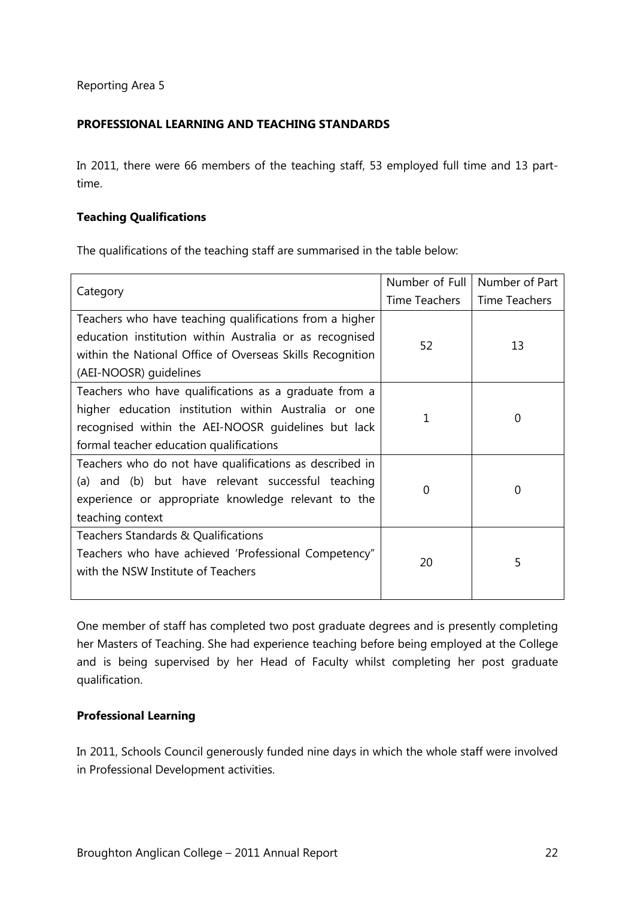Reporting Area 5

## PROFESSIONAL LEARNING AND TEACHING STANDARDS

In 2011, there were 66 members of the teaching staff, 53 employed full time and 13 part-time.

### Teaching Qualifications

The qualifications of the teaching staff are summarised in the table below:

| Category | Number of Full Time Teachers | Number of Part Time Teachers |
|---|---|---|
| Teachers who have teaching qualifications from a higher education institution within Australia or as recognised within the National Office of Overseas Skills Recognition (AEI-NOOSR) guidelines | 52 | 13 |
| Teachers who have qualifications as a graduate from a higher education institution within Australia or one recognised within the AEI-NOOSR guidelines but lack formal teacher education qualifications | 1 | 0 |
| Teachers who do not have qualifications as described in (a) and (b) but have relevant successful teaching experience or appropriate knowledge relevant to the teaching context | 0 | 0 |
| Teachers Standards & Qualifications<br>Teachers who have achieved 'Professional Competency" with the NSW Institute of Teachers | 20 | 5 |

One member of staff has completed two post graduate degrees and is presently completing her Masters of Teaching. She had experience teaching before being employed at the College and is being supervised by her Head of Faculty whilst completing her post graduate qualification.

### Professional Learning

In 2011, Schools Council generously funded nine days in which the whole staff were involved in Professional Development activities.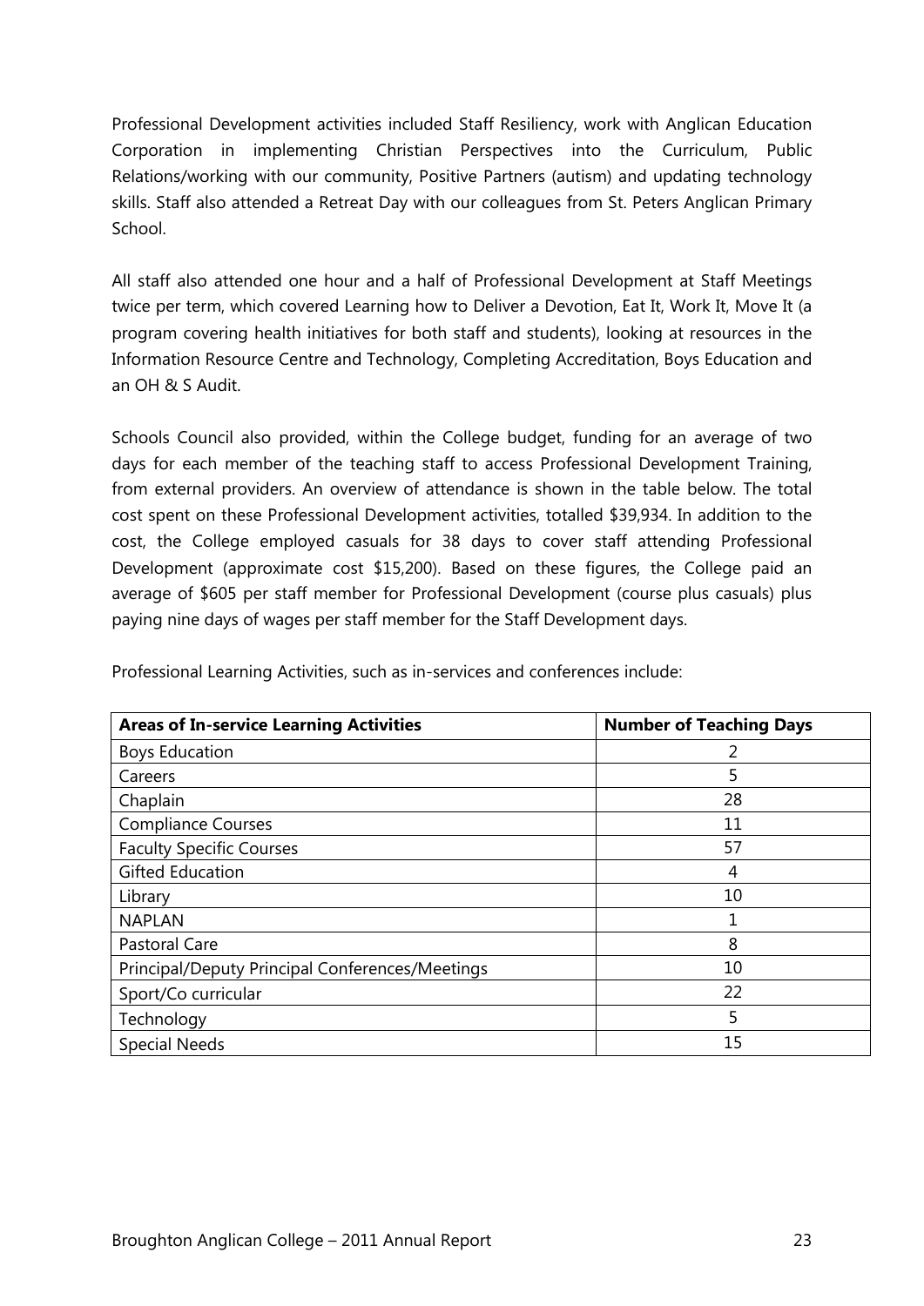Professional Development activities included Staff Resiliency, work with Anglican Education Corporation in implementing Christian Perspectives into the Curriculum, Public Relations/working with our community, Positive Partners (autism) and updating technology skills. Staff also attended a Retreat Day with our colleagues from St. Peters Anglican Primary School.

All staff also attended one hour and a half of Professional Development at Staff Meetings twice per term, which covered Learning how to Deliver a Devotion, Eat It, Work It, Move It (a program covering health initiatives for both staff and students), looking at resources in the Information Resource Centre and Technology, Completing Accreditation, Boys Education and an OH & S Audit.

Schools Council also provided, within the College budget, funding for an average of two days for each member of the teaching staff to access Professional Development Training, from external providers. An overview of attendance is shown in the table below. The total cost spent on these Professional Development activities, totalled $39,934. In addition to the cost, the College employed casuals for 38 days to cover staff attending Professional Development (approximate cost $15,200). Based on these figures, the College paid an average of $605 per staff member for Professional Development (course plus casuals) plus paying nine days of wages per staff member for the Staff Development days.

Professional Learning Activities, such as in-services and conferences include:

| Areas of In-service Learning Activities | Number of Teaching Days |
|---|---|
| Boys Education | 2 |
| Careers | 5 |
| Chaplain | 28 |
| Compliance Courses | 11 |
| Faculty Specific Courses | 57 |
| Gifted Education | 4 |
| Library | 10 |
| NAPLAN | 1 |
| Pastoral Care | 8 |
| Principal/Deputy Principal Conferences/Meetings | 10 |
| Sport/Co curricular | 22 |
| Technology | 5 |
| Special Needs | 15 |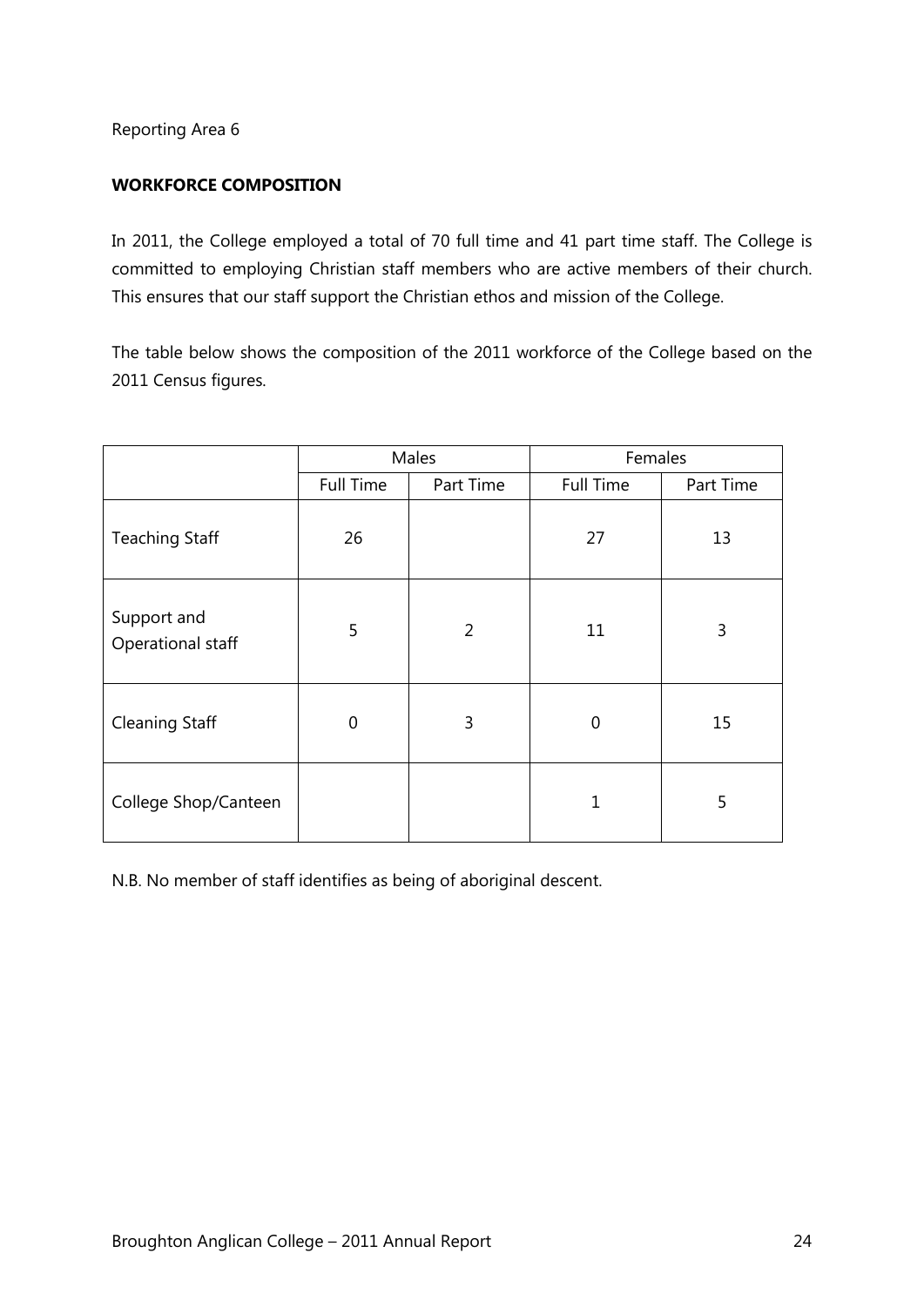Reporting Area 6

**WORKFORCE COMPOSITION**

In 2011, the College employed a total of 70 full time and 41 part time staff. The College is committed to employing Christian staff members who are active members of their church. This ensures that our staff support the Christian ethos and mission of the College.

The table below shows the composition of the 2011 workforce of the College based on the 2011 Census figures.

| | Males | | Females | |
|---|---|---|---|---|
| | Full Time | Part Time | Full Time | Part Time |
| Teaching Staff | 26 | | 27 | 13 |
| Support and Operational staff | 5 | 2 | 11 | 3 |
| Cleaning Staff | 0 | 3 | 0 | 15 |
| College Shop/Canteen | | | 1 | 5 |

N.B. No member of staff identifies as being of aboriginal descent.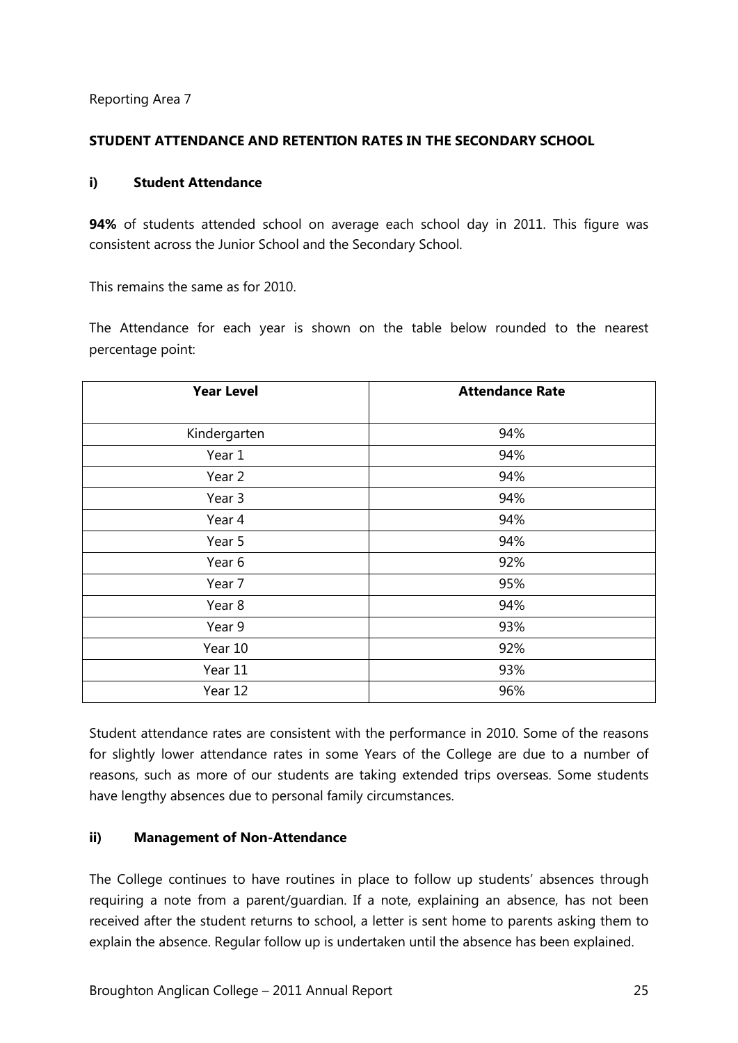Reporting Area 7

## STUDENT ATTENDANCE AND RETENTION RATES IN THE SECONDARY SCHOOL

### i) Student Attendance

**94%** of students attended school on average each school day in 2011. This figure was consistent across the Junior School and the Secondary School.

This remains the same as for 2010.

The Attendance for each year is shown on the table below rounded to the nearest percentage point:

| Year Level | Attendance Rate |
|---|---|
| Kindergarten | 94% |
| Year 1 | 94% |
| Year 2 | 94% |
| Year 3 | 94% |
| Year 4 | 94% |
| Year 5 | 94% |
| Year 6 | 92% |
| Year 7 | 95% |
| Year 8 | 94% |
| Year 9 | 93% |
| Year 10 | 92% |
| Year 11 | 93% |
| Year 12 | 96% |

Student attendance rates are consistent with the performance in 2010. Some of the reasons for slightly lower attendance rates in some Years of the College are due to a number of reasons, such as more of our students are taking extended trips overseas. Some students have lengthy absences due to personal family circumstances.

### ii) Management of Non-Attendance

The College continues to have routines in place to follow up students' absences through requiring a note from a parent/guardian. If a note, explaining an absence, has not been received after the student returns to school, a letter is sent home to parents asking them to explain the absence. Regular follow up is undertaken until the absence has been explained.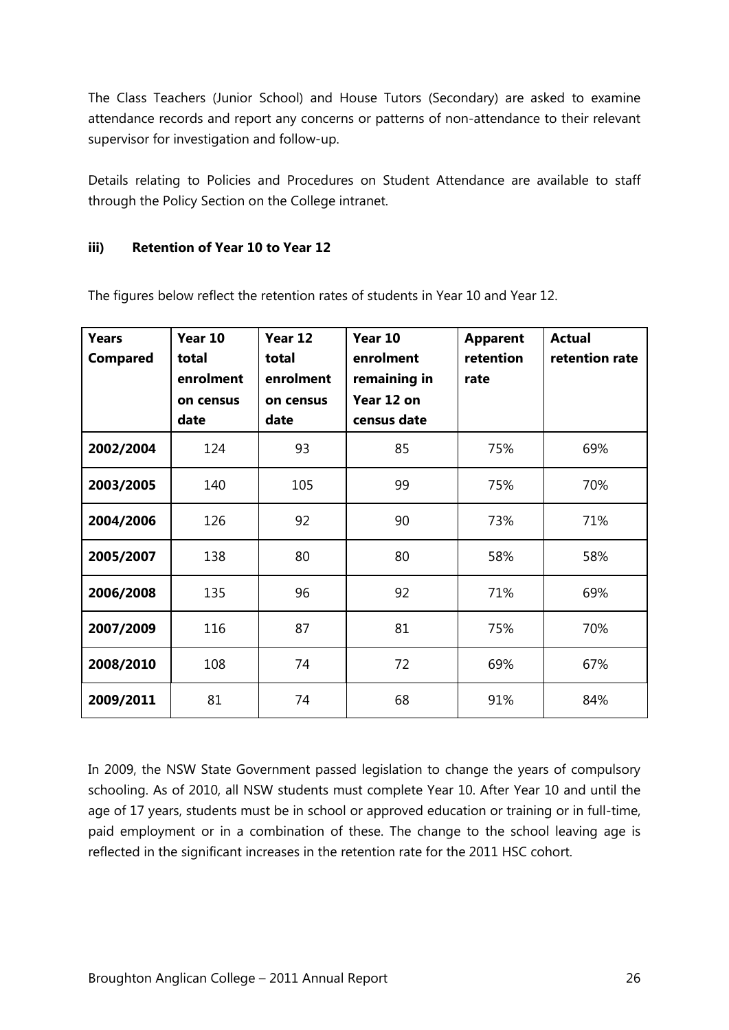The Class Teachers (Junior School) and House Tutors (Secondary) are asked to examine attendance records and report any concerns or patterns of non-attendance to their relevant supervisor for investigation and follow-up.

Details relating to Policies and Procedures on Student Attendance are available to staff through the Policy Section on the College intranet.

### iii) Retention of Year 10 to Year 12

The figures below reflect the retention rates of students in Year 10 and Year 12.

| Years Compared | Year 10 total enrolment on census date | Year 12 total enrolment on census date | Year 10 enrolment remaining in Year 12 on census date | Apparent retention rate | Actual retention rate |
|---|---|---|---|---|---|
| **2002/2004** | 124 | 93 | 85 | 75% | 69% |
| **2003/2005** | 140 | 105 | 99 | 75% | 70% |
| **2004/2006** | 126 | 92 | 90 | 73% | 71% |
| **2005/2007** | 138 | 80 | 80 | 58% | 58% |
| **2006/2008** | 135 | 96 | 92 | 71% | 69% |
| **2007/2009** | 116 | 87 | 81 | 75% | 70% |
| **2008/2010** | 108 | 74 | 72 | 69% | 67% |
| **2009/2011** | 81 | 74 | 68 | 91% | 84% |

In 2009, the NSW State Government passed legislation to change the years of compulsory schooling. As of 2010, all NSW students must complete Year 10. After Year 10 and until the age of 17 years, students must be in school or approved education or training or in full-time, paid employment or in a combination of these. The change to the school leaving age is reflected in the significant increases in the retention rate for the 2011 HSC cohort.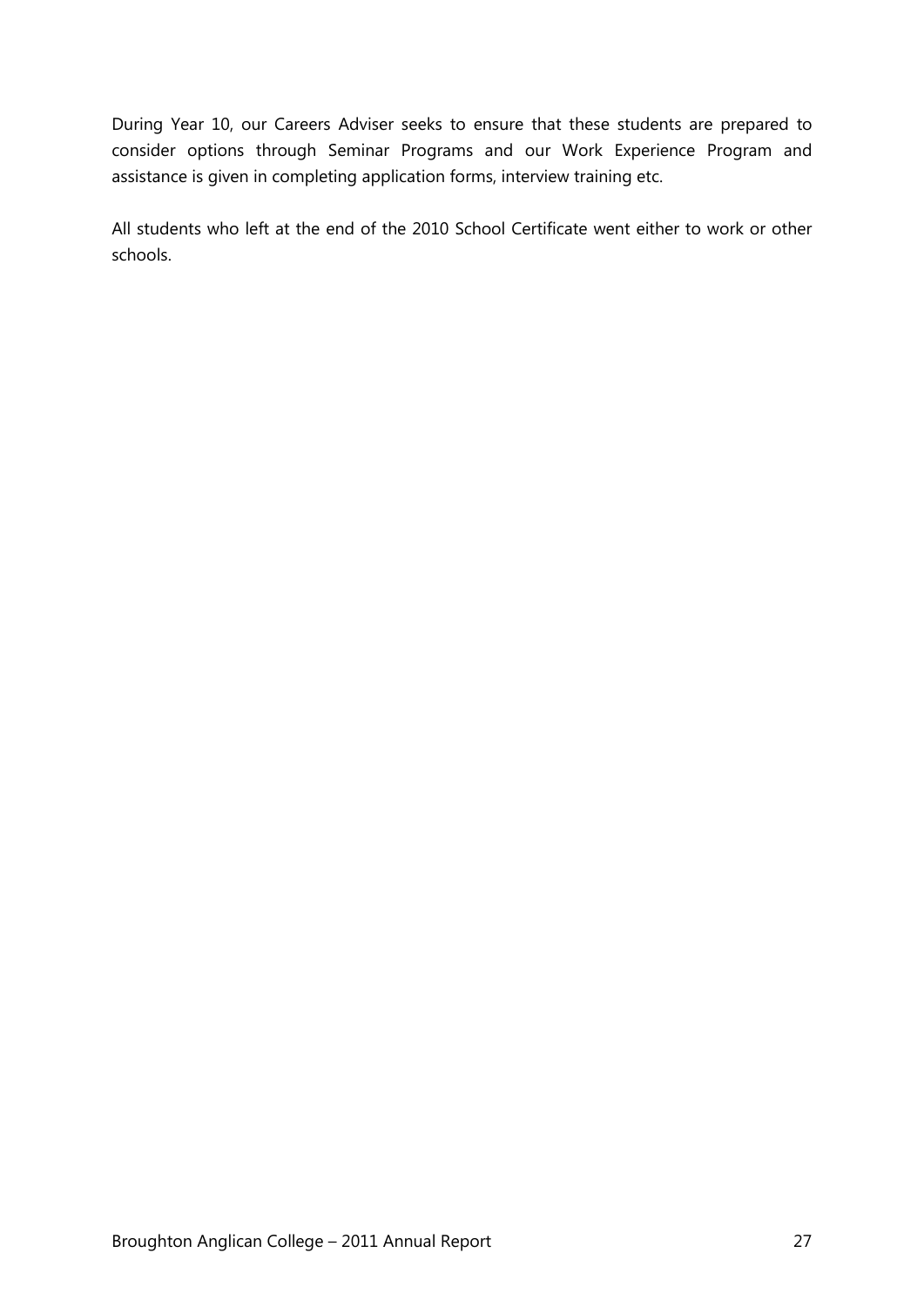During Year 10, our Careers Adviser seeks to ensure that these students are prepared to consider options through Seminar Programs and our Work Experience Program and assistance is given in completing application forms, interview training etc.

All students who left at the end of the 2010 School Certificate went either to work or other schools.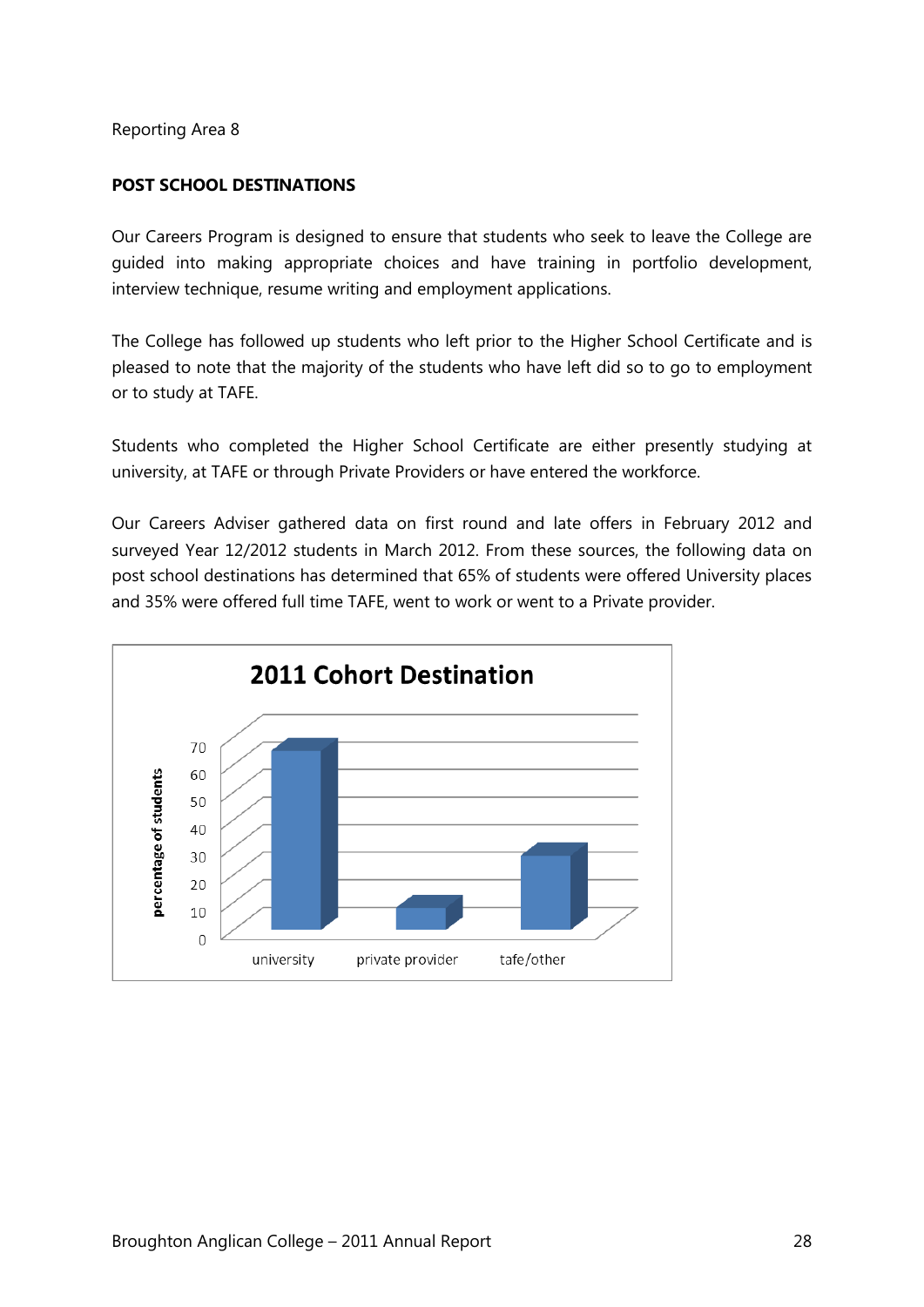Reporting Area 8

## POST SCHOOL DESTINATIONS

Our Careers Program is designed to ensure that students who seek to leave the College are guided into making appropriate choices and have training in portfolio development, interview technique, resume writing and employment applications.

The College has followed up students who left prior to the Higher School Certificate and is pleased to note that the majority of the students who have left did so to go to employment or to study at TAFE.

Students who completed the Higher School Certificate are either presently studying at university, at TAFE or through Private Providers or have entered the workforce.

Our Careers Adviser gathered data on first round and late offers in February 2012 and surveyed Year 12/2012 students in March 2012. From these sources, the following data on post school destinations has determined that 65% of students were offered University places and 35% were offered full time TAFE, went to work or went to a Private provider.

**2011 Cohort Destination**

percentage of students: 0, 10, 20, 30, 40, 50, 60, 70

university | private provider | tafe/other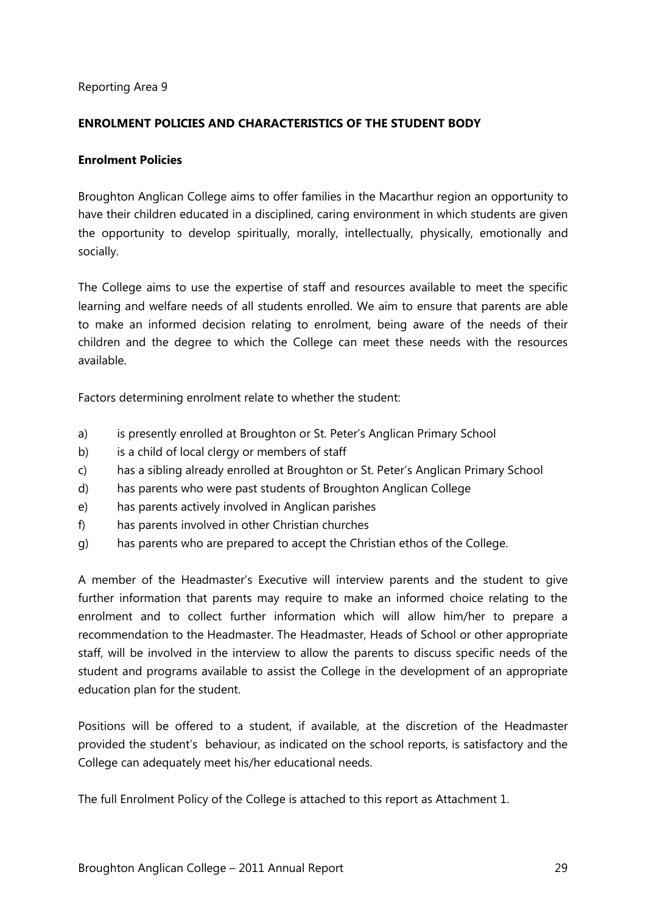Reporting Area 9

## ENROLMENT POLICIES AND CHARACTERISTICS OF THE STUDENT BODY

### Enrolment Policies

Broughton Anglican College aims to offer families in the Macarthur region an opportunity to have their children educated in a disciplined, caring environment in which students are given the opportunity to develop spiritually, morally, intellectually, physically, emotionally and socially.

The College aims to use the expertise of staff and resources available to meet the specific learning and welfare needs of all students enrolled. We aim to ensure that parents are able to make an informed decision relating to enrolment, being aware of the needs of their children and the degree to which the College can meet these needs with the resources available.

Factors determining enrolment relate to whether the student:

a) is presently enrolled at Broughton or St. Peter's Anglican Primary School
b) is a child of local clergy or members of staff
c) has a sibling already enrolled at Broughton or St. Peter's Anglican Primary School
d) has parents who were past students of Broughton Anglican College
e) has parents actively involved in Anglican parishes
f) has parents involved in other Christian churches
g) has parents who are prepared to accept the Christian ethos of the College.

A member of the Headmaster's Executive will interview parents and the student to give further information that parents may require to make an informed choice relating to the enrolment and to collect further information which will allow him/her to prepare a recommendation to the Headmaster. The Headmaster, Heads of School or other appropriate staff, will be involved in the interview to allow the parents to discuss specific needs of the student and programs available to assist the College in the development of an appropriate education plan for the student.

Positions will be offered to a student, if available, at the discretion of the Headmaster provided the student's behaviour, as indicated on the school reports, is satisfactory and the College can adequately meet his/her educational needs.

The full Enrolment Policy of the College is attached to this report as Attachment 1.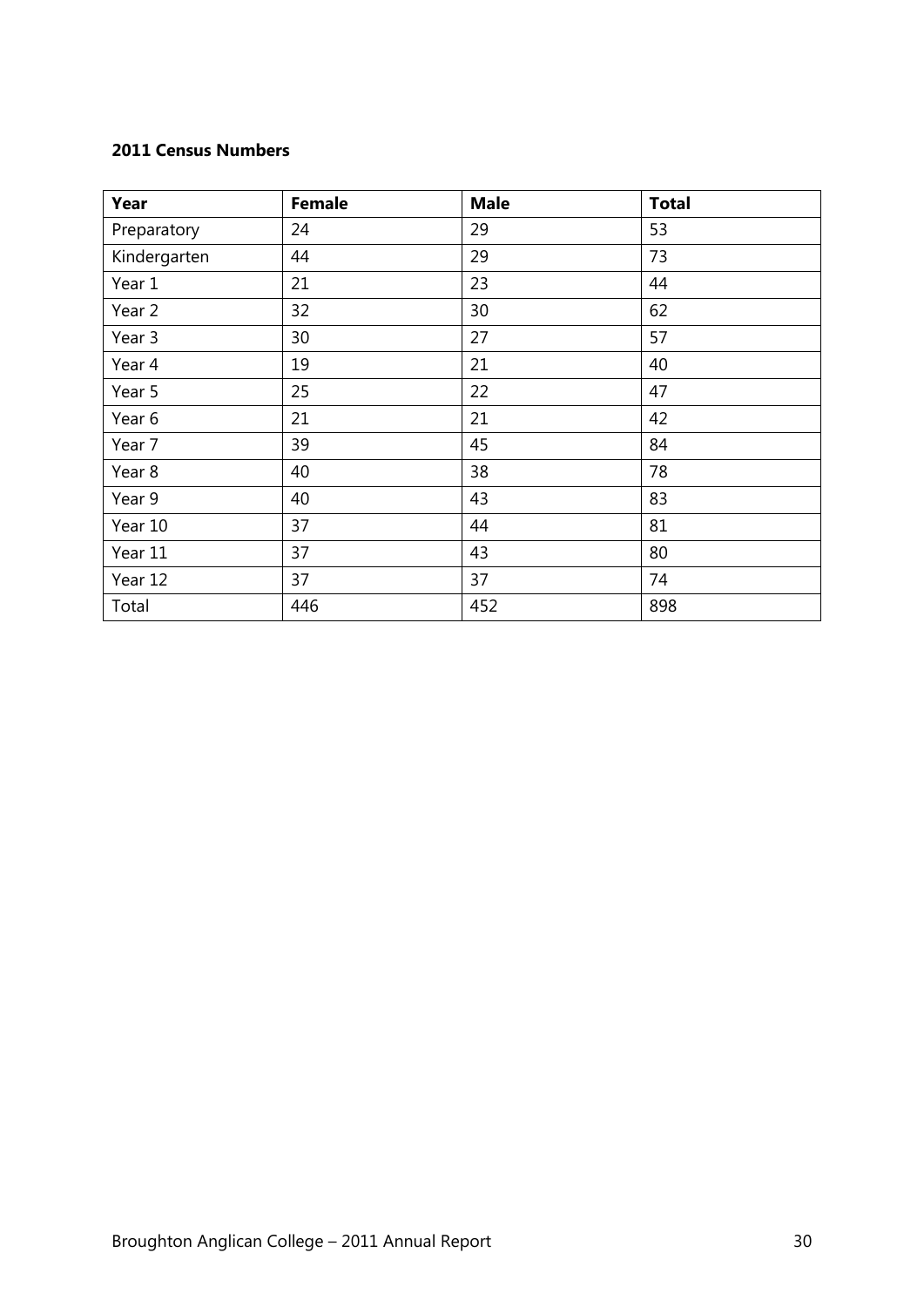**2011 Census Numbers**

| Year | Female | Male | Total |
|---|---|---|---|
| Preparatory | 24 | 29 | 53 |
| Kindergarten | 44 | 29 | 73 |
| Year 1 | 21 | 23 | 44 |
| Year 2 | 32 | 30 | 62 |
| Year 3 | 30 | 27 | 57 |
| Year 4 | 19 | 21 | 40 |
| Year 5 | 25 | 22 | 47 |
| Year 6 | 21 | 21 | 42 |
| Year 7 | 39 | 45 | 84 |
| Year 8 | 40 | 38 | 78 |
| Year 9 | 40 | 43 | 83 |
| Year 10 | 37 | 44 | 81 |
| Year 11 | 37 | 43 | 80 |
| Year 12 | 37 | 37 | 74 |
| Total | 446 | 452 | 898 |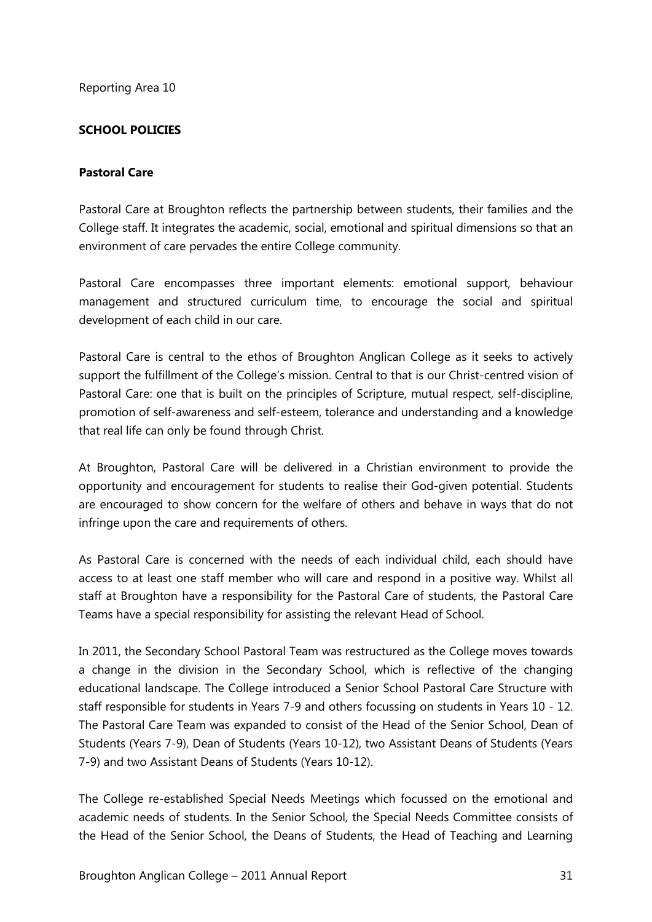Reporting Area 10

**SCHOOL POLICIES**

**Pastoral Care**

Pastoral Care at Broughton reflects the partnership between students, their families and the College staff. It integrates the academic, social, emotional and spiritual dimensions so that an environment of care pervades the entire College community.

Pastoral Care encompasses three important elements: emotional support, behaviour management and structured curriculum time, to encourage the social and spiritual development of each child in our care.

Pastoral Care is central to the ethos of Broughton Anglican College as it seeks to actively support the fulfillment of the College's mission. Central to that is our Christ-centred vision of Pastoral Care: one that is built on the principles of Scripture, mutual respect, self-discipline, promotion of self-awareness and self-esteem, tolerance and understanding and a knowledge that real life can only be found through Christ.

At Broughton, Pastoral Care will be delivered in a Christian environment to provide the opportunity and encouragement for students to realise their God-given potential. Students are encouraged to show concern for the welfare of others and behave in ways that do not infringe upon the care and requirements of others.

As Pastoral Care is concerned with the needs of each individual child, each should have access to at least one staff member who will care and respond in a positive way. Whilst all staff at Broughton have a responsibility for the Pastoral Care of students, the Pastoral Care Teams have a special responsibility for assisting the relevant Head of School.

In 2011, the Secondary School Pastoral Team was restructured as the College moves towards a change in the division in the Secondary School, which is reflective of the changing educational landscape. The College introduced a Senior School Pastoral Care Structure with staff responsible for students in Years 7-9 and others focussing on students in Years 10 - 12. The Pastoral Care Team was expanded to consist of the Head of the Senior School, Dean of Students (Years 7-9), Dean of Students (Years 10-12), two Assistant Deans of Students (Years 7-9) and two Assistant Deans of Students (Years 10-12).

The College re-established Special Needs Meetings which focussed on the emotional and academic needs of students. In the Senior School, the Special Needs Committee consists of the Head of the Senior School, the Deans of Students, the Head of Teaching and Learning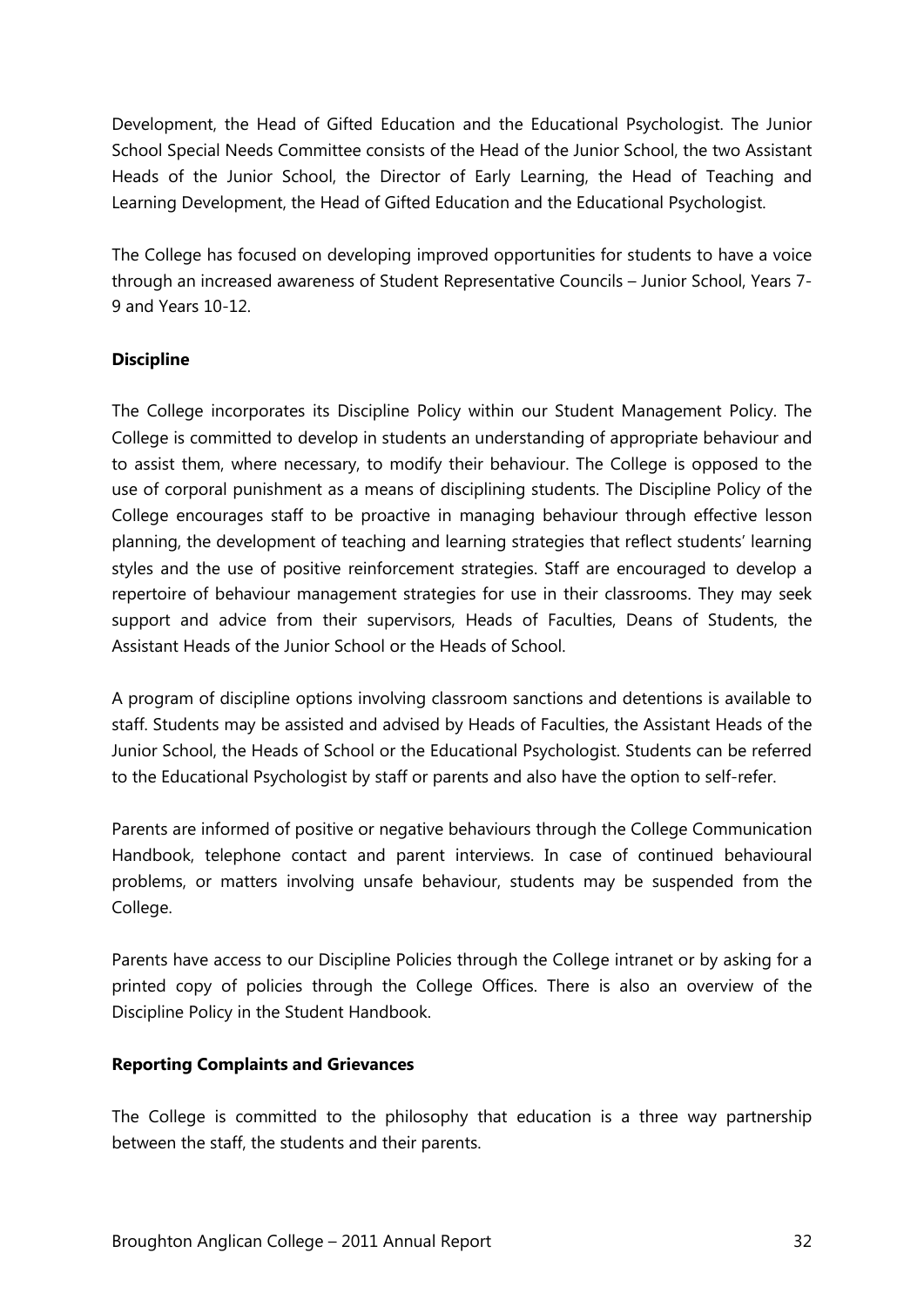Development, the Head of Gifted Education and the Educational Psychologist. The Junior School Special Needs Committee consists of the Head of the Junior School, the two Assistant Heads of the Junior School, the Director of Early Learning, the Head of Teaching and Learning Development, the Head of Gifted Education and the Educational Psychologist.

The College has focused on developing improved opportunities for students to have a voice through an increased awareness of Student Representative Councils – Junior School, Years 7-9 and Years 10-12.

**Discipline**

The College incorporates its Discipline Policy within our Student Management Policy. The College is committed to develop in students an understanding of appropriate behaviour and to assist them, where necessary, to modify their behaviour. The College is opposed to the use of corporal punishment as a means of disciplining students. The Discipline Policy of the College encourages staff to be proactive in managing behaviour through effective lesson planning, the development of teaching and learning strategies that reflect students' learning styles and the use of positive reinforcement strategies. Staff are encouraged to develop a repertoire of behaviour management strategies for use in their classrooms. They may seek support and advice from their supervisors, Heads of Faculties, Deans of Students, the Assistant Heads of the Junior School or the Heads of School.

A program of discipline options involving classroom sanctions and detentions is available to staff. Students may be assisted and advised by Heads of Faculties, the Assistant Heads of the Junior School, the Heads of School or the Educational Psychologist. Students can be referred to the Educational Psychologist by staff or parents and also have the option to self-refer.

Parents are informed of positive or negative behaviours through the College Communication Handbook, telephone contact and parent interviews. In case of continued behavioural problems, or matters involving unsafe behaviour, students may be suspended from the College.

Parents have access to our Discipline Policies through the College intranet or by asking for a printed copy of policies through the College Offices. There is also an overview of the Discipline Policy in the Student Handbook.

**Reporting Complaints and Grievances**

The College is committed to the philosophy that education is a three way partnership between the staff, the students and their parents.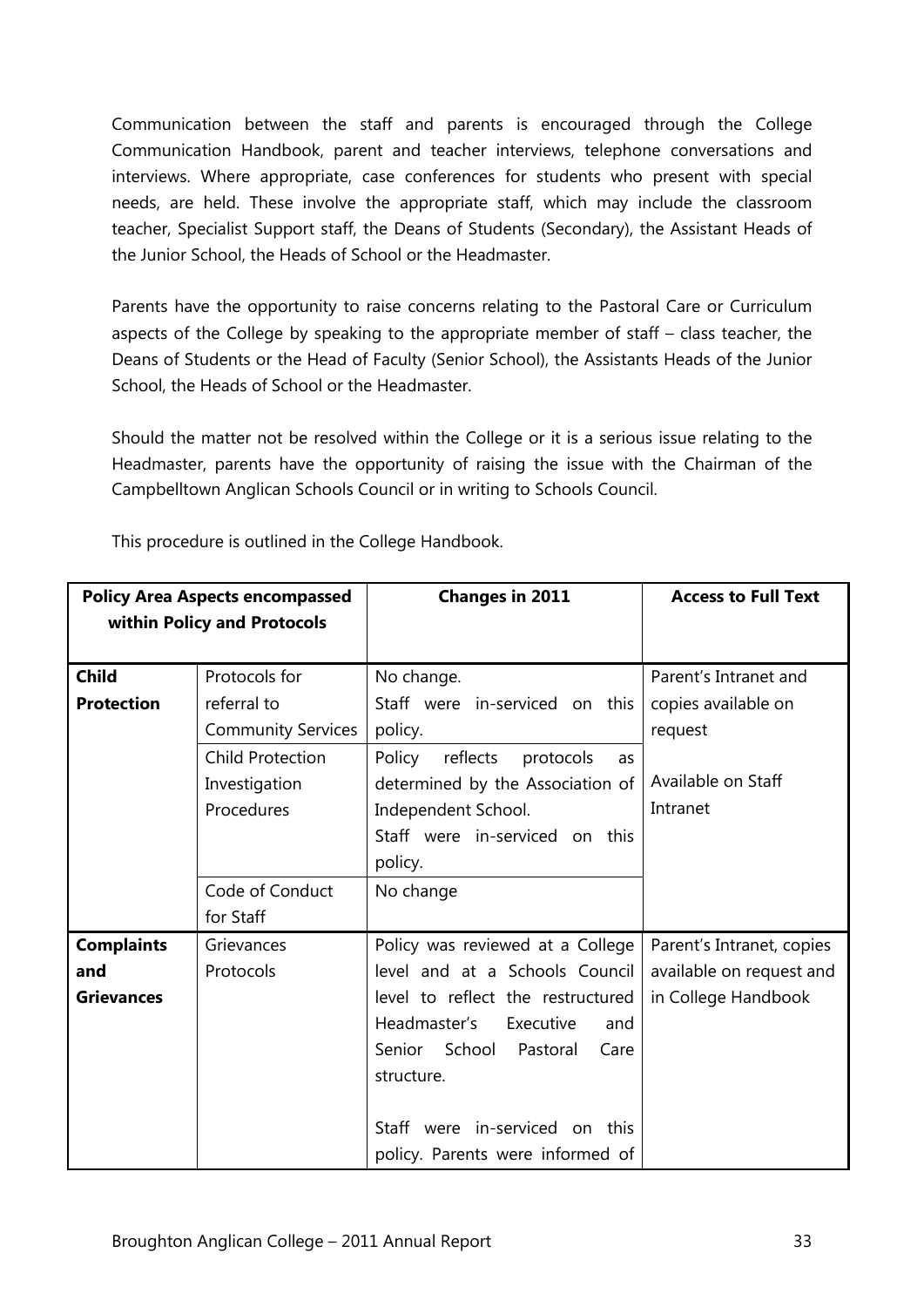Communication between the staff and parents is encouraged through the College Communication Handbook, parent and teacher interviews, telephone conversations and interviews. Where appropriate, case conferences for students who present with special needs, are held. These involve the appropriate staff, which may include the classroom teacher, Specialist Support staff, the Deans of Students (Secondary), the Assistant Heads of the Junior School, the Heads of School or the Headmaster.

Parents have the opportunity to raise concerns relating to the Pastoral Care or Curriculum aspects of the College by speaking to the appropriate member of staff – class teacher, the Deans of Students or the Head of Faculty (Senior School), the Assistants Heads of the Junior School, the Heads of School or the Headmaster.

Should the matter not be resolved within the College or it is a serious issue relating to the Headmaster, parents have the opportunity of raising the issue with the Chairman of the Campbelltown Anglican Schools Council or in writing to Schools Council.

This procedure is outlined in the College Handbook.

| Policy Area Aspects encompassed within Policy and Protocols | | Changes in 2011 | Access to Full Text |
|---|---|---|---|
| **Child Protection** | Protocols for referral to Community Services | No change. Staff were in-serviced on this policy. | Parent's Intranet and copies available on request |
| | Child Protection Investigation Procedures | Policy reflects protocols as determined by the Association of Independent School. Staff were in-serviced on this policy. | Available on Staff Intranet |
| | Code of Conduct for Staff | No change | |
| **Complaints and Grievances** | Grievances Protocols | Policy was reviewed at a College level and at a Schools Council level to reflect the restructured Headmaster's Executive and Senior School Pastoral Care structure.<br><br>Staff were in-serviced on this policy. Parents were informed of | Parent's Intranet, copies available on request and in College Handbook |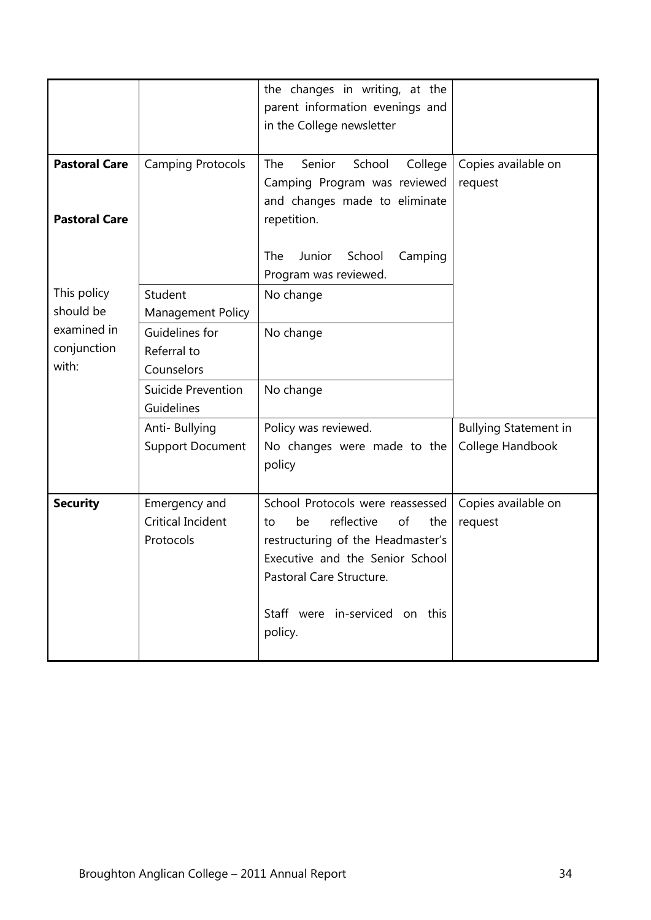| | | | |
|---|---|---|---|
| | | the changes in writing, at the parent information evenings and in the College newsletter | |
| **Pastoral Care** | Camping Protocols | The Senior School College Camping Program was reviewed and changes made to eliminate repetition. | Copies available on request |
| **Pastoral Care** | | The Junior School Camping Program was reviewed. | |
| This policy should be examined in conjunction with: | Student Management Policy | No change | |
| | Guidelines for Referral to Counselors | No change | |
| | Suicide Prevention Guidelines | No change | |
| | Anti- Bullying Support Document | Policy was reviewed. No changes were made to the policy | Bullying Statement in College Handbook |
| **Security** | Emergency and Critical Incident Protocols | School Protocols were reassessed to be reflective of the restructuring of the Headmaster's Executive and the Senior School Pastoral Care Structure. Staff were in-serviced on this policy. | Copies available on request |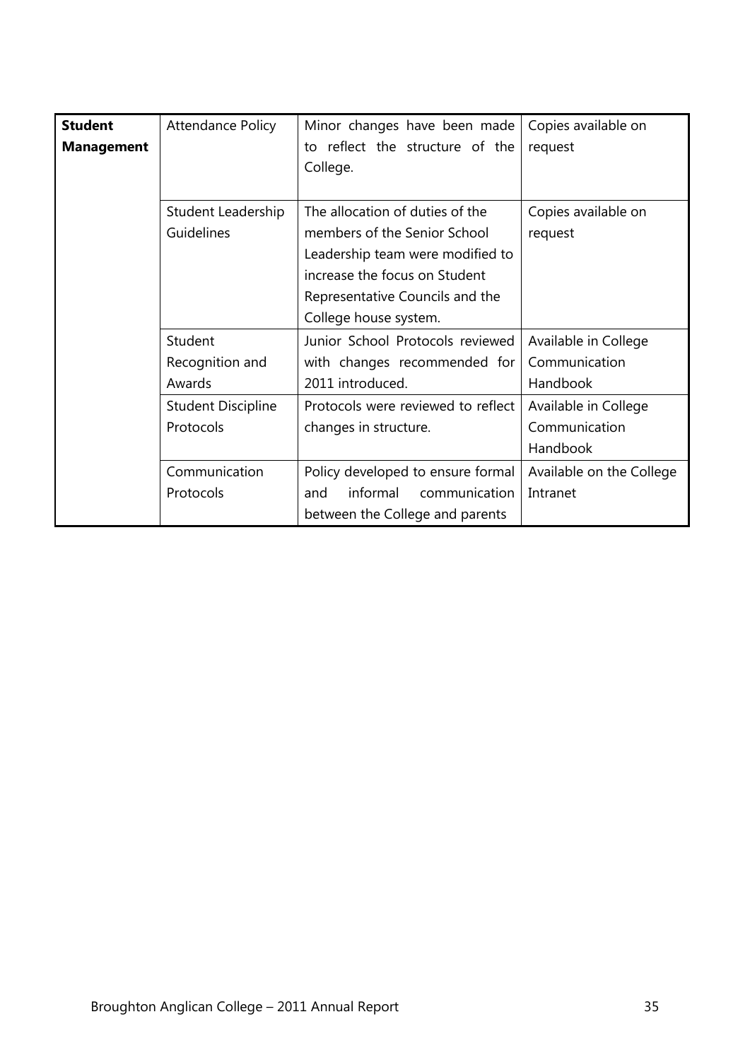| | | | |
|---|---|---|---|
| **Student Management** | Attendance Policy | Minor changes have been made to reflect the structure of the College. | Copies available on request |
| | Student Leadership Guidelines | The allocation of duties of the members of the Senior School Leadership team were modified to increase the focus on Student Representative Councils and the College house system. | Copies available on request |
| | Student Recognition and Awards | Junior School Protocols reviewed with changes recommended for 2011 introduced. | Available in College Communication Handbook |
| | Student Discipline Protocols | Protocols were reviewed to reflect changes in structure. | Available in College Communication Handbook |
| | Communication Protocols | Policy developed to ensure formal and informal communication between the College and parents | Available on the College Intranet |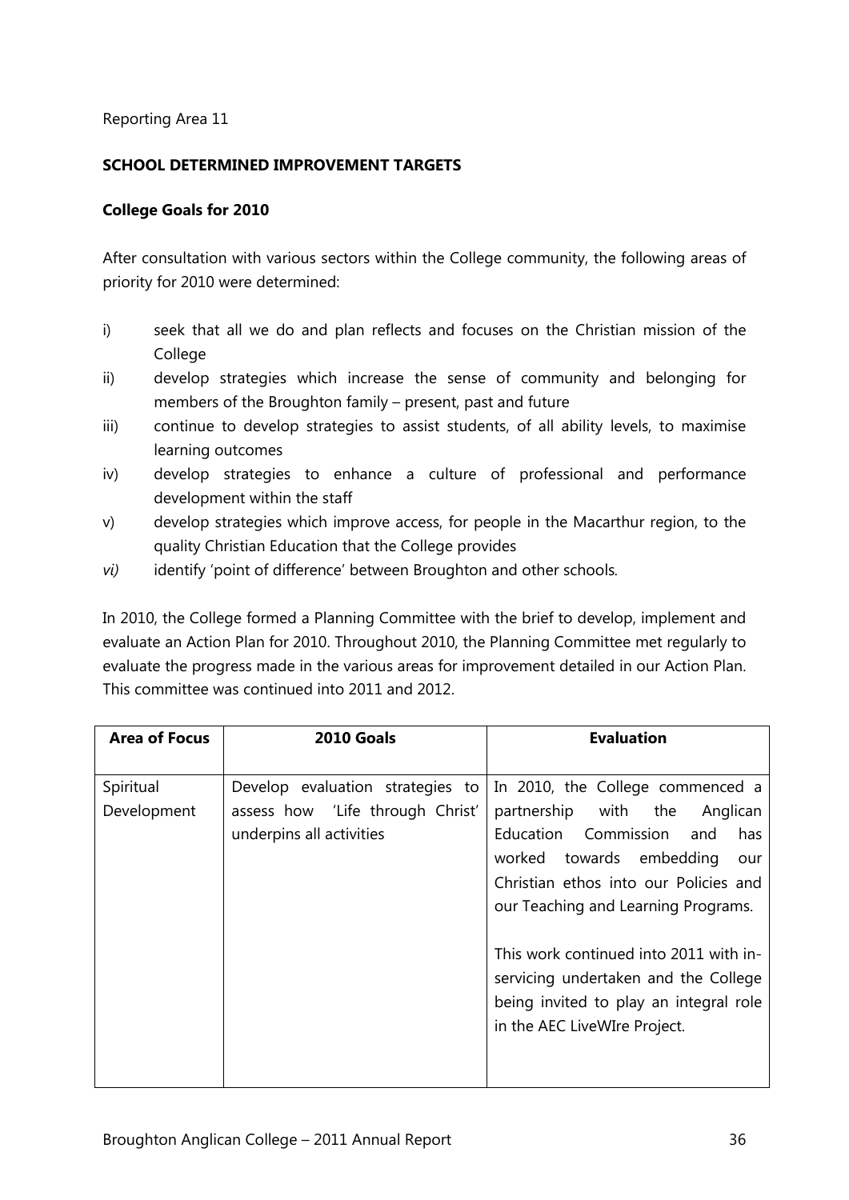Reporting Area 11

**SCHOOL DETERMINED IMPROVEMENT TARGETS**

**College Goals for 2010**

After consultation with various sectors within the College community, the following areas of priority for 2010 were determined:

i) seek that all we do and plan reflects and focuses on the Christian mission of the College

ii) develop strategies which increase the sense of community and belonging for members of the Broughton family – present, past and future

iii) continue to develop strategies to assist students, of all ability levels, to maximise learning outcomes

iv) develop strategies to enhance a culture of professional and performance development within the staff

v) develop strategies which improve access, for people in the Macarthur region, to the quality Christian Education that the College provides

*vi)* identify 'point of difference' between Broughton and other schools.

In 2010, the College formed a Planning Committee with the brief to develop, implement and evaluate an Action Plan for 2010. Throughout 2010, the Planning Committee met regularly to evaluate the progress made in the various areas for improvement detailed in our Action Plan. This committee was continued into 2011 and 2012.

| Area of Focus | 2010 Goals | Evaluation |
|---|---|---|
| Spiritual Development | Develop evaluation strategies to assess how 'Life through Christ' underpins all activities | In 2010, the College commenced a partnership with the Anglican Education Commission and has worked towards embedding our Christian ethos into our Policies and our Teaching and Learning Programs.<br><br>This work continued into 2011 with in-servicing undertaken and the College being invited to play an integral role in the AEC LiveWIre Project. |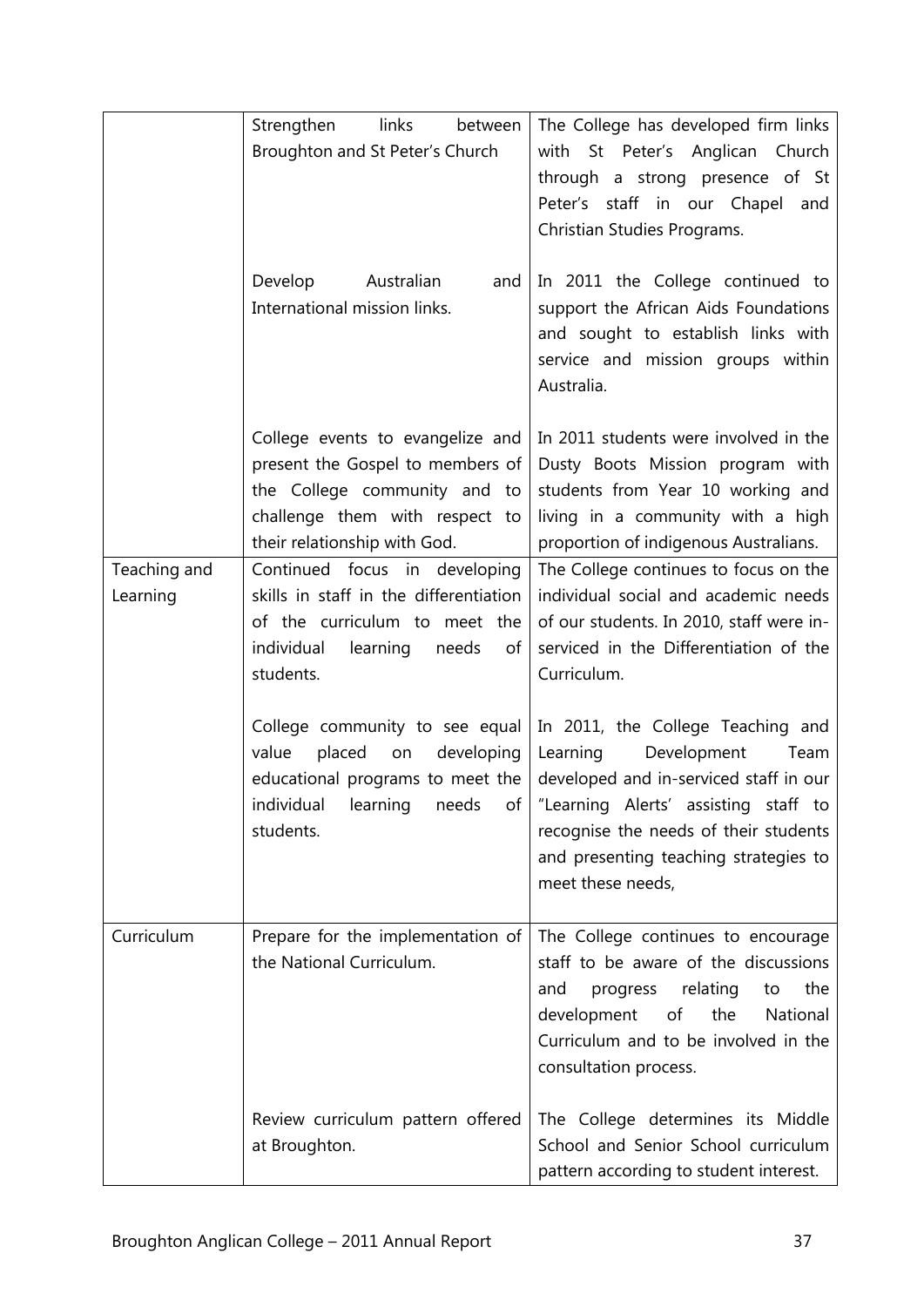| | | |
|---|---|---|
| | Strengthen links between Broughton and St Peter's Church | The College has developed firm links with St Peter's Anglican Church through a strong presence of St Peter's staff in our Chapel and Christian Studies Programs. |
| | Develop Australian and International mission links. | In 2011 the College continued to support the African Aids Foundations and sought to establish links with service and mission groups within Australia. |
| | College events to evangelize and present the Gospel to members of the College community and to challenge them with respect to their relationship with God. | In 2011 students were involved in the Dusty Boots Mission program with students from Year 10 working and living in a community with a high proportion of indigenous Australians. |
| Teaching and Learning | Continued focus in developing skills in staff in the differentiation of the curriculum to meet the individual learning needs of students. | The College continues to focus on the individual social and academic needs of our students. In 2010, staff were in-serviced in the Differentiation of the Curriculum. |
| | College community to see equal value placed on developing educational programs to meet the individual learning needs of students. | In 2011, the College Teaching and Learning Development Team developed and in-serviced staff in our "Learning Alerts' assisting staff to recognise the needs of their students and presenting teaching strategies to meet these needs, |
| Curriculum | Prepare for the implementation of the National Curriculum. | The College continues to encourage staff to be aware of the discussions and progress relating to the development of the National Curriculum and to be involved in the consultation process. |
| | Review curriculum pattern offered at Broughton. | The College determines its Middle School and Senior School curriculum pattern according to student interest. |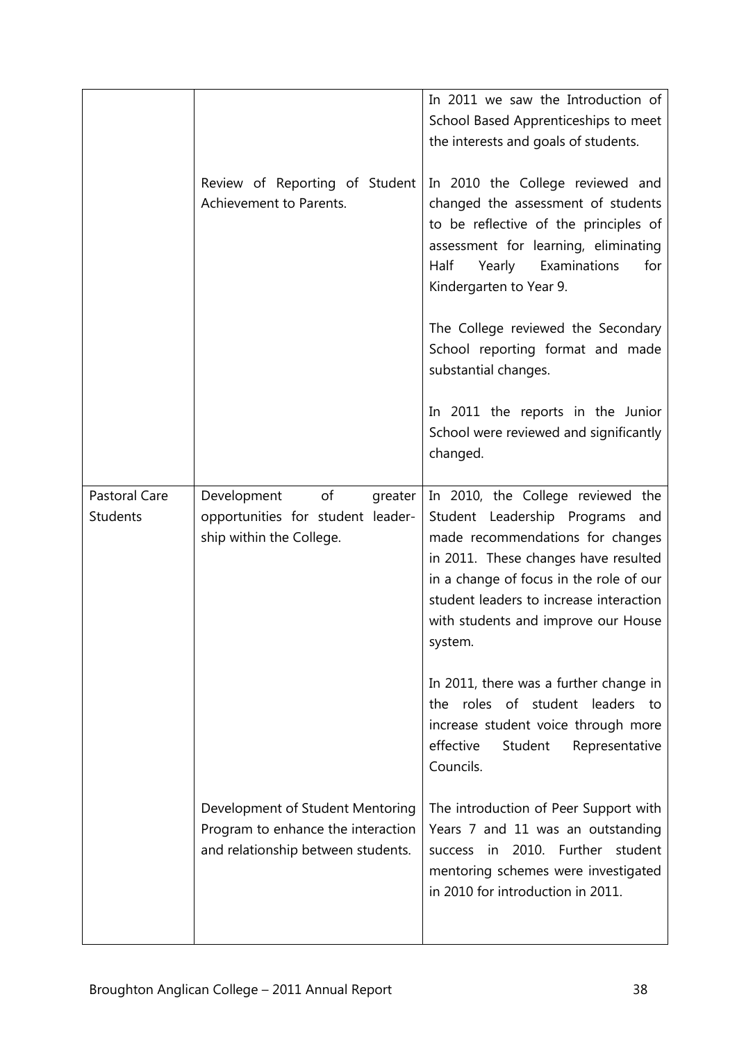| | | |
|---|---|---|
| | | In 2011 we saw the Introduction of School Based Apprenticeships to meet the interests and goals of students. |
| | Review of Reporting of Student Achievement to Parents. | In 2010 the College reviewed and changed the assessment of students to be reflective of the principles of assessment for learning, eliminating Half Yearly Examinations for Kindergarten to Year 9.<br><br>The College reviewed the Secondary School reporting format and made substantial changes.<br><br>In 2011 the reports in the Junior School were reviewed and significantly changed. |
| Pastoral Care Students | Development of greater opportunities for student leader-ship within the College. | In 2010, the College reviewed the Student Leadership Programs and made recommendations for changes in 2011. These changes have resulted in a change of focus in the role of our student leaders to increase interaction with students and improve our House system.<br><br>In 2011, there was a further change in the roles of student leaders to increase student voice through more effective Student Representative Councils. |
| | Development of Student Mentoring Program to enhance the interaction and relationship between students. | The introduction of Peer Support with Years 7 and 11 was an outstanding success in 2010. Further student mentoring schemes were investigated in 2010 for introduction in 2011. |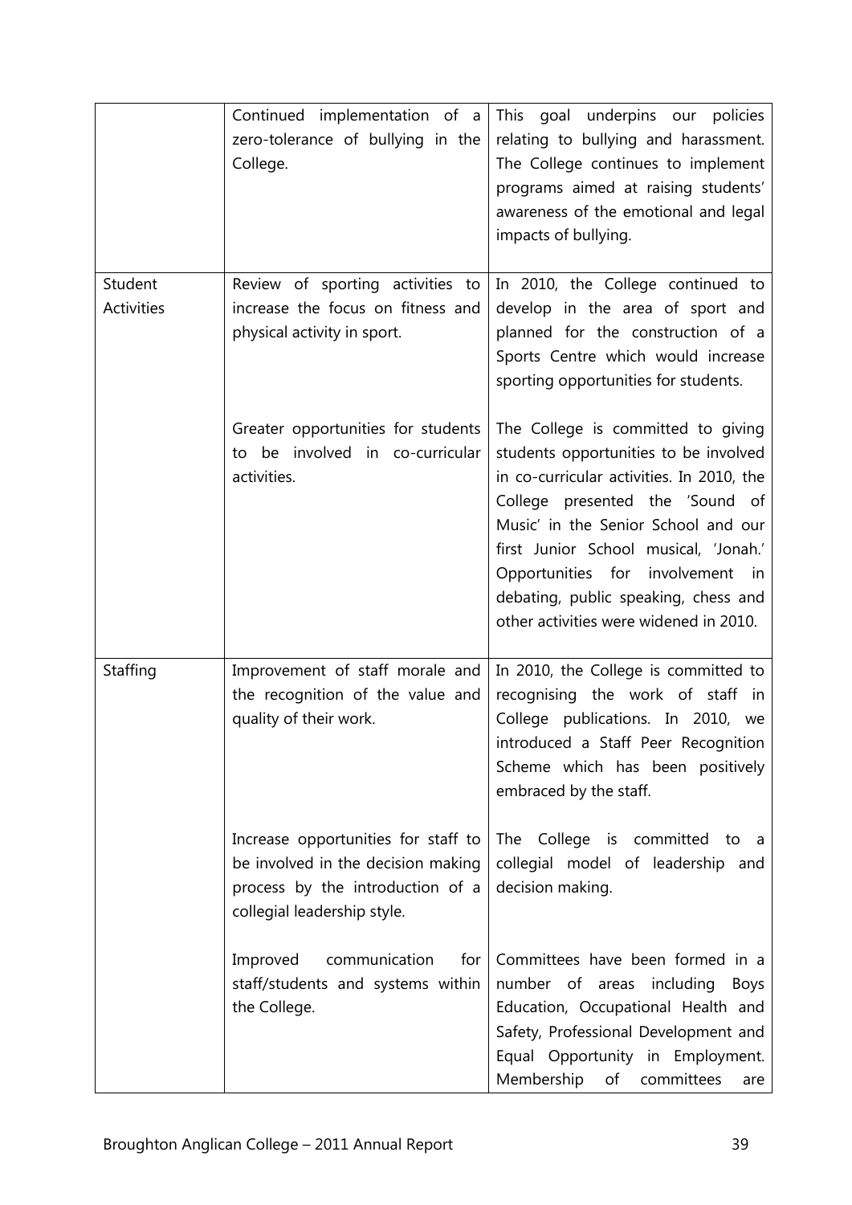| | | |
|---|---|---|
| | Continued implementation of a zero-tolerance of bullying in the College. | This goal underpins our policies relating to bullying and harassment. The College continues to implement programs aimed at raising students' awareness of the emotional and legal impacts of bullying. |
| Student Activities | Review of sporting activities to increase the focus on fitness and physical activity in sport. | In 2010, the College continued to develop in the area of sport and planned for the construction of a Sports Centre which would increase sporting opportunities for students. |
| | Greater opportunities for students to be involved in co-curricular activities. | The College is committed to giving students opportunities to be involved in co-curricular activities. In 2010, the College presented the 'Sound of Music' in the Senior School and our first Junior School musical, 'Jonah.' Opportunities for involvement in debating, public speaking, chess and other activities were widened in 2010. |
| Staffing | Improvement of staff morale and the recognition of the value and quality of their work. | In 2010, the College is committed to recognising the work of staff in College publications. In 2010, we introduced a Staff Peer Recognition Scheme which has been positively embraced by the staff. |
| | Increase opportunities for staff to be involved in the decision making process by the introduction of a collegial leadership style. | The College is committed to a collegial model of leadership and decision making. |
| | Improved communication for staff/students and systems within the College. | Committees have been formed in a number of areas including Boys Education, Occupational Health and Safety, Professional Development and Equal Opportunity in Employment. Membership of committees are |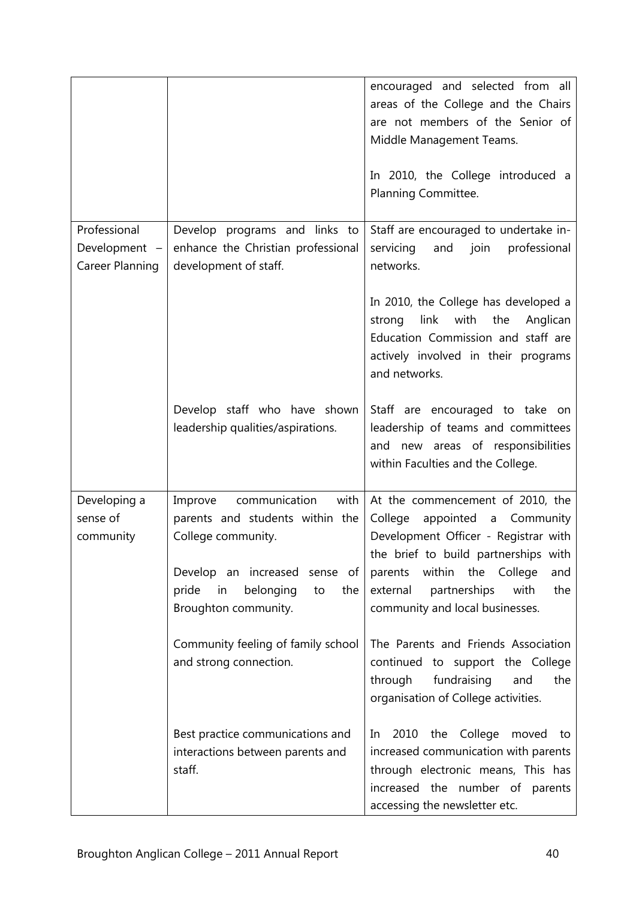| | | |
|---|---|---|
| | | encouraged and selected from all areas of the College and the Chairs are not members of the Senior of Middle Management Teams.<br><br>In 2010, the College introduced a Planning Committee. |
| Professional Development – Career Planning | Develop programs and links to enhance the Christian professional development of staff. | Staff are encouraged to undertake in-servicing and join professional networks.<br><br>In 2010, the College has developed a strong link with the Anglican Education Commission and staff are actively involved in their programs and networks. |
| | Develop staff who have shown leadership qualities/aspirations. | Staff are encouraged to take on leadership of teams and committees and new areas of responsibilities within Faculties and the College. |
| Developing a sense of community | Improve communication with parents and students within the College community.<br><br>Develop an increased sense of pride in belonging to the Broughton community. | At the commencement of 2010, the College appointed a Community Development Officer - Registrar with the brief to build partnerships with parents within the College and external partnerships with the community and local businesses. |
| | Community feeling of family school and strong connection. | The Parents and Friends Association continued to support the College through fundraising and the organisation of College activities. |
| | Best practice communications and interactions between parents and staff. | In 2010 the College moved to increased communication with parents through electronic means, This has increased the number of parents accessing the newsletter etc. |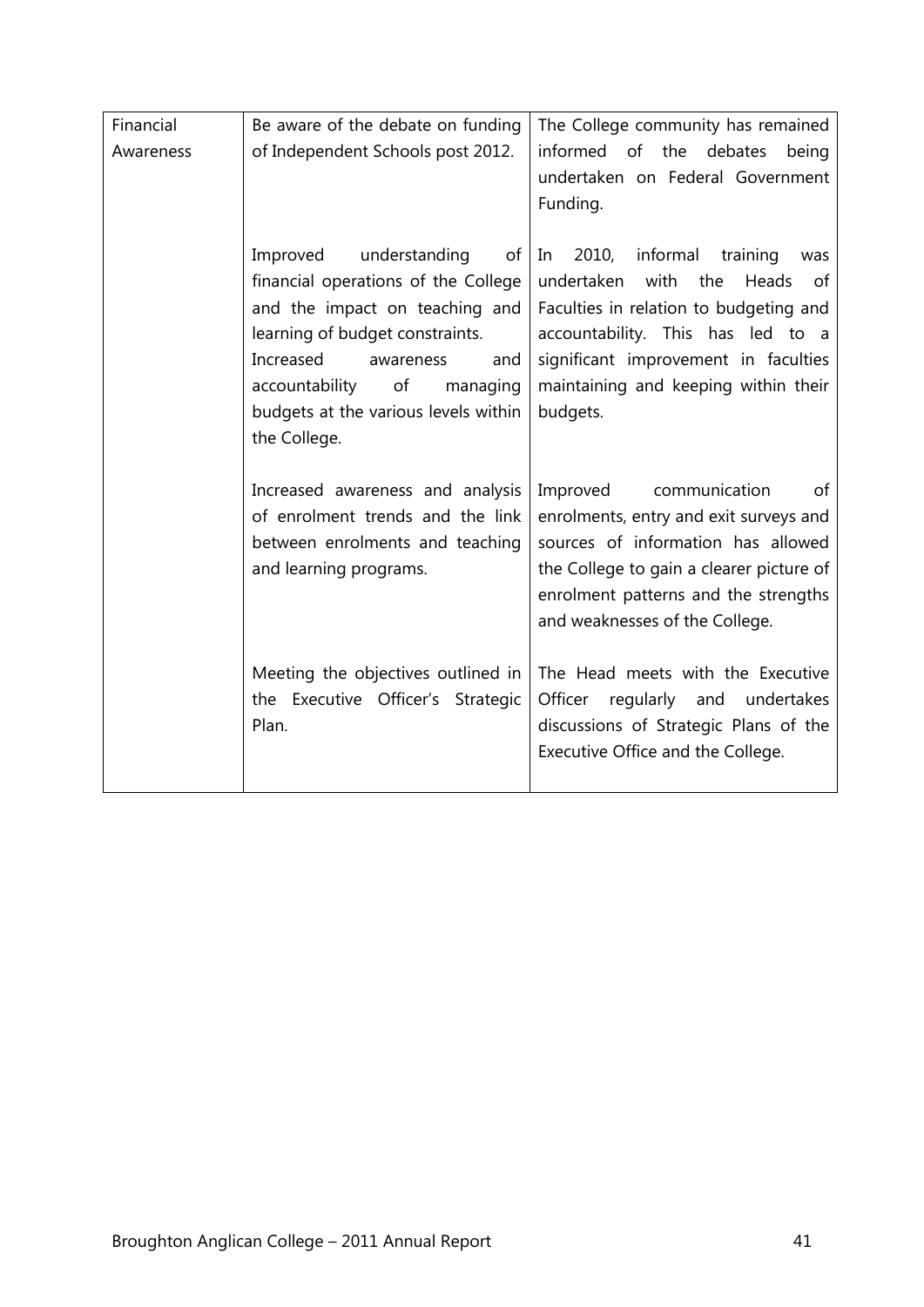| | | |
|---|---|---|
| Financial Awareness | Be aware of the debate on funding of Independent Schools post 2012. | The College community has remained informed of the debates being undertaken on Federal Government Funding. |
| | Improved understanding of financial operations of the College and the impact on teaching and learning of budget constraints. Increased awareness and accountability of managing budgets at the various levels within the College. | In 2010, informal training was undertaken with the Heads of Faculties in relation to budgeting and accountability. This has led to a significant improvement in faculties maintaining and keeping within their budgets. |
| | Increased awareness and analysis of enrolment trends and the link between enrolments and teaching and learning programs. | Improved communication of enrolments, entry and exit surveys and sources of information has allowed the College to gain a clearer picture of enrolment patterns and the strengths and weaknesses of the College. |
| | Meeting the objectives outlined in the Executive Officer's Strategic Plan. | The Head meets with the Executive Officer regularly and undertakes discussions of Strategic Plans of the Executive Office and the College. |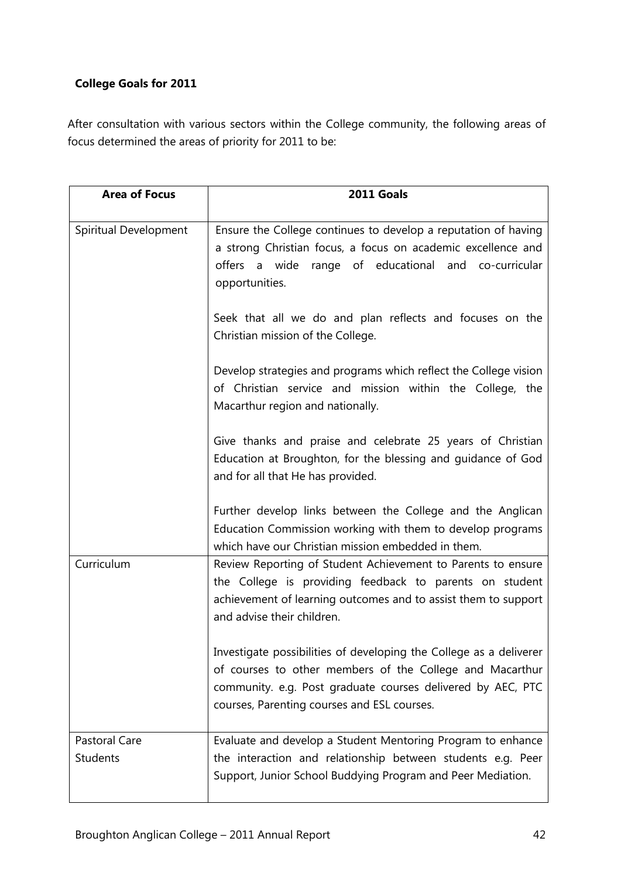**College Goals for 2011**

After consultation with various sectors within the College community, the following areas of focus determined the areas of priority for 2011 to be:

| Area of Focus | 2011 Goals |
|---|---|
| Spiritual Development | Ensure the College continues to develop a reputation of having a strong Christian focus, a focus on academic excellence and offers a wide range of educational and co-curricular opportunities.<br><br>Seek that all we do and plan reflects and focuses on the Christian mission of the College.<br><br>Develop strategies and programs which reflect the College vision of Christian service and mission within the College, the Macarthur region and nationally.<br><br>Give thanks and praise and celebrate 25 years of Christian Education at Broughton, for the blessing and guidance of God and for all that He has provided.<br><br>Further develop links between the College and the Anglican Education Commission working with them to develop programs which have our Christian mission embedded in them. |
| Curriculum | Review Reporting of Student Achievement to Parents to ensure the College is providing feedback to parents on student achievement of learning outcomes and to assist them to support and advise their children.<br><br>Investigate possibilities of developing the College as a deliverer of courses to other members of the College and Macarthur community. e.g. Post graduate courses delivered by AEC, PTC courses, Parenting courses and ESL courses. |
| Pastoral Care<br>Students | Evaluate and develop a Student Mentoring Program to enhance the interaction and relationship between students e.g. Peer Support, Junior School Buddying Program and Peer Mediation. |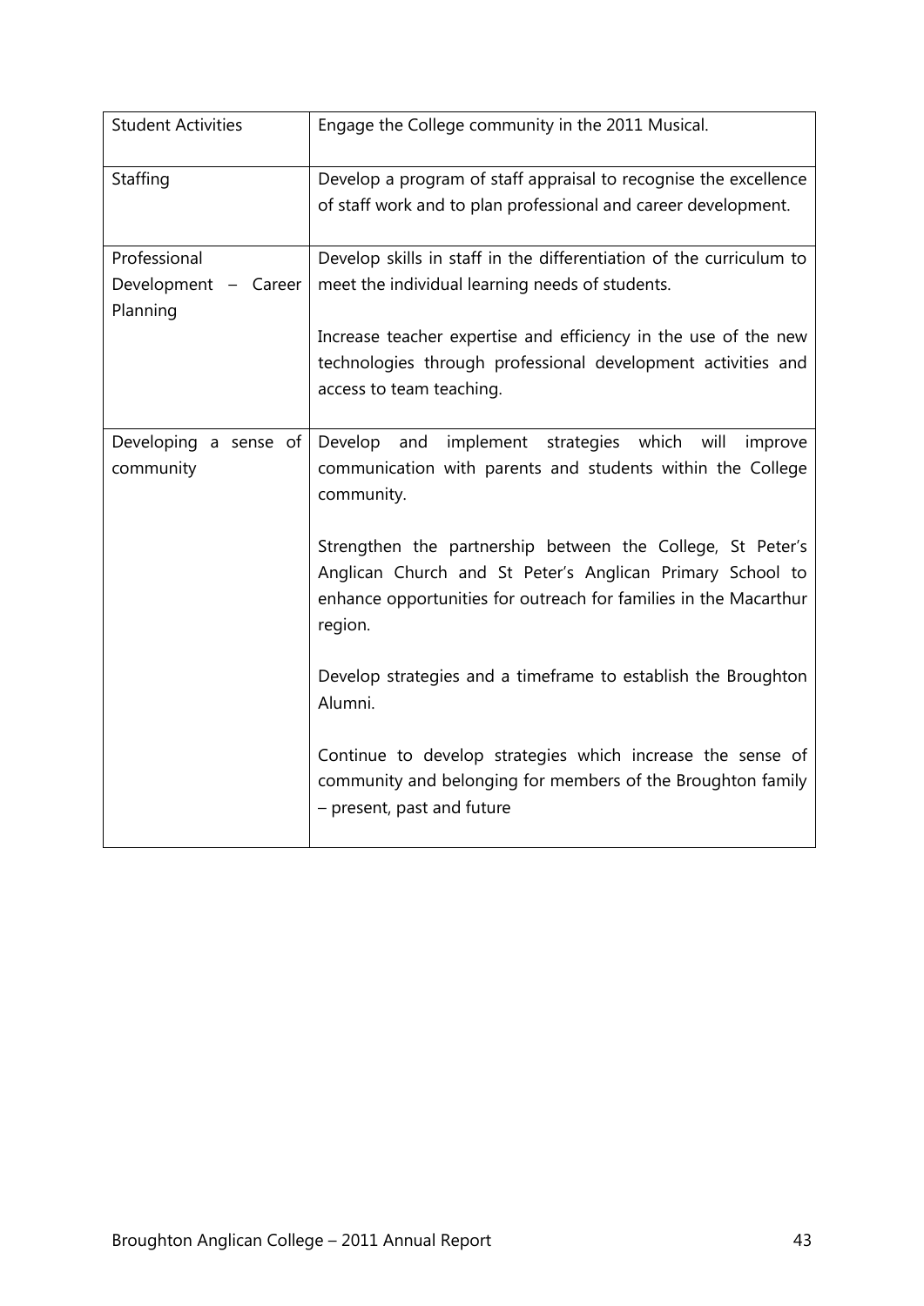| | |
|---|---|
| Student Activities | Engage the College community in the 2011 Musical. |
| Staffing | Develop a program of staff appraisal to recognise the excellence of staff work and to plan professional and career development. |
| Professional Development – Career Planning | Develop skills in staff in the differentiation of the curriculum to meet the individual learning needs of students.<br><br>Increase teacher expertise and efficiency in the use of the new technologies through professional development activities and access to team teaching. |
| Developing a sense of community | Develop and implement strategies which will improve communication with parents and students within the College community.<br><br>Strengthen the partnership between the College, St Peter's Anglican Church and St Peter's Anglican Primary School to enhance opportunities for outreach for families in the Macarthur region.<br><br>Develop strategies and a timeframe to establish the Broughton Alumni.<br><br>Continue to develop strategies which increase the sense of community and belonging for members of the Broughton family – present, past and future |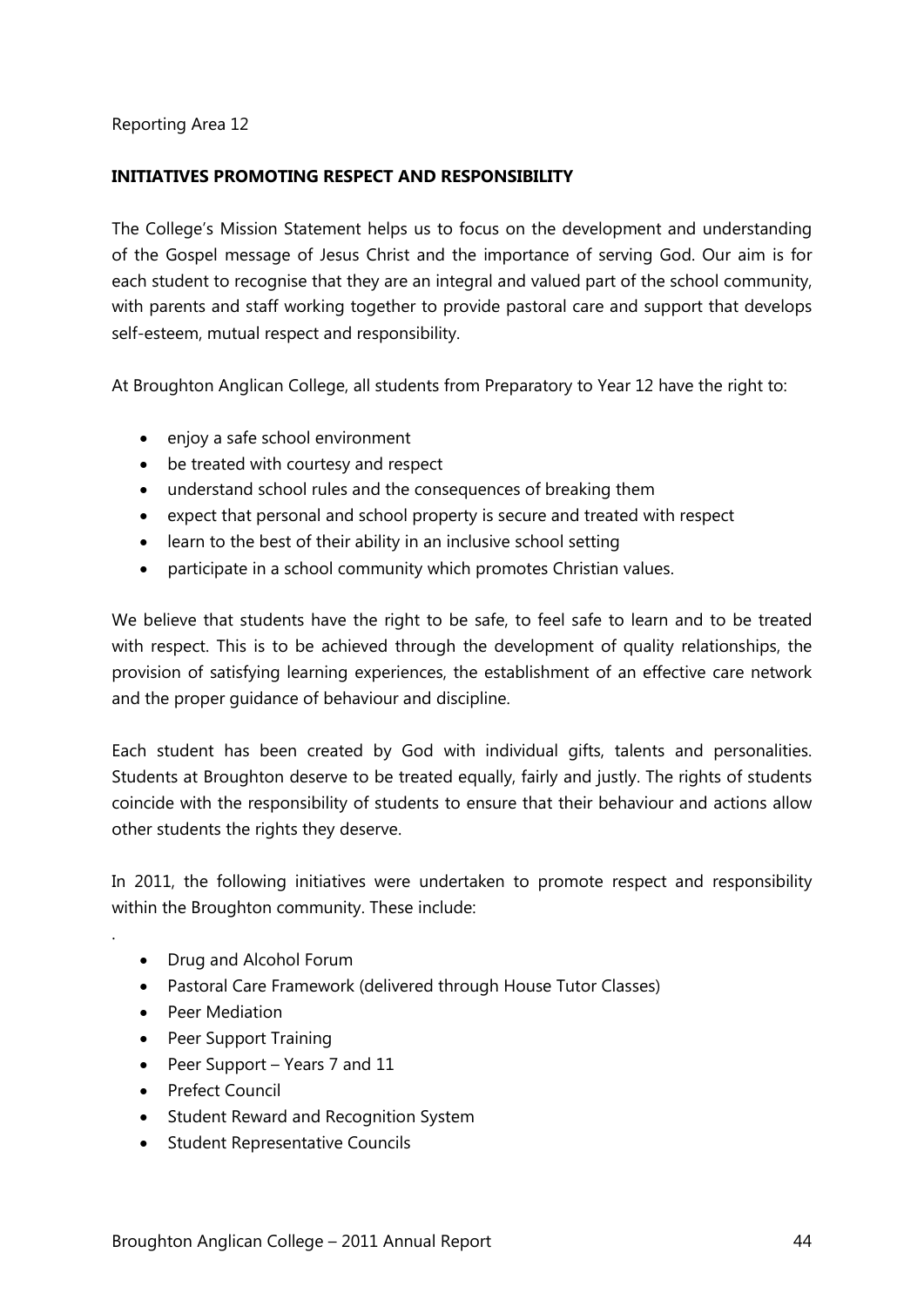Reporting Area 12

## INITIATIVES PROMOTING RESPECT AND RESPONSIBILITY

The College's Mission Statement helps us to focus on the development and understanding of the Gospel message of Jesus Christ and the importance of serving God. Our aim is for each student to recognise that they are an integral and valued part of the school community, with parents and staff working together to provide pastoral care and support that develops self-esteem, mutual respect and responsibility.

At Broughton Anglican College, all students from Preparatory to Year 12 have the right to:

- enjoy a safe school environment
- be treated with courtesy and respect
- understand school rules and the consequences of breaking them
- expect that personal and school property is secure and treated with respect
- learn to the best of their ability in an inclusive school setting
- participate in a school community which promotes Christian values.

We believe that students have the right to be safe, to feel safe to learn and to be treated with respect. This is to be achieved through the development of quality relationships, the provision of satisfying learning experiences, the establishment of an effective care network and the proper guidance of behaviour and discipline.

Each student has been created by God with individual gifts, talents and personalities. Students at Broughton deserve to be treated equally, fairly and justly. The rights of students coincide with the responsibility of students to ensure that their behaviour and actions allow other students the rights they deserve.

In 2011, the following initiatives were undertaken to promote respect and responsibility within the Broughton community. These include:

.

- Drug and Alcohol Forum
- Pastoral Care Framework (delivered through House Tutor Classes)
- Peer Mediation
- Peer Support Training
- Peer Support – Years 7 and 11
- Prefect Council
- Student Reward and Recognition System
- Student Representative Councils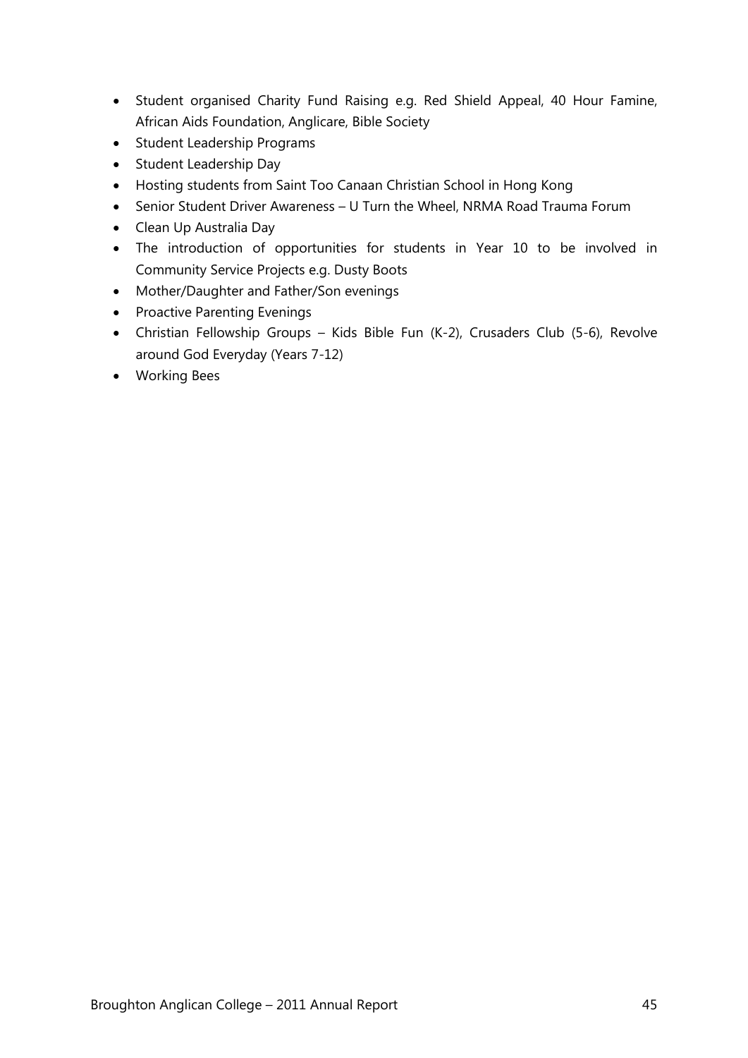- Student organised Charity Fund Raising e.g. Red Shield Appeal, 40 Hour Famine, African Aids Foundation, Anglicare, Bible Society
- Student Leadership Programs
- Student Leadership Day
- Hosting students from Saint Too Canaan Christian School in Hong Kong
- Senior Student Driver Awareness – U Turn the Wheel, NRMA Road Trauma Forum
- Clean Up Australia Day
- The introduction of opportunities for students in Year 10 to be involved in Community Service Projects e.g. Dusty Boots
- Mother/Daughter and Father/Son evenings
- Proactive Parenting Evenings
- Christian Fellowship Groups – Kids Bible Fun (K-2), Crusaders Club (5-6), Revolve around God Everyday (Years 7-12)
- Working Bees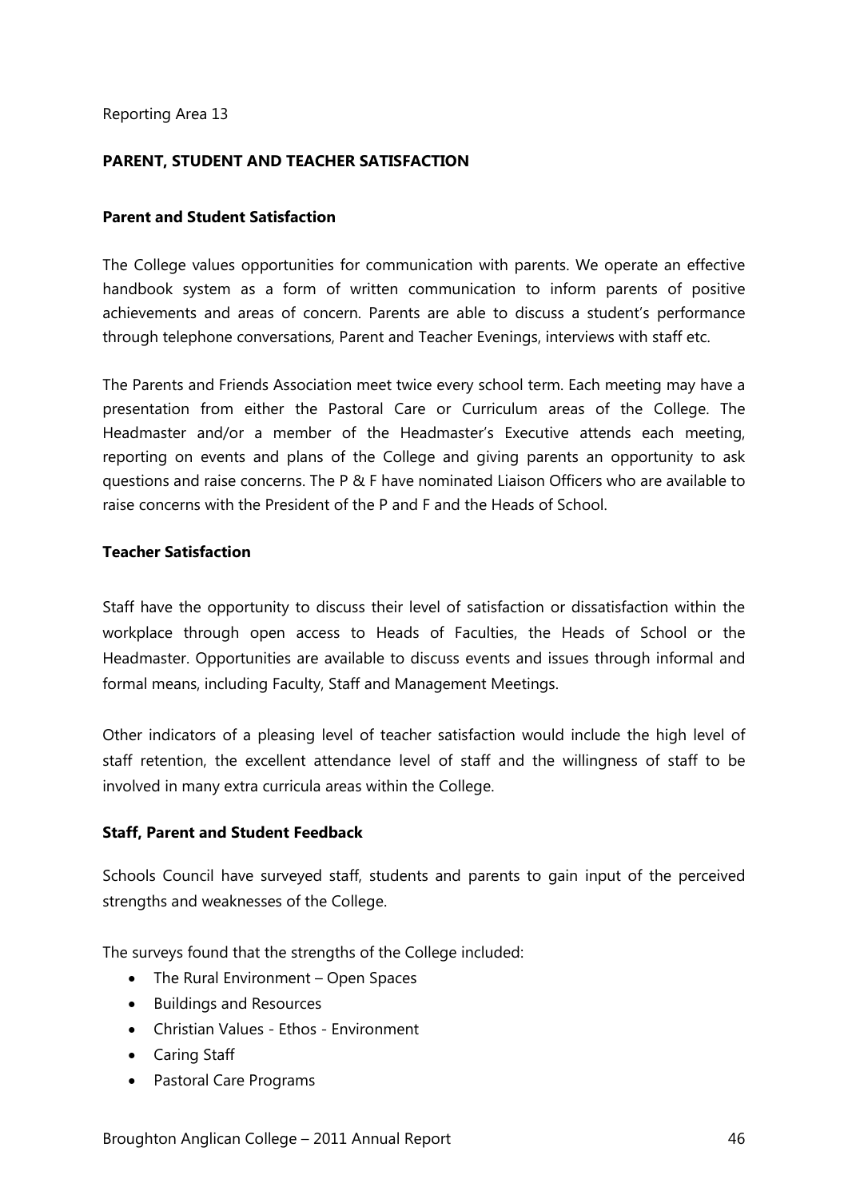Reporting Area 13

## PARENT, STUDENT AND TEACHER SATISFACTION

### Parent and Student Satisfaction

The College values opportunities for communication with parents. We operate an effective handbook system as a form of written communication to inform parents of positive achievements and areas of concern. Parents are able to discuss a student's performance through telephone conversations, Parent and Teacher Evenings, interviews with staff etc.

The Parents and Friends Association meet twice every school term. Each meeting may have a presentation from either the Pastoral Care or Curriculum areas of the College. The Headmaster and/or a member of the Headmaster's Executive attends each meeting, reporting on events and plans of the College and giving parents an opportunity to ask questions and raise concerns. The P & F have nominated Liaison Officers who are available to raise concerns with the President of the P and F and the Heads of School.

### Teacher Satisfaction

Staff have the opportunity to discuss their level of satisfaction or dissatisfaction within the workplace through open access to Heads of Faculties, the Heads of School or the Headmaster. Opportunities are available to discuss events and issues through informal and formal means, including Faculty, Staff and Management Meetings.

Other indicators of a pleasing level of teacher satisfaction would include the high level of staff retention, the excellent attendance level of staff and the willingness of staff to be involved in many extra curricula areas within the College.

### Staff, Parent and Student Feedback

Schools Council have surveyed staff, students and parents to gain input of the perceived strengths and weaknesses of the College.

The surveys found that the strengths of the College included:

- The Rural Environment – Open Spaces
- Buildings and Resources
- Christian Values - Ethos - Environment
- Caring Staff
- Pastoral Care Programs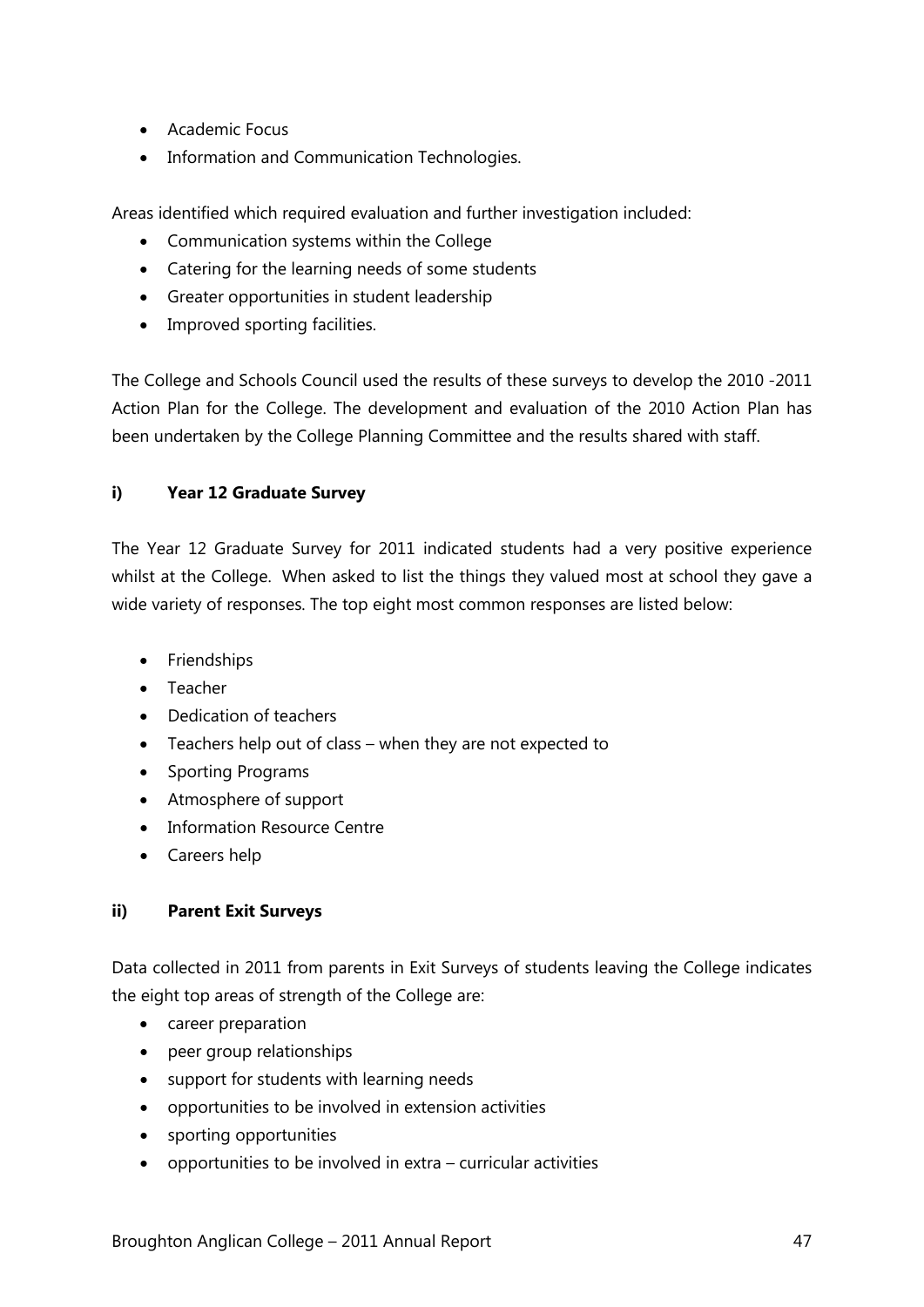- Academic Focus
- Information and Communication Technologies.

Areas identified which required evaluation and further investigation included:

- Communication systems within the College
- Catering for the learning needs of some students
- Greater opportunities in student leadership
- Improved sporting facilities.

The College and Schools Council used the results of these surveys to develop the 2010 -2011 Action Plan for the College. The development and evaluation of the 2010 Action Plan has been undertaken by the College Planning Committee and the results shared with staff.

#### i) Year 12 Graduate Survey

The Year 12 Graduate Survey for 2011 indicated students had a very positive experience whilst at the College. When asked to list the things they valued most at school they gave a wide variety of responses. The top eight most common responses are listed below:

- Friendships
- Teacher
- Dedication of teachers
- Teachers help out of class – when they are not expected to
- Sporting Programs
- Atmosphere of support
- Information Resource Centre
- Careers help

#### ii) Parent Exit Surveys

Data collected in 2011 from parents in Exit Surveys of students leaving the College indicates the eight top areas of strength of the College are:

- career preparation
- peer group relationships
- support for students with learning needs
- opportunities to be involved in extension activities
- sporting opportunities
- opportunities to be involved in extra – curricular activities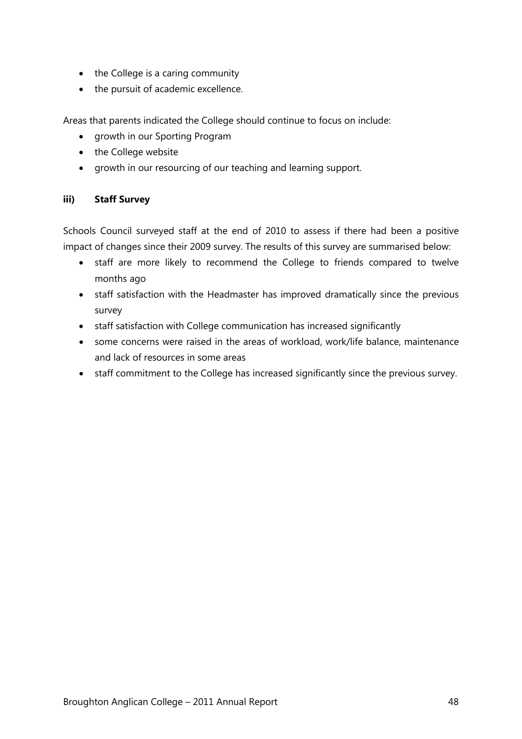- the College is a caring community
- the pursuit of academic excellence.

Areas that parents indicated the College should continue to focus on include:

- growth in our Sporting Program
- the College website
- growth in our resourcing of our teaching and learning support.

### iii) Staff Survey

Schools Council surveyed staff at the end of 2010 to assess if there had been a positive impact of changes since their 2009 survey. The results of this survey are summarised below:

- staff are more likely to recommend the College to friends compared to twelve months ago
- staff satisfaction with the Headmaster has improved dramatically since the previous survey
- staff satisfaction with College communication has increased significantly
- some concerns were raised in the areas of workload, work/life balance, maintenance and lack of resources in some areas
- staff commitment to the College has increased significantly since the previous survey.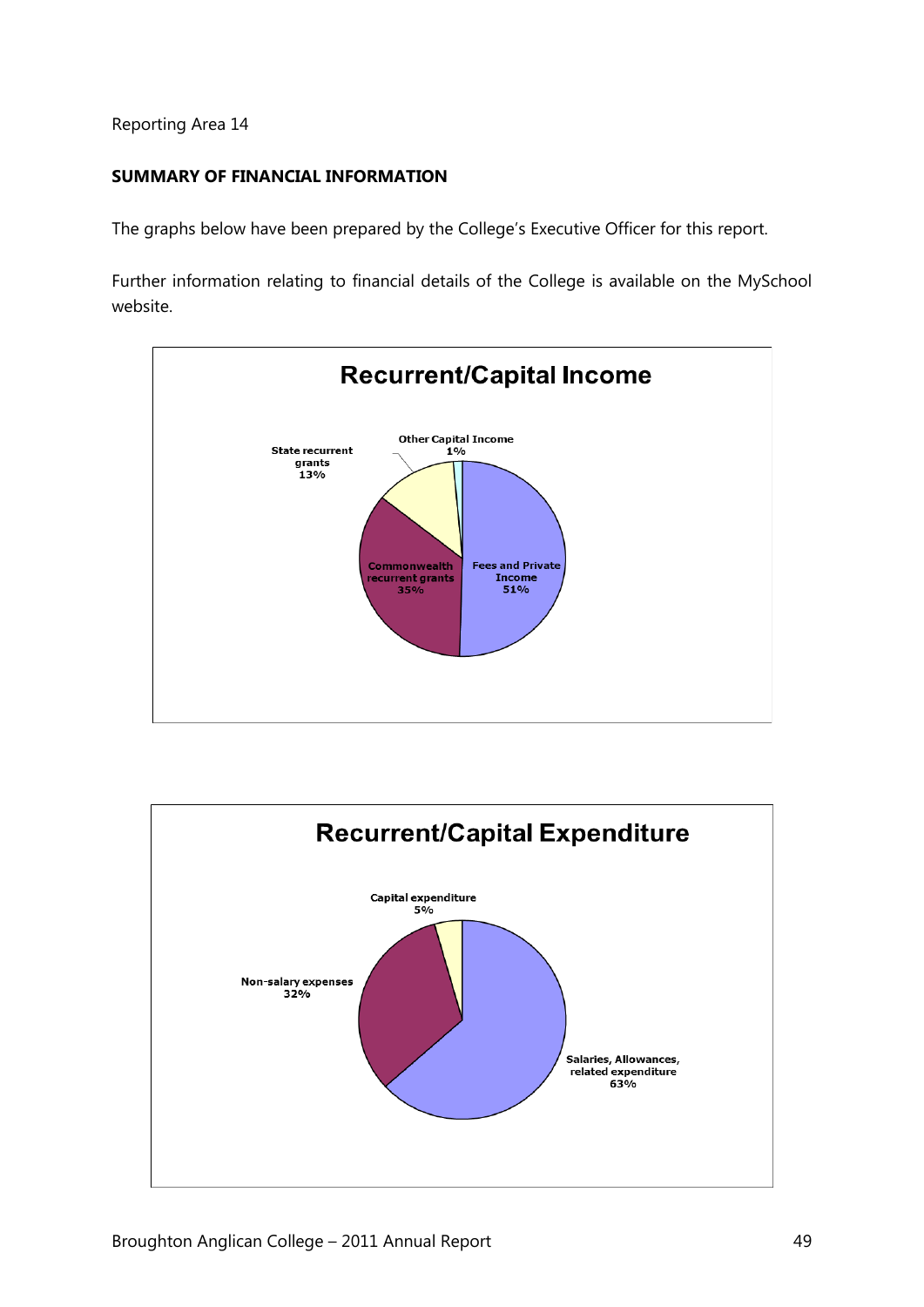Reporting Area 14

**SUMMARY OF FINANCIAL INFORMATION**

The graphs below have been prepared by the College's Executive Officer for this report.

Further information relating to financial details of the College is available on the MySchool website.

**Recurrent/Capital Income**

- Fees and Private Income 51%
- Commonwealth recurrent grants 35%
- State recurrent grants 13%
- Other Capital Income 1%

**Recurrent/Capital Expenditure**

- Salaries, Allowances, related expenditure 63%
- Non-salary expenses 32%
- Capital expenditure 5%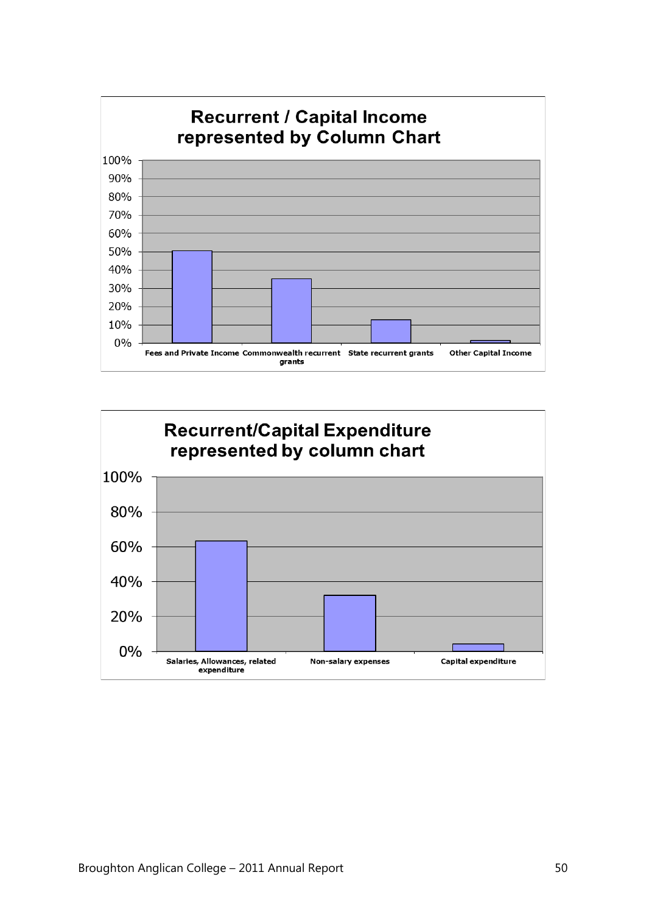**Recurrent / Capital Income represented by Column Chart**

100%
90%
80%
70%
60%
50%
40%
30%
20%
10%
0%

Fees and Private Income | Commonwealth recurrent grants | State recurrent grants | Other Capital Income

**Recurrent/Capital Expenditure represented by column chart**

100%
80%
60%
40%
20%
0%

Salaries, Allowances, related expenditure | Non-salary expenses | Capital expenditure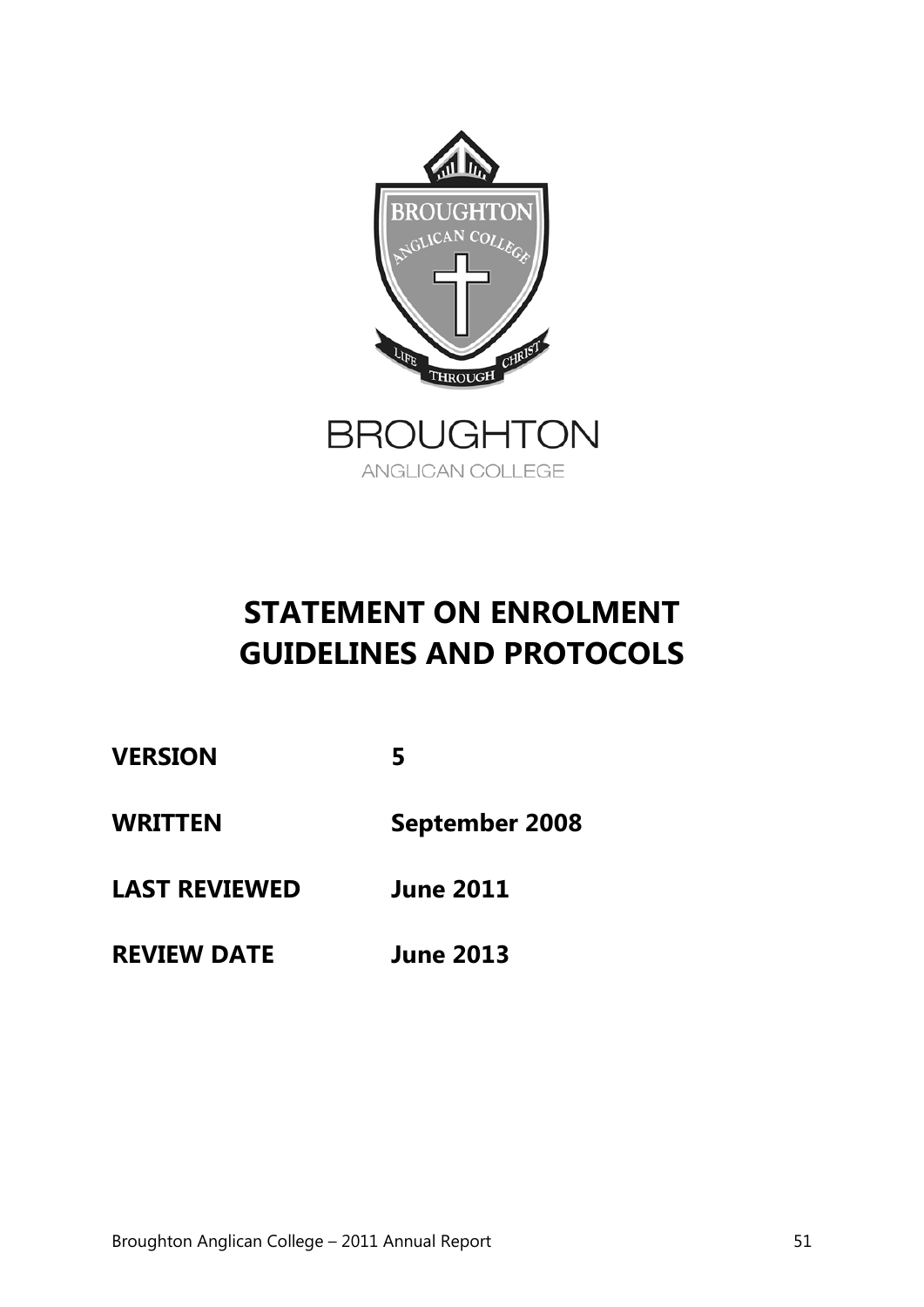BROUGHTON

ANGLICAN COLLEGE

# STATEMENT ON ENROLMENT GUIDELINES AND PROTOCOLS

| | |
|---|---|
| **VERSION** | **5** |
| **WRITTEN** | **September 2008** |
| **LAST REVIEWED** | **June 2011** |
| **REVIEW DATE** | **June 2013** |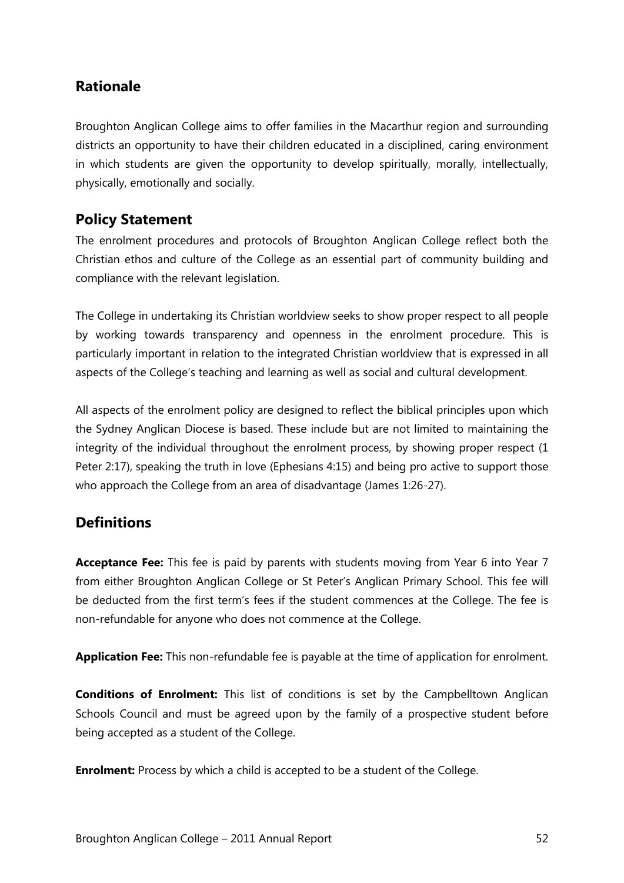## Rationale

Broughton Anglican College aims to offer families in the Macarthur region and surrounding districts an opportunity to have their children educated in a disciplined, caring environment in which students are given the opportunity to develop spiritually, morally, intellectually, physically, emotionally and socially.

## Policy Statement

The enrolment procedures and protocols of Broughton Anglican College reflect both the Christian ethos and culture of the College as an essential part of community building and compliance with the relevant legislation.

The College in undertaking its Christian worldview seeks to show proper respect to all people by working towards transparency and openness in the enrolment procedure. This is particularly important in relation to the integrated Christian worldview that is expressed in all aspects of the College's teaching and learning as well as social and cultural development.

All aspects of the enrolment policy are designed to reflect the biblical principles upon which the Sydney Anglican Diocese is based. These include but are not limited to maintaining the integrity of the individual throughout the enrolment process, by showing proper respect (1 Peter 2:17), speaking the truth in love (Ephesians 4:15) and being pro active to support those who approach the College from an area of disadvantage (James 1:26-27).

## Definitions

**Acceptance Fee:** This fee is paid by parents with students moving from Year 6 into Year 7 from either Broughton Anglican College or St Peter's Anglican Primary School. This fee will be deducted from the first term's fees if the student commences at the College. The fee is non-refundable for anyone who does not commence at the College.

**Application Fee:** This non-refundable fee is payable at the time of application for enrolment.

**Conditions of Enrolment:** This list of conditions is set by the Campbelltown Anglican Schools Council and must be agreed upon by the family of a prospective student before being accepted as a student of the College.

**Enrolment:** Process by which a child is accepted to be a student of the College.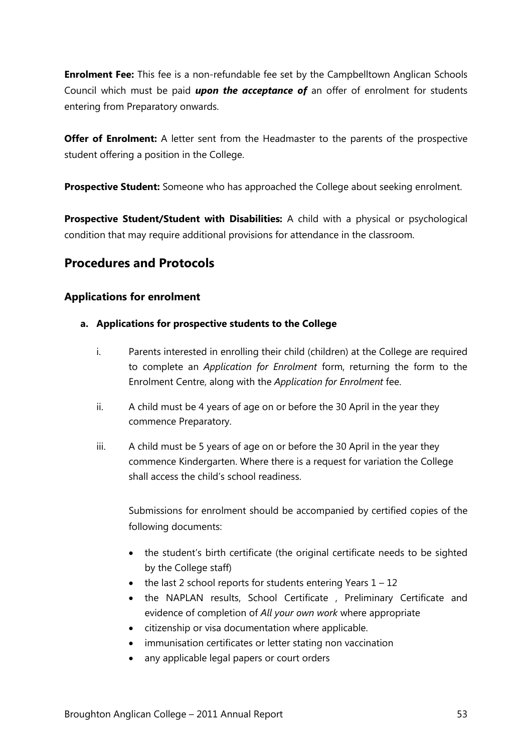**Enrolment Fee:** This fee is a non-refundable fee set by the Campbelltown Anglican Schools Council which must be paid ***upon the acceptance of*** an offer of enrolment for students entering from Preparatory onwards.

**Offer of Enrolment:** A letter sent from the Headmaster to the parents of the prospective student offering a position in the College.

**Prospective Student:** Someone who has approached the College about seeking enrolment.

**Prospective Student/Student with Disabilities:** A child with a physical or psychological condition that may require additional provisions for attendance in the classroom.

## Procedures and Protocols

### Applications for enrolment

**a. Applications for prospective students to the College**

i. Parents interested in enrolling their child (children) at the College are required to complete an *Application for Enrolment* form, returning the form to the Enrolment Centre, along with the *Application for Enrolment* fee.

ii. A child must be 4 years of age on or before the 30 April in the year they commence Preparatory.

iii. A child must be 5 years of age on or before the 30 April in the year they commence Kindergarten. Where there is a request for variation the College shall access the child's school readiness.

Submissions for enrolment should be accompanied by certified copies of the following documents:

- the student's birth certificate (the original certificate needs to be sighted by the College staff)
- the last 2 school reports for students entering Years 1 – 12
- the NAPLAN results, School Certificate , Preliminary Certificate and evidence of completion of *All your own work* where appropriate
- citizenship or visa documentation where applicable.
- immunisation certificates or letter stating non vaccination
- any applicable legal papers or court orders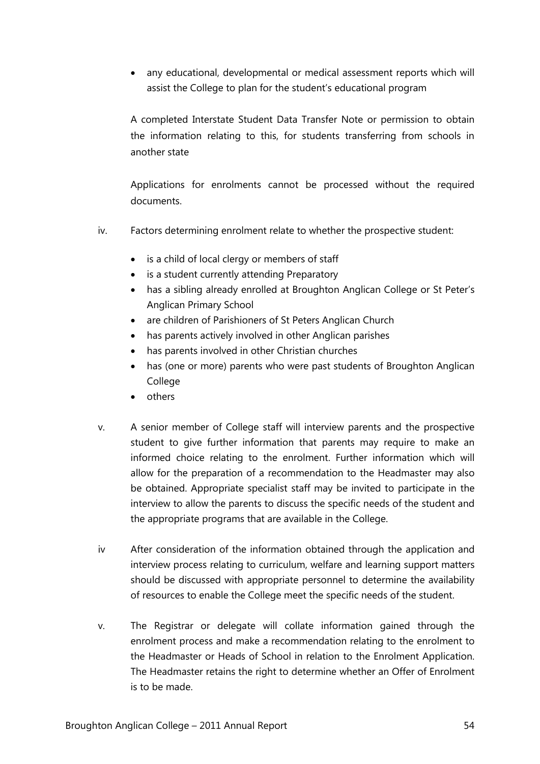- any educational, developmental or medical assessment reports which will assist the College to plan for the student's educational program

A completed Interstate Student Data Transfer Note or permission to obtain the information relating to this, for students transferring from schools in another state

Applications for enrolments cannot be processed without the required documents.

iv. Factors determining enrolment relate to whether the prospective student:

- is a child of local clergy or members of staff
- is a student currently attending Preparatory
- has a sibling already enrolled at Broughton Anglican College or St Peter's Anglican Primary School
- are children of Parishioners of St Peters Anglican Church
- has parents actively involved in other Anglican parishes
- has parents involved in other Christian churches
- has (one or more) parents who were past students of Broughton Anglican College
- others

v. A senior member of College staff will interview parents and the prospective student to give further information that parents may require to make an informed choice relating to the enrolment. Further information which will allow for the preparation of a recommendation to the Headmaster may also be obtained. Appropriate specialist staff may be invited to participate in the interview to allow the parents to discuss the specific needs of the student and the appropriate programs that are available in the College.

iv After consideration of the information obtained through the application and interview process relating to curriculum, welfare and learning support matters should be discussed with appropriate personnel to determine the availability of resources to enable the College meet the specific needs of the student.

v. The Registrar or delegate will collate information gained through the enrolment process and make a recommendation relating to the enrolment to the Headmaster or Heads of School in relation to the Enrolment Application. The Headmaster retains the right to determine whether an Offer of Enrolment is to be made.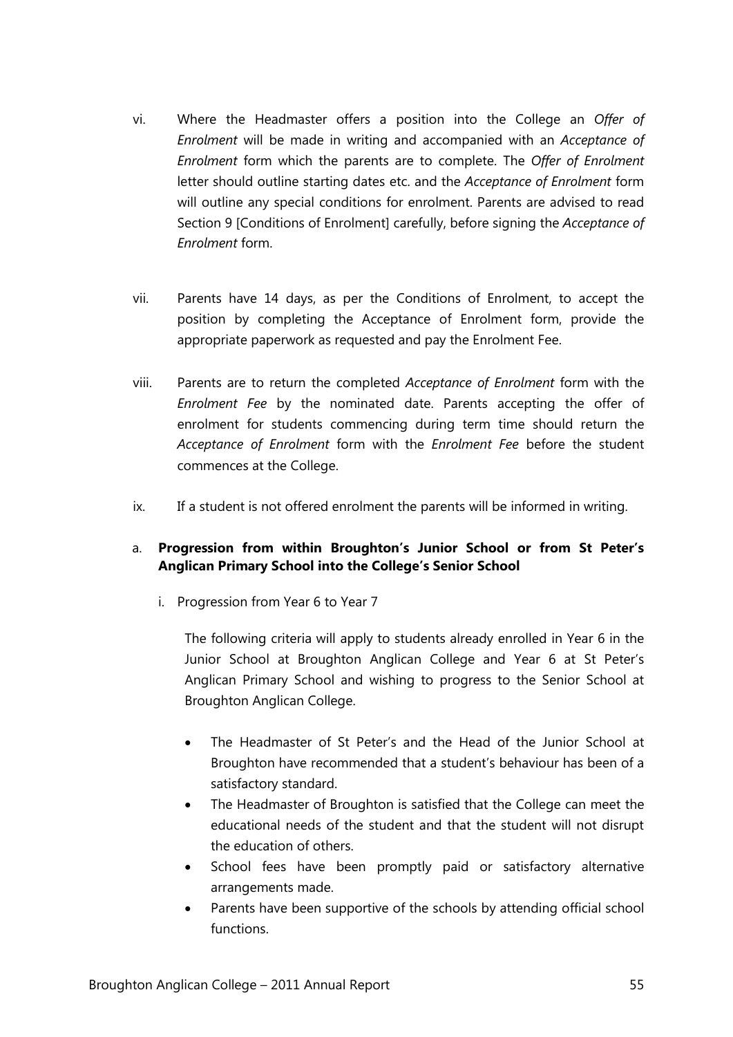vi. Where the Headmaster offers a position into the College an *Offer of Enrolment* will be made in writing and accompanied with an *Acceptance of Enrolment* form which the parents are to complete. The *Offer of Enrolment* letter should outline starting dates etc. and the *Acceptance of Enrolment* form will outline any special conditions for enrolment. Parents are advised to read Section 9 [Conditions of Enrolment] carefully, before signing the *Acceptance of Enrolment* form.

vii. Parents have 14 days, as per the Conditions of Enrolment, to accept the position by completing the Acceptance of Enrolment form, provide the appropriate paperwork as requested and pay the Enrolment Fee.

viii. Parents are to return the completed *Acceptance of Enrolment* form with the *Enrolment Fee* by the nominated date. Parents accepting the offer of enrolment for students commencing during term time should return the *Acceptance of Enrolment* form with the *Enrolment Fee* before the student commences at the College.

ix. If a student is not offered enrolment the parents will be informed in writing.

a. **Progression from within Broughton's Junior School or from St Peter's Anglican Primary School into the College's Senior School**

   i. Progression from Year 6 to Year 7

   The following criteria will apply to students already enrolled in Year 6 in the Junior School at Broughton Anglican College and Year 6 at St Peter's Anglican Primary School and wishing to progress to the Senior School at Broughton Anglican College.

   - The Headmaster of St Peter's and the Head of the Junior School at Broughton have recommended that a student's behaviour has been of a satisfactory standard.
   - The Headmaster of Broughton is satisfied that the College can meet the educational needs of the student and that the student will not disrupt the education of others.
   - School fees have been promptly paid or satisfactory alternative arrangements made.
   - Parents have been supportive of the schools by attending official school functions.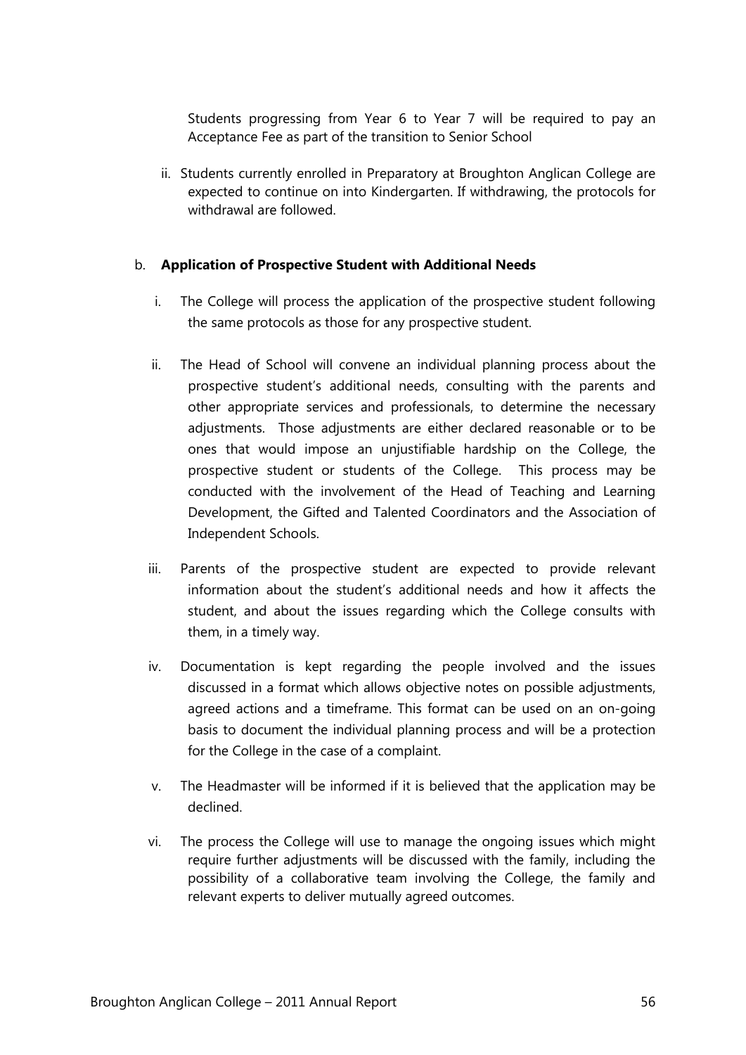Students progressing from Year 6 to Year 7 will be required to pay an Acceptance Fee as part of the transition to Senior School

ii. Students currently enrolled in Preparatory at Broughton Anglican College are expected to continue on into Kindergarten. If withdrawing, the protocols for withdrawal are followed.

b. **Application of Prospective Student with Additional Needs**

i. The College will process the application of the prospective student following the same protocols as those for any prospective student.

ii. The Head of School will convene an individual planning process about the prospective student's additional needs, consulting with the parents and other appropriate services and professionals, to determine the necessary adjustments. Those adjustments are either declared reasonable or to be ones that would impose an unjustifiable hardship on the College, the prospective student or students of the College. This process may be conducted with the involvement of the Head of Teaching and Learning Development, the Gifted and Talented Coordinators and the Association of Independent Schools.

iii. Parents of the prospective student are expected to provide relevant information about the student's additional needs and how it affects the student, and about the issues regarding which the College consults with them, in a timely way.

iv. Documentation is kept regarding the people involved and the issues discussed in a format which allows objective notes on possible adjustments, agreed actions and a timeframe. This format can be used on an on-going basis to document the individual planning process and will be a protection for the College in the case of a complaint.

v. The Headmaster will be informed if it is believed that the application may be declined.

vi. The process the College will use to manage the ongoing issues which might require further adjustments will be discussed with the family, including the possibility of a collaborative team involving the College, the family and relevant experts to deliver mutually agreed outcomes.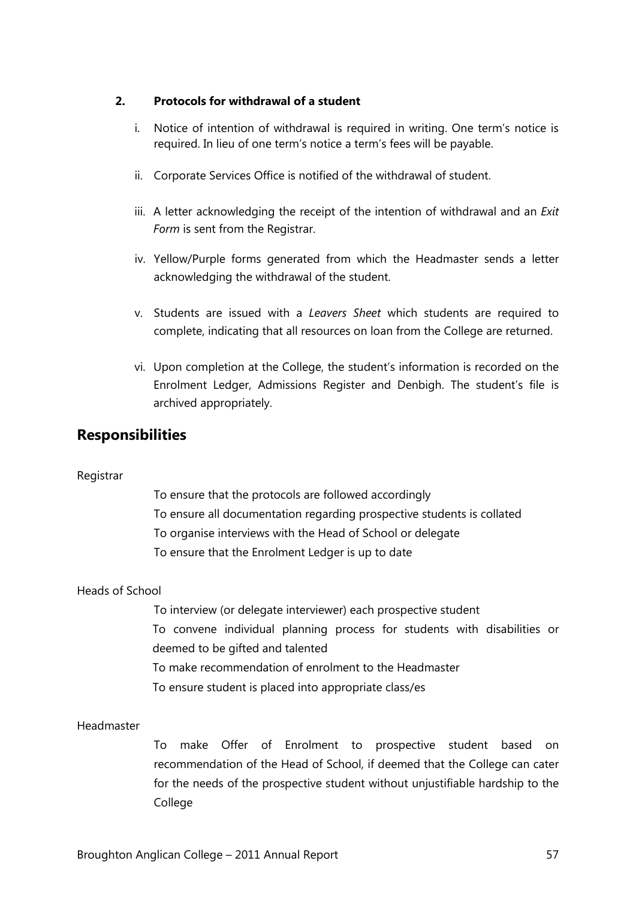**2. Protocols for withdrawal of a student**

i. Notice of intention of withdrawal is required in writing. One term's notice is required. In lieu of one term's notice a term's fees will be payable.

ii. Corporate Services Office is notified of the withdrawal of student.

iii. A letter acknowledging the receipt of the intention of withdrawal and an *Exit Form* is sent from the Registrar.

iv. Yellow/Purple forms generated from which the Headmaster sends a letter acknowledging the withdrawal of the student.

v. Students are issued with a *Leavers Sheet* which students are required to complete, indicating that all resources on loan from the College are returned.

vi. Upon completion at the College, the student's information is recorded on the Enrolment Ledger, Admissions Register and Denbigh. The student's file is archived appropriately.

## Responsibilities

Registrar

To ensure that the protocols are followed accordingly
To ensure all documentation regarding prospective students is collated
To organise interviews with the Head of School or delegate
To ensure that the Enrolment Ledger is up to date

Heads of School

To interview (or delegate interviewer) each prospective student
To convene individual planning process for students with disabilities or deemed to be gifted and talented
To make recommendation of enrolment to the Headmaster
To ensure student is placed into appropriate class/es

Headmaster

To make Offer of Enrolment to prospective student based on recommendation of the Head of School, if deemed that the College can cater for the needs of the prospective student without unjustifiable hardship to the College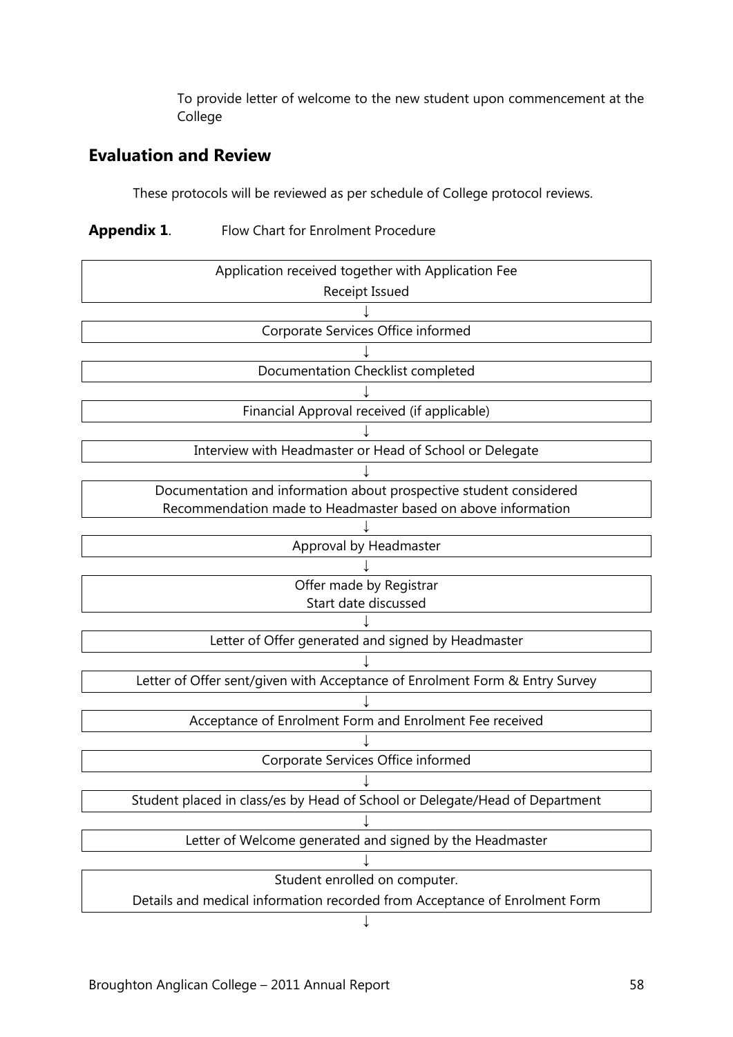To provide letter of welcome to the new student upon commencement at the College

## Evaluation and Review

These protocols will be reviewed as per schedule of College protocol reviews.

**Appendix 1**. Flow Chart for Enrolment Procedure

| Application received together with Application Fee<br>Receipt Issued |
|---|
| ↓ |
| Corporate Services Office informed |
| ↓ |
| Documentation Checklist completed |
| ↓ |
| Financial Approval received (if applicable) |
| ↓ |
| Interview with Headmaster or Head of School or Delegate |
| ↓ |
| Documentation and information about prospective student considered<br>Recommendation made to Headmaster based on above information |
| ↓ |
| Approval by Headmaster |
| ↓ |
| Offer made by Registrar<br>Start date discussed |
| ↓ |
| Letter of Offer generated and signed by Headmaster |
| ↓ |
| Letter of Offer sent/given with Acceptance of Enrolment Form & Entry Survey |
| ↓ |
| Acceptance of Enrolment Form and Enrolment Fee received |
| ↓ |
| Corporate Services Office informed |
| ↓ |
| Student placed in class/es by Head of School or Delegate/Head of Department |
| ↓ |
| Letter of Welcome generated and signed by the Headmaster |
| ↓ |
| Student enrolled on computer.<br>Details and medical information recorded from Acceptance of Enrolment Form |
| ↓ |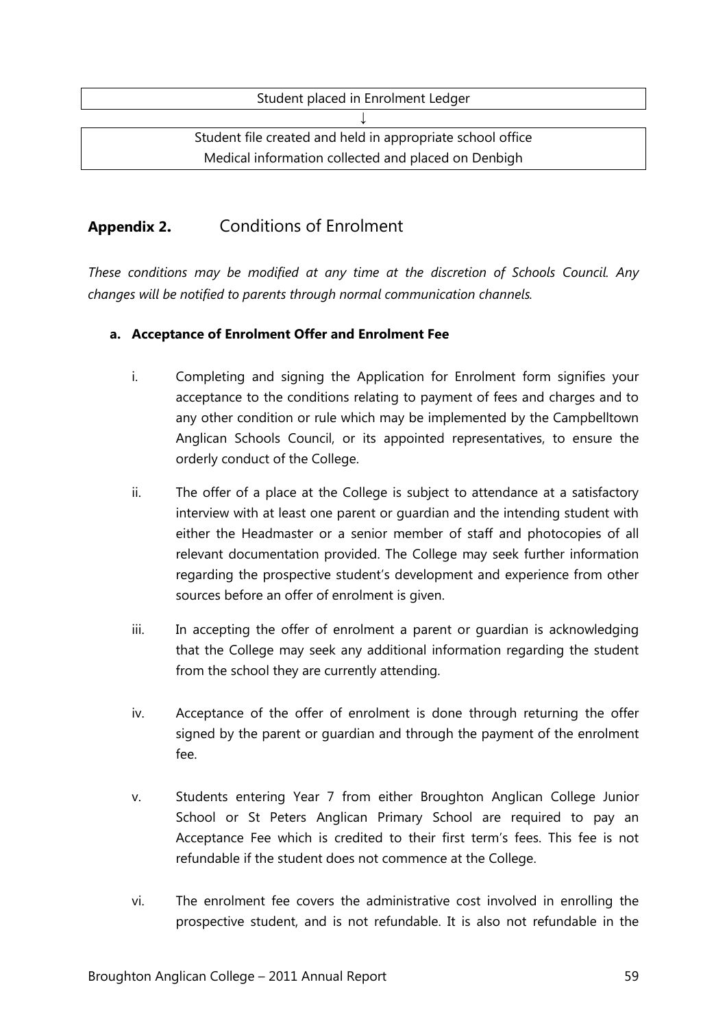| Student placed in Enrolment Ledger |
|---|
| ↓ |
| Student file created and held in appropriate school office<br>Medical information collected and placed on Denbigh |

## **Appendix 2.** Conditions of Enrolment

*These conditions may be modified at any time at the discretion of Schools Council. Any changes will be notified to parents through normal communication channels.*

**a. Acceptance of Enrolment Offer and Enrolment Fee**

i. Completing and signing the Application for Enrolment form signifies your acceptance to the conditions relating to payment of fees and charges and to any other condition or rule which may be implemented by the Campbelltown Anglican Schools Council, or its appointed representatives, to ensure the orderly conduct of the College.

ii. The offer of a place at the College is subject to attendance at a satisfactory interview with at least one parent or guardian and the intending student with either the Headmaster or a senior member of staff and photocopies of all relevant documentation provided. The College may seek further information regarding the prospective student's development and experience from other sources before an offer of enrolment is given.

iii. In accepting the offer of enrolment a parent or guardian is acknowledging that the College may seek any additional information regarding the student from the school they are currently attending.

iv. Acceptance of the offer of enrolment is done through returning the offer signed by the parent or guardian and through the payment of the enrolment fee.

v. Students entering Year 7 from either Broughton Anglican College Junior School or St Peters Anglican Primary School are required to pay an Acceptance Fee which is credited to their first term's fees. This fee is not refundable if the student does not commence at the College.

vi. The enrolment fee covers the administrative cost involved in enrolling the prospective student, and is not refundable. It is also not refundable in the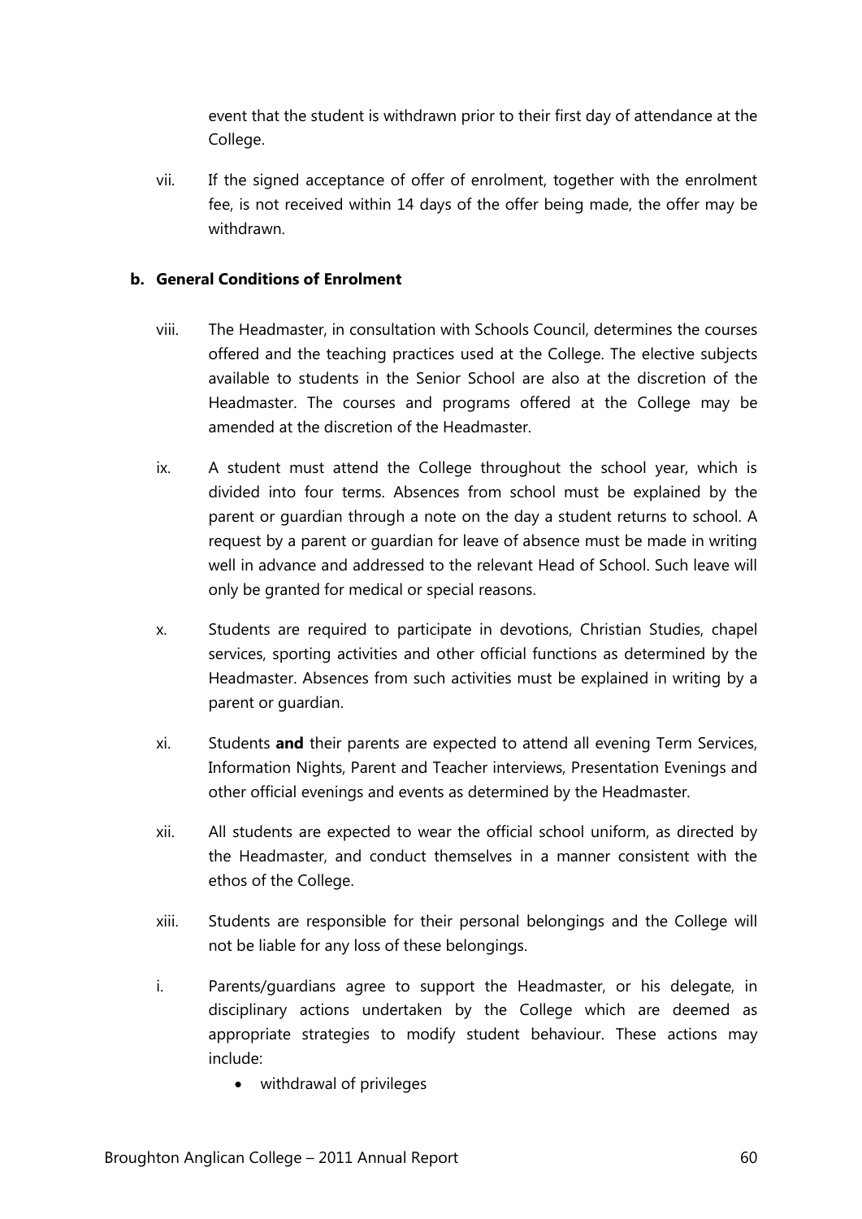event that the student is withdrawn prior to their first day of attendance at the College.

vii. If the signed acceptance of offer of enrolment, together with the enrolment fee, is not received within 14 days of the offer being made, the offer may be withdrawn.

**b. General Conditions of Enrolment**

viii. The Headmaster, in consultation with Schools Council, determines the courses offered and the teaching practices used at the College. The elective subjects available to students in the Senior School are also at the discretion of the Headmaster. The courses and programs offered at the College may be amended at the discretion of the Headmaster.

ix. A student must attend the College throughout the school year, which is divided into four terms. Absences from school must be explained by the parent or guardian through a note on the day a student returns to school. A request by a parent or guardian for leave of absence must be made in writing well in advance and addressed to the relevant Head of School. Such leave will only be granted for medical or special reasons.

x. Students are required to participate in devotions, Christian Studies, chapel services, sporting activities and other official functions as determined by the Headmaster. Absences from such activities must be explained in writing by a parent or guardian.

xi. Students **and** their parents are expected to attend all evening Term Services, Information Nights, Parent and Teacher interviews, Presentation Evenings and other official evenings and events as determined by the Headmaster.

xii. All students are expected to wear the official school uniform, as directed by the Headmaster, and conduct themselves in a manner consistent with the ethos of the College.

xiii. Students are responsible for their personal belongings and the College will not be liable for any loss of these belongings.

i. Parents/guardians agree to support the Headmaster, or his delegate, in disciplinary actions undertaken by the College which are deemed as appropriate strategies to modify student behaviour. These actions may include:

- withdrawal of privileges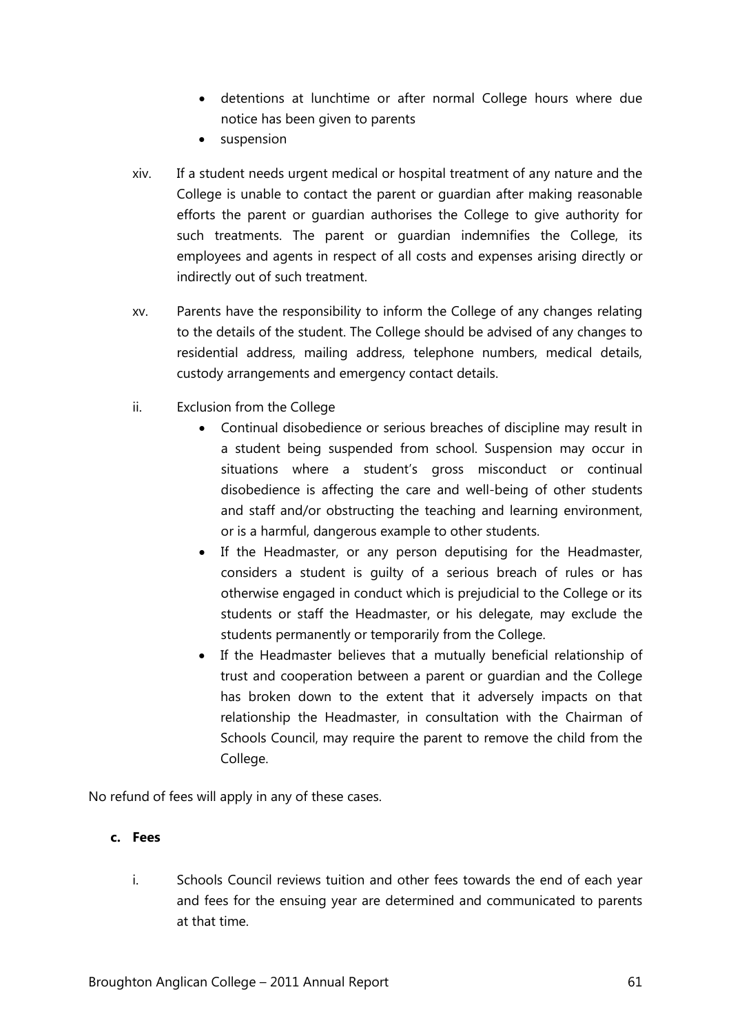- detentions at lunchtime or after normal College hours where due notice has been given to parents
- suspension

xiv. If a student needs urgent medical or hospital treatment of any nature and the College is unable to contact the parent or guardian after making reasonable efforts the parent or guardian authorises the College to give authority for such treatments. The parent or guardian indemnifies the College, its employees and agents in respect of all costs and expenses arising directly or indirectly out of such treatment.

xv. Parents have the responsibility to inform the College of any changes relating to the details of the student. The College should be advised of any changes to residential address, mailing address, telephone numbers, medical details, custody arrangements and emergency contact details.

ii. Exclusion from the College

- Continual disobedience or serious breaches of discipline may result in a student being suspended from school. Suspension may occur in situations where a student's gross misconduct or continual disobedience is affecting the care and well-being of other students and staff and/or obstructing the teaching and learning environment, or is a harmful, dangerous example to other students.
- If the Headmaster, or any person deputising for the Headmaster, considers a student is guilty of a serious breach of rules or has otherwise engaged in conduct which is prejudicial to the College or its students or staff the Headmaster, or his delegate, may exclude the students permanently or temporarily from the College.
- If the Headmaster believes that a mutually beneficial relationship of trust and cooperation between a parent or guardian and the College has broken down to the extent that it adversely impacts on that relationship the Headmaster, in consultation with the Chairman of Schools Council, may require the parent to remove the child from the College.

No refund of fees will apply in any of these cases.

**c. Fees**

i. Schools Council reviews tuition and other fees towards the end of each year and fees for the ensuing year are determined and communicated to parents at that time.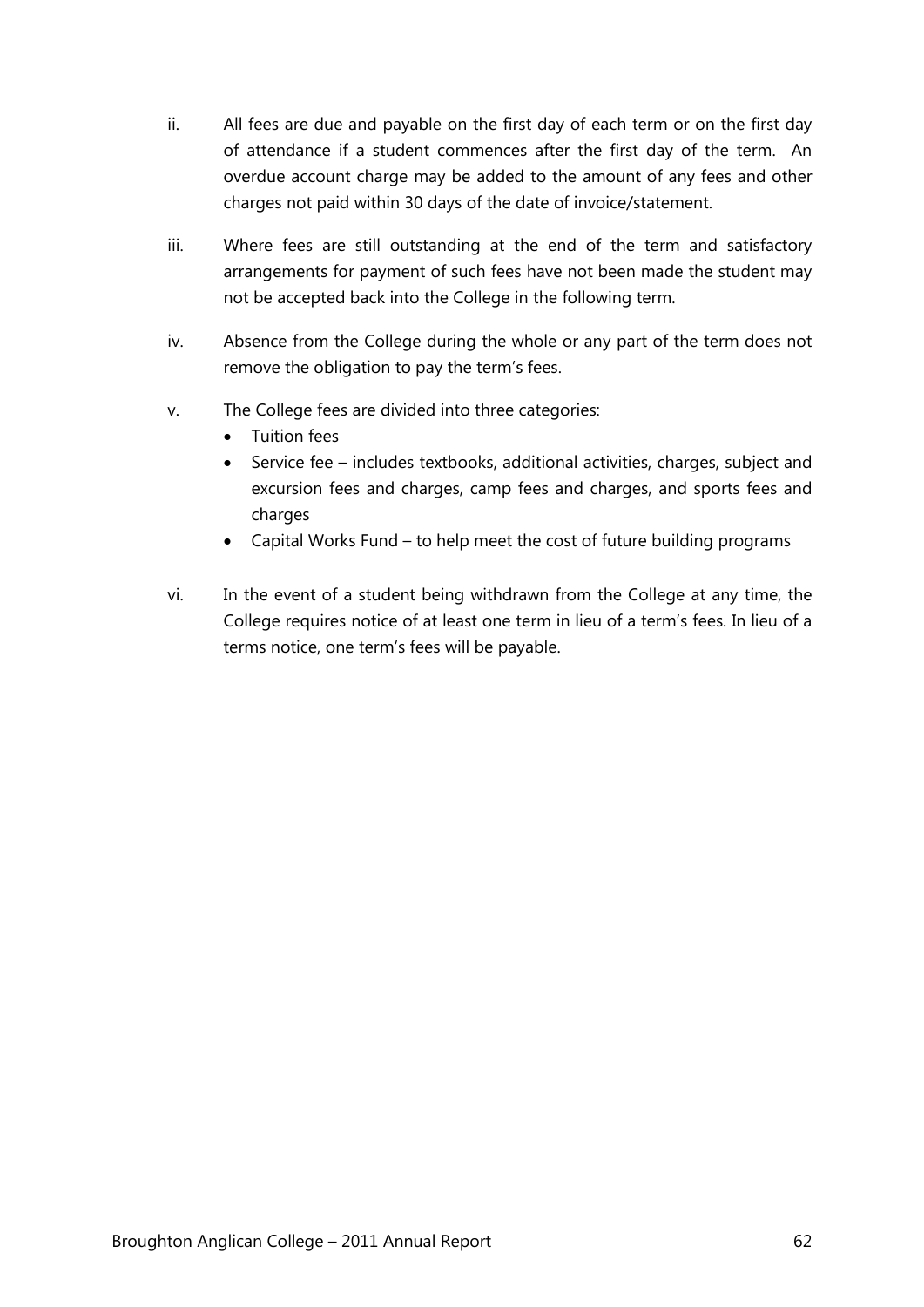ii. All fees are due and payable on the first day of each term or on the first day of attendance if a student commences after the first day of the term. An overdue account charge may be added to the amount of any fees and other charges not paid within 30 days of the date of invoice/statement.

iii. Where fees are still outstanding at the end of the term and satisfactory arrangements for payment of such fees have not been made the student may not be accepted back into the College in the following term.

iv. Absence from the College during the whole or any part of the term does not remove the obligation to pay the term's fees.

v. The College fees are divided into three categories:
   - Tuition fees
   - Service fee – includes textbooks, additional activities, charges, subject and excursion fees and charges, camp fees and charges, and sports fees and charges
   - Capital Works Fund – to help meet the cost of future building programs

vi. In the event of a student being withdrawn from the College at any time, the College requires notice of at least one term in lieu of a term's fees. In lieu of a terms notice, one term's fees will be payable.